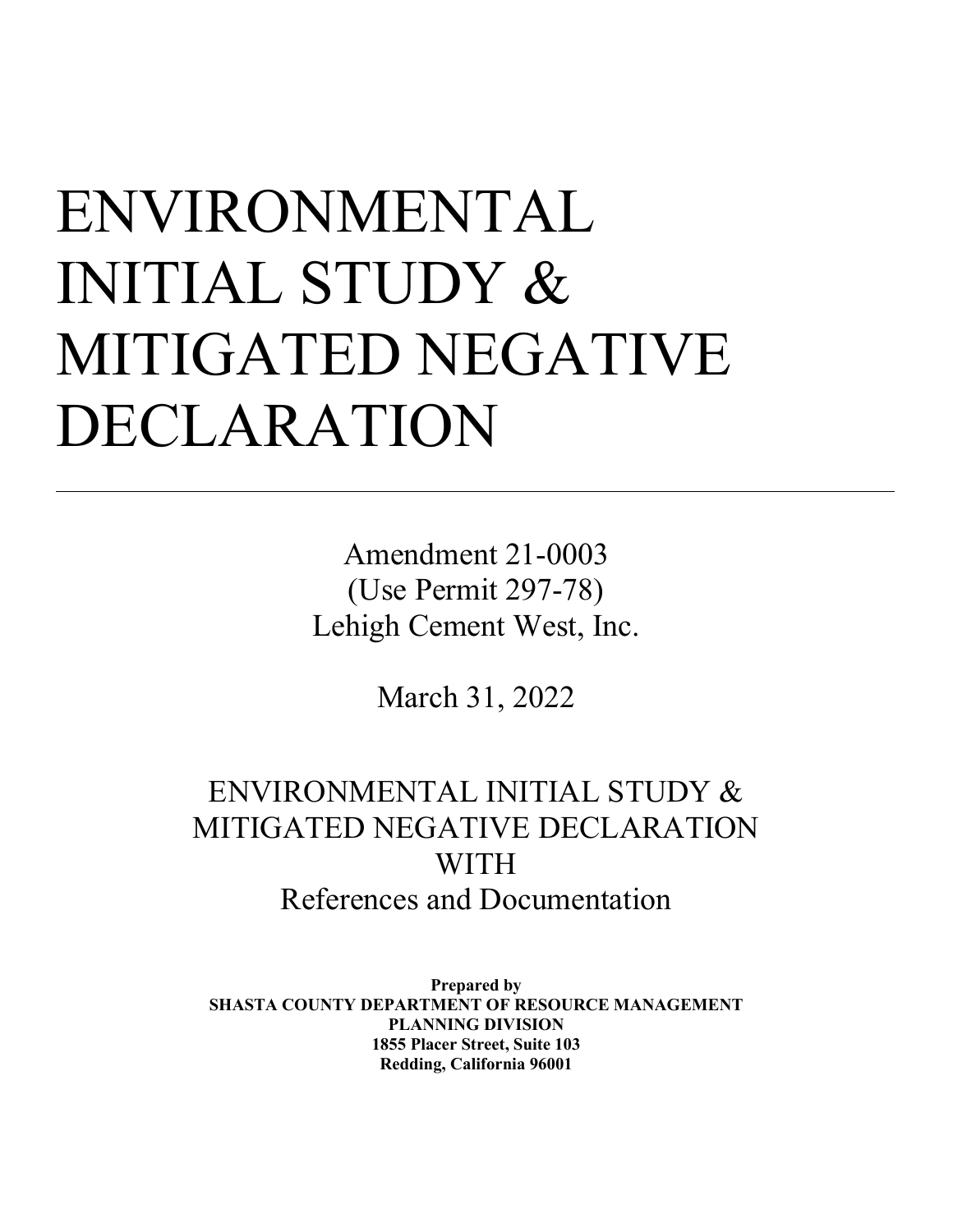# ENVIRONMENTAL INITIAL STUDY & MITIGATED NEGATIVE DECLARATION

---

Amendment 21-0003
(Use Permit 297-78)
Lehigh Cement West, Inc.

March 31, 2022

ENVIRONMENTAL INITIAL STUDY &
MITIGATED NEGATIVE DECLARATION
WITH
References and Documentation

**Prepared by**
**SHASTA COUNTY DEPARTMENT OF RESOURCE MANAGEMENT**
**PLANNING DIVISION**
**1855 Placer Street, Suite 103**
**Redding, California 96001**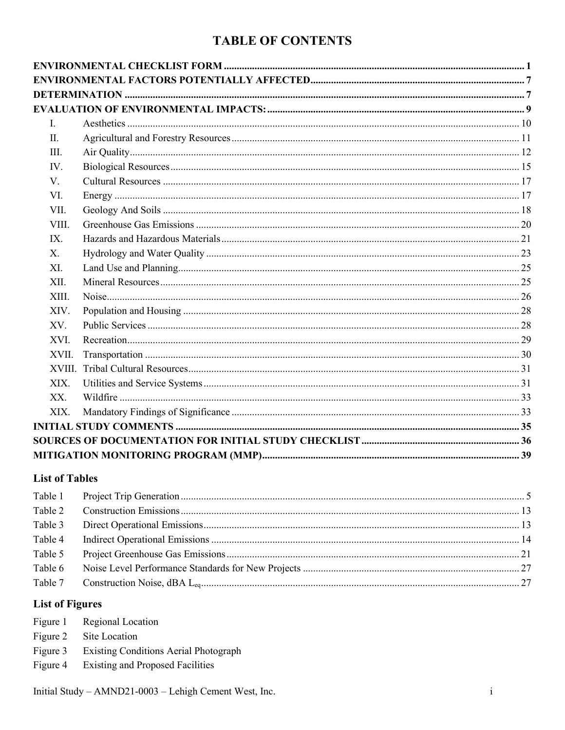# TABLE OF CONTENTS

**ENVIRONMENTAL CHECKLIST FORM** ........................................ 1
**ENVIRONMENTAL FACTORS POTENTIALLY AFFECTED** ........................................ 7
**DETERMINATION** ........................................ 7
**EVALUATION OF ENVIRONMENTAL IMPACTS:** ........................................ 9

| | | |
|---|---|---|
| I. | Aesthetics | 10 |
| II. | Agricultural and Forestry Resources | 11 |
| III. | Air Quality | 12 |
| IV. | Biological Resources | 15 |
| V. | Cultural Resources | 17 |
| VI. | Energy | 17 |
| VII. | Geology And Soils | 18 |
| VIII. | Greenhouse Gas Emissions | 20 |
| IX. | Hazards and Hazardous Materials | 21 |
| X. | Hydrology and Water Quality | 23 |
| XI. | Land Use and Planning | 25 |
| XII. | Mineral Resources | 25 |
| XIII. | Noise | 26 |
| XIV. | Population and Housing | 28 |
| XV. | Public Services | 28 |
| XVI. | Recreation | 29 |
| XVII. | Transportation | 30 |
| XVIII. | Tribal Cultural Resources | 31 |
| XIX. | Utilities and Service Systems | 31 |
| XX. | Wildfire | 33 |
| XIX. | Mandatory Findings of Significance | 33 |

**INITIAL STUDY COMMENTS** ........................................ 35
**SOURCES OF DOCUMENTATION FOR INITIAL STUDY CHECKLIST** ........................................ 36
**MITIGATION MONITORING PROGRAM (MMP)** ........................................ 39

## List of Tables

| | | |
|---|---|---|
| Table 1 | Project Trip Generation | 5 |
| Table 2 | Construction Emissions | 13 |
| Table 3 | Direct Operational Emissions | 13 |
| Table 4 | Indirect Operational Emissions | 14 |
| Table 5 | Project Greenhouse Gas Emissions | 21 |
| Table 6 | Noise Level Performance Standards for New Projects | 27 |
| Table 7 | Construction Noise, dBA $L_{eq}$ | 27 |

## List of Figures

| | |
|---|---|
| Figure 1 | Regional Location |
| Figure 2 | Site Location |
| Figure 3 | Existing Conditions Aerial Photograph |
| Figure 4 | Existing and Proposed Facilities |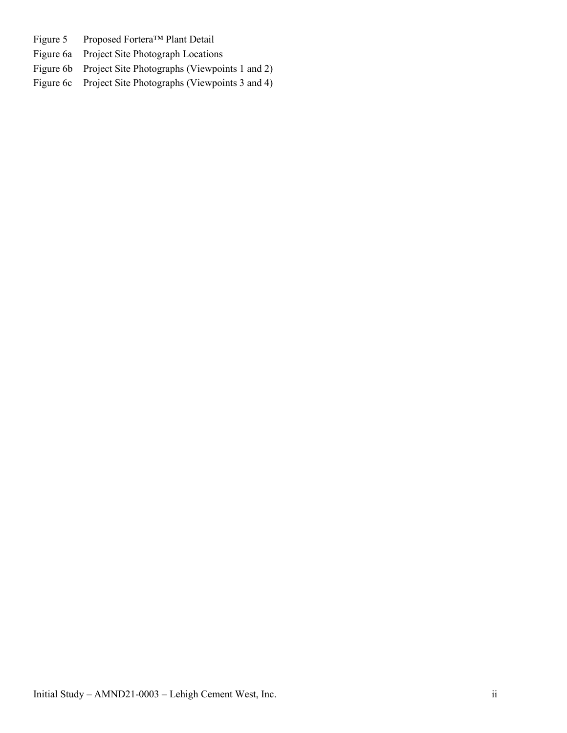Figure 5	Proposed Fortera™ Plant Detail

Figure 6a	Project Site Photograph Locations

Figure 6b	Project Site Photographs (Viewpoints 1 and 2)

Figure 6c	Project Site Photographs (Viewpoints 3 and 4)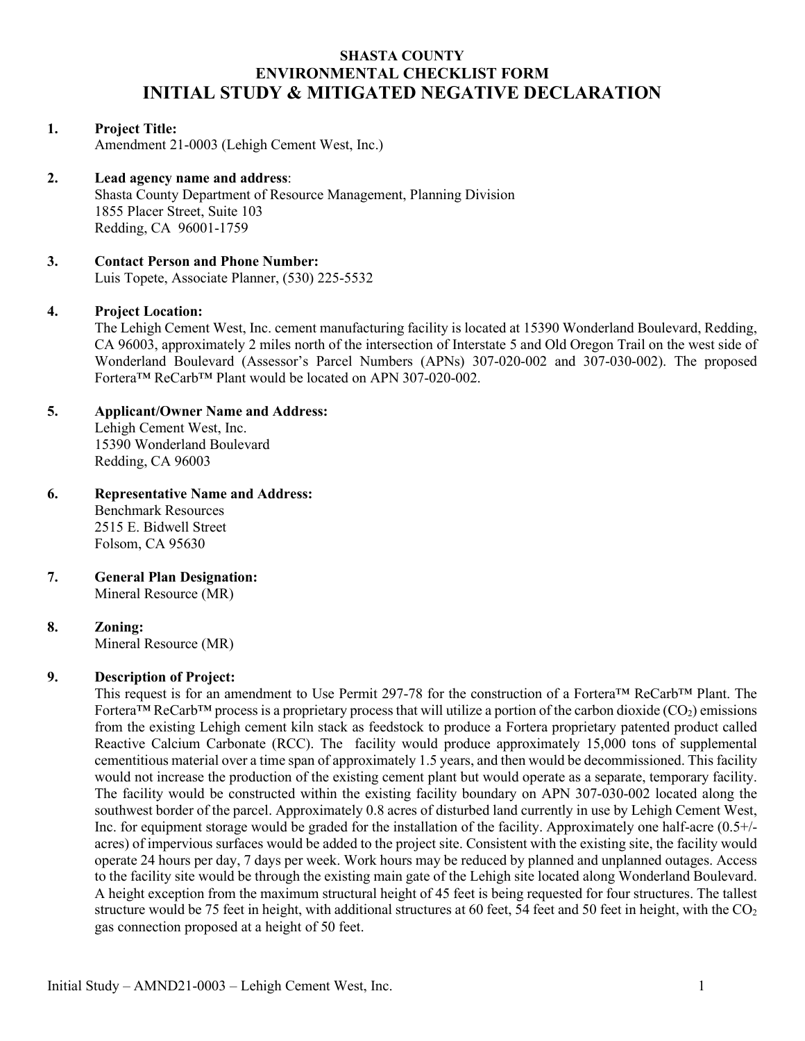# SHASTA COUNTY
# ENVIRONMENTAL CHECKLIST FORM
# INITIAL STUDY & MITIGATED NEGATIVE DECLARATION

**1. Project Title:**
Amendment 21-0003 (Lehigh Cement West, Inc.)

**2. Lead agency name and address:**
Shasta County Department of Resource Management, Planning Division
1855 Placer Street, Suite 103
Redding, CA 96001-1759

**3. Contact Person and Phone Number:**
Luis Topete, Associate Planner, (530) 225-5532

**4. Project Location:**
The Lehigh Cement West, Inc. cement manufacturing facility is located at 15390 Wonderland Boulevard, Redding, CA 96003, approximately 2 miles north of the intersection of Interstate 5 and Old Oregon Trail on the west side of Wonderland Boulevard (Assessor's Parcel Numbers (APNs) 307-020-002 and 307-030-002). The proposed Fortera™ ReCarb™ Plant would be located on APN 307-020-002.

**5. Applicant/Owner Name and Address:**
Lehigh Cement West, Inc.
15390 Wonderland Boulevard
Redding, CA 96003

**6. Representative Name and Address:**
Benchmark Resources
2515 E. Bidwell Street
Folsom, CA 95630

**7. General Plan Designation:**
Mineral Resource (MR)

**8. Zoning:**
Mineral Resource (MR)

**9. Description of Project:**
This request is for an amendment to Use Permit 297-78 for the construction of a Fortera™ ReCarb™ Plant. The Fortera™ ReCarb™ process is a proprietary process that will utilize a portion of the carbon dioxide ($CO_2$) emissions from the existing Lehigh cement kiln stack as feedstock to produce a Fortera proprietary patented product called Reactive Calcium Carbonate (RCC). The facility would produce approximately 15,000 tons of supplemental cementitious material over a time span of approximately 1.5 years, and then would be decommissioned. This facility would not increase the production of the existing cement plant but would operate as a separate, temporary facility. The facility would be constructed within the existing facility boundary on APN 307-030-002 located along the southwest border of the parcel. Approximately 0.8 acres of disturbed land currently in use by Lehigh Cement West, Inc. for equipment storage would be graded for the installation of the facility. Approximately one half-acre (0.5+/- acres) of impervious surfaces would be added to the project site. Consistent with the existing site, the facility would operate 24 hours per day, 7 days per week. Work hours may be reduced by planned and unplanned outages. Access to the facility site would be through the existing main gate of the Lehigh site located along Wonderland Boulevard. A height exception from the maximum structural height of 45 feet is being requested for four structures. The tallest structure would be 75 feet in height, with additional structures at 60 feet, 54 feet and 50 feet in height, with the $CO_2$ gas connection proposed at a height of 50 feet.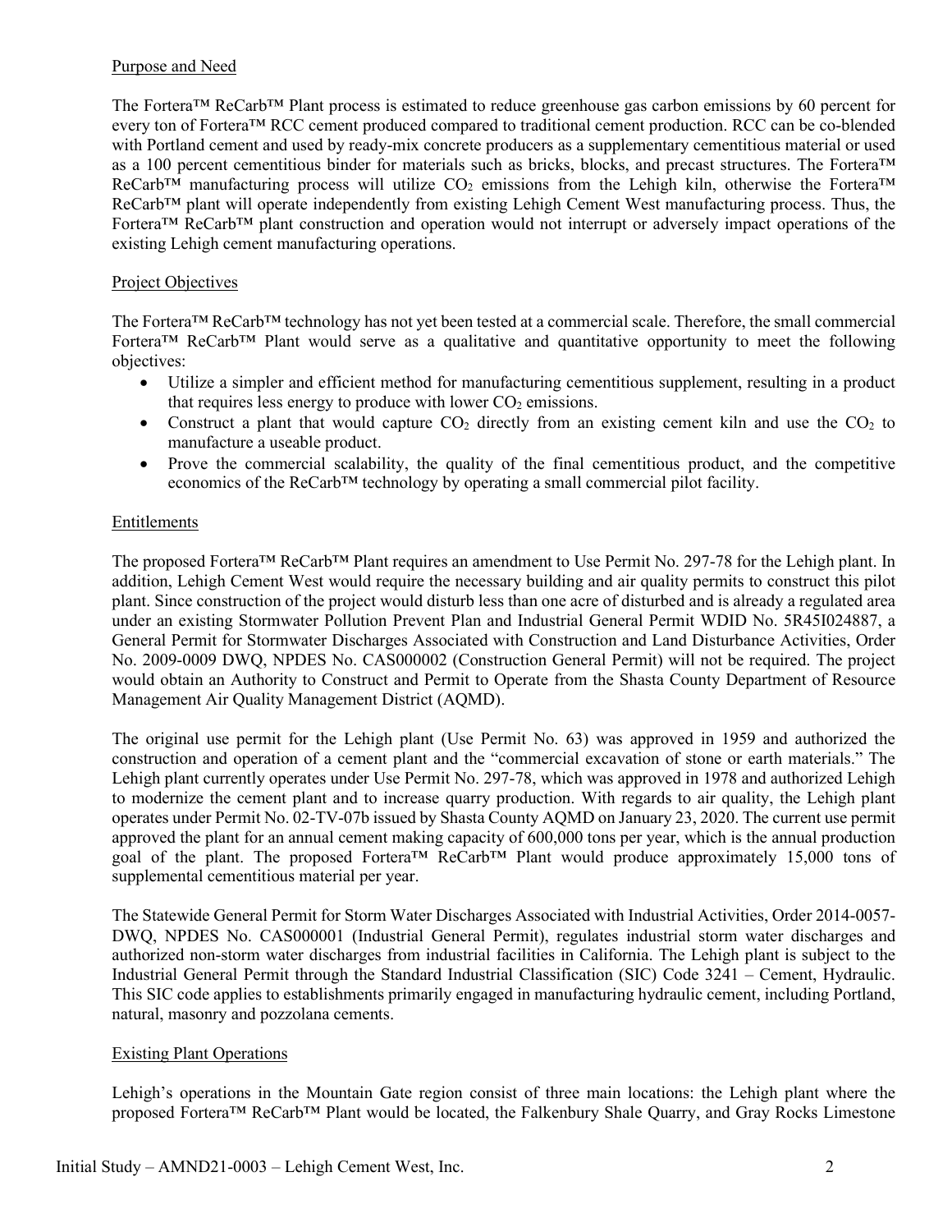## Purpose and Need

The Fortera™ ReCarb™ Plant process is estimated to reduce greenhouse gas carbon emissions by 60 percent for every ton of Fortera™ RCC cement produced compared to traditional cement production. RCC can be co-blended with Portland cement and used by ready-mix concrete producers as a supplementary cementitious material or used as a 100 percent cementitious binder for materials such as bricks, blocks, and precast structures. The Fortera™ ReCarb™ manufacturing process will utilize $CO_2$ emissions from the Lehigh kiln, otherwise the Fortera™ ReCarb™ plant will operate independently from existing Lehigh Cement West manufacturing process. Thus, the Fortera™ ReCarb™ plant construction and operation would not interrupt or adversely impact operations of the existing Lehigh cement manufacturing operations.

## Project Objectives

The Fortera™ ReCarb™ technology has not yet been tested at a commercial scale. Therefore, the small commercial Fortera™ ReCarb™ Plant would serve as a qualitative and quantitative opportunity to meet the following objectives:

- Utilize a simpler and efficient method for manufacturing cementitious supplement, resulting in a product that requires less energy to produce with lower $CO_2$ emissions.
- Construct a plant that would capture $CO_2$ directly from an existing cement kiln and use the $CO_2$ to manufacture a useable product.
- Prove the commercial scalability, the quality of the final cementitious product, and the competitive economics of the ReCarb™ technology by operating a small commercial pilot facility.

## Entitlements

The proposed Fortera™ ReCarb™ Plant requires an amendment to Use Permit No. 297-78 for the Lehigh plant. In addition, Lehigh Cement West would require the necessary building and air quality permits to construct this pilot plant. Since construction of the project would disturb less than one acre of disturbed and is already a regulated area under an existing Stormwater Pollution Prevent Plan and Industrial General Permit WDID No. 5R45I024887, a General Permit for Stormwater Discharges Associated with Construction and Land Disturbance Activities, Order No. 2009-0009 DWQ, NPDES No. CAS000002 (Construction General Permit) will not be required. The project would obtain an Authority to Construct and Permit to Operate from the Shasta County Department of Resource Management Air Quality Management District (AQMD).

The original use permit for the Lehigh plant (Use Permit No. 63) was approved in 1959 and authorized the construction and operation of a cement plant and the "commercial excavation of stone or earth materials." The Lehigh plant currently operates under Use Permit No. 297-78, which was approved in 1978 and authorized Lehigh to modernize the cement plant and to increase quarry production. With regards to air quality, the Lehigh plant operates under Permit No. 02-TV-07b issued by Shasta County AQMD on January 23, 2020. The current use permit approved the plant for an annual cement making capacity of 600,000 tons per year, which is the annual production goal of the plant. The proposed Fortera™ ReCarb™ Plant would produce approximately 15,000 tons of supplemental cementitious material per year.

The Statewide General Permit for Storm Water Discharges Associated with Industrial Activities, Order 2014-0057-DWQ, NPDES No. CAS000001 (Industrial General Permit), regulates industrial storm water discharges and authorized non-storm water discharges from industrial facilities in California. The Lehigh plant is subject to the Industrial General Permit through the Standard Industrial Classification (SIC) Code 3241 – Cement, Hydraulic. This SIC code applies to establishments primarily engaged in manufacturing hydraulic cement, including Portland, natural, masonry and pozzolana cements.

## Existing Plant Operations

Lehigh's operations in the Mountain Gate region consist of three main locations: the Lehigh plant where the proposed Fortera™ ReCarb™ Plant would be located, the Falkenbury Shale Quarry, and Gray Rocks Limestone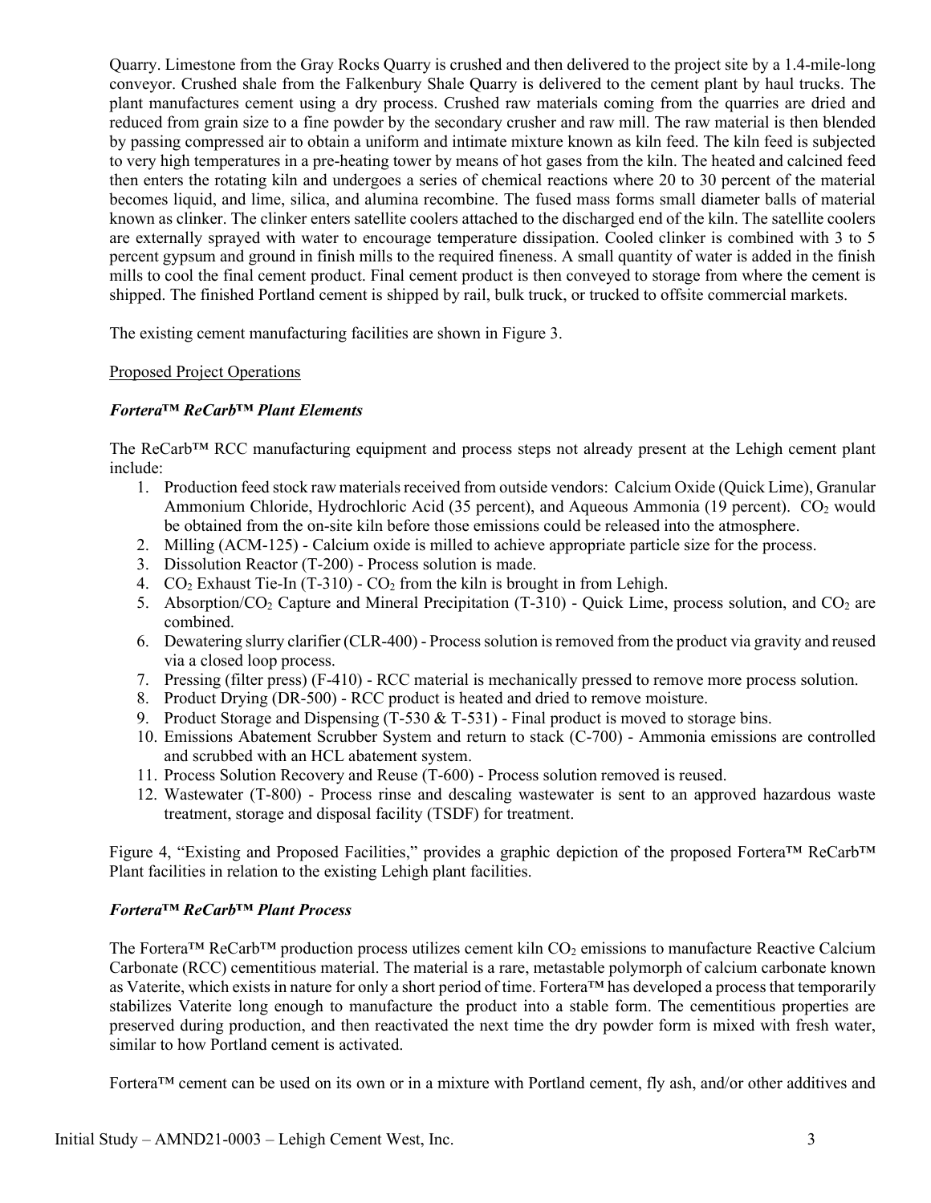Quarry. Limestone from the Gray Rocks Quarry is crushed and then delivered to the project site by a 1.4-mile-long conveyor. Crushed shale from the Falkenbury Shale Quarry is delivered to the cement plant by haul trucks. The plant manufactures cement using a dry process. Crushed raw materials coming from the quarries are dried and reduced from grain size to a fine powder by the secondary crusher and raw mill. The raw material is then blended by passing compressed air to obtain a uniform and intimate mixture known as kiln feed. The kiln feed is subjected to very high temperatures in a pre-heating tower by means of hot gases from the kiln. The heated and calcined feed then enters the rotating kiln and undergoes a series of chemical reactions where 20 to 30 percent of the material becomes liquid, and lime, silica, and alumina recombine. The fused mass forms small diameter balls of material known as clinker. The clinker enters satellite coolers attached to the discharged end of the kiln. The satellite coolers are externally sprayed with water to encourage temperature dissipation. Cooled clinker is combined with 3 to 5 percent gypsum and ground in finish mills to the required fineness. A small quantity of water is added in the finish mills to cool the final cement product. Final cement product is then conveyed to storage from where the cement is shipped. The finished Portland cement is shipped by rail, bulk truck, or trucked to offsite commercial markets.

The existing cement manufacturing facilities are shown in Figure 3.

Proposed Project Operations

***Fortera™ ReCarb™ Plant Elements***

The ReCarb™ RCC manufacturing equipment and process steps not already present at the Lehigh cement plant include:

1. Production feed stock raw materials received from outside vendors: Calcium Oxide (Quick Lime), Granular Ammonium Chloride, Hydrochloric Acid (35 percent), and Aqueous Ammonia (19 percent). $CO_2$ would be obtained from the on-site kiln before those emissions could be released into the atmosphere.
2. Milling (ACM-125) - Calcium oxide is milled to achieve appropriate particle size for the process.
3. Dissolution Reactor (T-200) - Process solution is made.
4. $CO_2$ Exhaust Tie-In (T-310) - $CO_2$ from the kiln is brought in from Lehigh.
5. Absorption/$CO_2$ Capture and Mineral Precipitation (T-310) - Quick Lime, process solution, and $CO_2$ are combined.
6. Dewatering slurry clarifier (CLR-400) - Process solution is removed from the product via gravity and reused via a closed loop process.
7. Pressing (filter press) (F-410) - RCC material is mechanically pressed to remove more process solution.
8. Product Drying (DR-500) - RCC product is heated and dried to remove moisture.
9. Product Storage and Dispensing (T-530 & T-531) - Final product is moved to storage bins.
10. Emissions Abatement Scrubber System and return to stack (C-700) - Ammonia emissions are controlled and scrubbed with an HCL abatement system.
11. Process Solution Recovery and Reuse (T-600) - Process solution removed is reused.
12. Wastewater (T-800) - Process rinse and descaling wastewater is sent to an approved hazardous waste treatment, storage and disposal facility (TSDF) for treatment.

Figure 4, "Existing and Proposed Facilities," provides a graphic depiction of the proposed Fortera™ ReCarb™ Plant facilities in relation to the existing Lehigh plant facilities.

***Fortera™ ReCarb™ Plant Process***

The Fortera™ ReCarb™ production process utilizes cement kiln $CO_2$ emissions to manufacture Reactive Calcium Carbonate (RCC) cementitious material. The material is a rare, metastable polymorph of calcium carbonate known as Vaterite, which exists in nature for only a short period of time. Fortera™ has developed a process that temporarily stabilizes Vaterite long enough to manufacture the product into a stable form. The cementitious properties are preserved during production, and then reactivated the next time the dry powder form is mixed with fresh water, similar to how Portland cement is activated.

Fortera™ cement can be used on its own or in a mixture with Portland cement, fly ash, and/or other additives and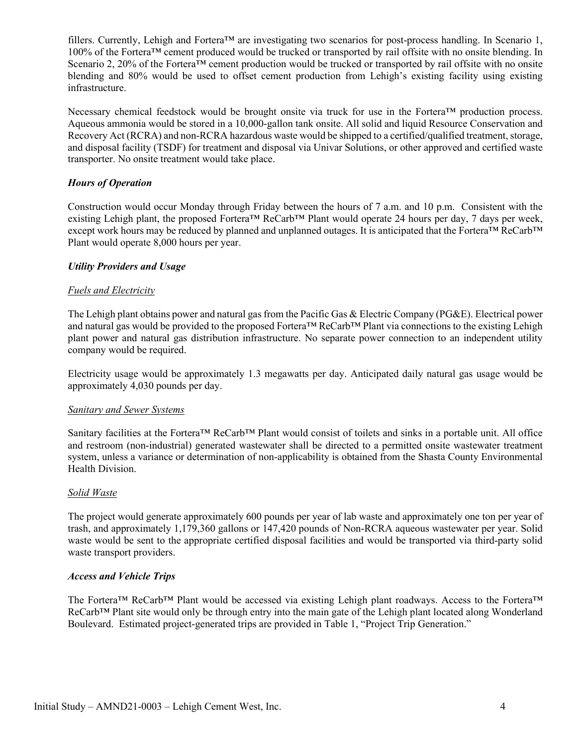fillers. Currently, Lehigh and Fortera™ are investigating two scenarios for post-process handling. In Scenario 1, 100% of the Fortera™ cement produced would be trucked or transported by rail offsite with no onsite blending. In Scenario 2, 20% of the Fortera™ cement production would be trucked or transported by rail offsite with no onsite blending and 80% would be used to offset cement production from Lehigh's existing facility using existing infrastructure.

Necessary chemical feedstock would be brought onsite via truck for use in the Fortera™ production process. Aqueous ammonia would be stored in a 10,000-gallon tank onsite. All solid and liquid Resource Conservation and Recovery Act (RCRA) and non-RCRA hazardous waste would be shipped to a certified/qualified treatment, storage, and disposal facility (TSDF) for treatment and disposal via Univar Solutions, or other approved and certified waste transporter. No onsite treatment would take place.

### *Hours of Operation*

Construction would occur Monday through Friday between the hours of 7 a.m. and 10 p.m. Consistent with the existing Lehigh plant, the proposed Fortera™ ReCarb™ Plant would operate 24 hours per day, 7 days per week, except work hours may be reduced by planned and unplanned outages. It is anticipated that the Fortera™ ReCarb™ Plant would operate 8,000 hours per year.

### *Utility Providers and Usage*

#### *Fuels and Electricity*

The Lehigh plant obtains power and natural gas from the Pacific Gas & Electric Company (PG&E). Electrical power and natural gas would be provided to the proposed Fortera™ ReCarb™ Plant via connections to the existing Lehigh plant power and natural gas distribution infrastructure. No separate power connection to an independent utility company would be required.

Electricity usage would be approximately 1.3 megawatts per day. Anticipated daily natural gas usage would be approximately 4,030 pounds per day.

#### *Sanitary and Sewer Systems*

Sanitary facilities at the Fortera™ ReCarb™ Plant would consist of toilets and sinks in a portable unit. All office and restroom (non-industrial) generated wastewater shall be directed to a permitted onsite wastewater treatment system, unless a variance or determination of non-applicability is obtained from the Shasta County Environmental Health Division.

#### *Solid Waste*

The project would generate approximately 600 pounds per year of lab waste and approximately one ton per year of trash, and approximately 1,179,360 gallons or 147,420 pounds of Non-RCRA aqueous wastewater per year. Solid waste would be sent to the appropriate certified disposal facilities and would be transported via third-party solid waste transport providers.

### *Access and Vehicle Trips*

The Fortera™ ReCarb™ Plant would be accessed via existing Lehigh plant roadways. Access to the Fortera™ ReCarb™ Plant site would only be through entry into the main gate of the Lehigh plant located along Wonderland Boulevard. Estimated project-generated trips are provided in Table 1, "Project Trip Generation."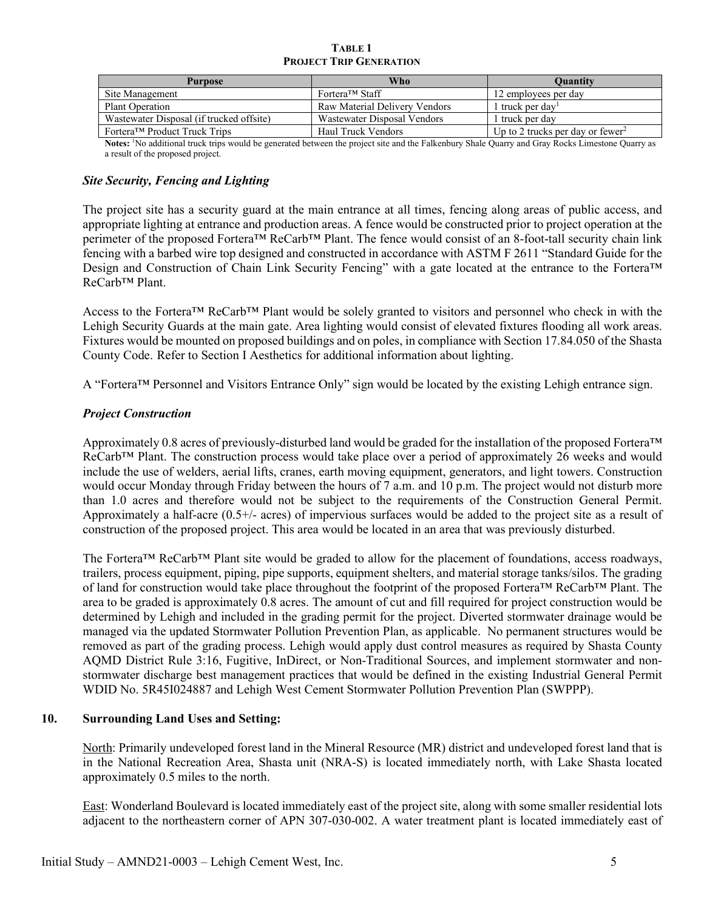**TABLE 1**
**PROJECT TRIP GENERATION**

| Purpose | Who | Quantity |
|---|---|---|
| Site Management | Fortera™ Staff | 12 employees per day |
| Plant Operation | Raw Material Delivery Vendors | 1 truck per day[1] |
| Wastewater Disposal (if trucked offsite) | Wastewater Disposal Vendors | 1 truck per day |
| Fortera™ Product Truck Trips | Haul Truck Vendors | Up to 2 trucks per day or fewer[2] |

**Notes:** [1]No additional truck trips would be generated between the project site and the Falkenbury Shale Quarry and Gray Rocks Limestone Quarry as a result of the proposed project.

### *Site Security, Fencing and Lighting*

The project site has a security guard at the main entrance at all times, fencing along areas of public access, and appropriate lighting at entrance and production areas. A fence would be constructed prior to project operation at the perimeter of the proposed Fortera™ ReCarb™ Plant. The fence would consist of an 8-foot-tall security chain link fencing with a barbed wire top designed and constructed in accordance with ASTM F 2611 "Standard Guide for the Design and Construction of Chain Link Security Fencing" with a gate located at the entrance to the Fortera™ ReCarb™ Plant.

Access to the Fortera™ ReCarb™ Plant would be solely granted to visitors and personnel who check in with the Lehigh Security Guards at the main gate. Area lighting would consist of elevated fixtures flooding all work areas. Fixtures would be mounted on proposed buildings and on poles, in compliance with Section 17.84.050 of the Shasta County Code. Refer to Section I Aesthetics for additional information about lighting.

A "Fortera™ Personnel and Visitors Entrance Only" sign would be located by the existing Lehigh entrance sign.

### *Project Construction*

Approximately 0.8 acres of previously-disturbed land would be graded for the installation of the proposed Fortera™ ReCarb™ Plant. The construction process would take place over a period of approximately 26 weeks and would include the use of welders, aerial lifts, cranes, earth moving equipment, generators, and light towers. Construction would occur Monday through Friday between the hours of 7 a.m. and 10 p.m. The project would not disturb more than 1.0 acres and therefore would not be subject to the requirements of the Construction General Permit. Approximately a half-acre (0.5+/- acres) of impervious surfaces would be added to the project site as a result of construction of the proposed project. This area would be located in an area that was previously disturbed.

The Fortera™ ReCarb™ Plant site would be graded to allow for the placement of foundations, access roadways, trailers, process equipment, piping, pipe supports, equipment shelters, and material storage tanks/silos. The grading of land for construction would take place throughout the footprint of the proposed Fortera™ ReCarb™ Plant. The area to be graded is approximately 0.8 acres. The amount of cut and fill required for project construction would be determined by Lehigh and included in the grading permit for the project. Diverted stormwater drainage would be managed via the updated Stormwater Pollution Prevention Plan, as applicable. No permanent structures would be removed as part of the grading process. Lehigh would apply dust control measures as required by Shasta County AQMD District Rule 3:16, Fugitive, InDirect, or Non-Traditional Sources, and implement stormwater and non-stormwater discharge best management practices that would be defined in the existing Industrial General Permit WDID No. 5R45I024887 and Lehigh West Cement Stormwater Pollution Prevention Plan (SWPPP).

## 10. Surrounding Land Uses and Setting:

North: Primarily undeveloped forest land in the Mineral Resource (MR) district and undeveloped forest land that is in the National Recreation Area, Shasta unit (NRA-S) is located immediately north, with Lake Shasta located approximately 0.5 miles to the north.

East: Wonderland Boulevard is located immediately east of the project site, along with some smaller residential lots adjacent to the northeastern corner of APN 307-030-002. A water treatment plant is located immediately east of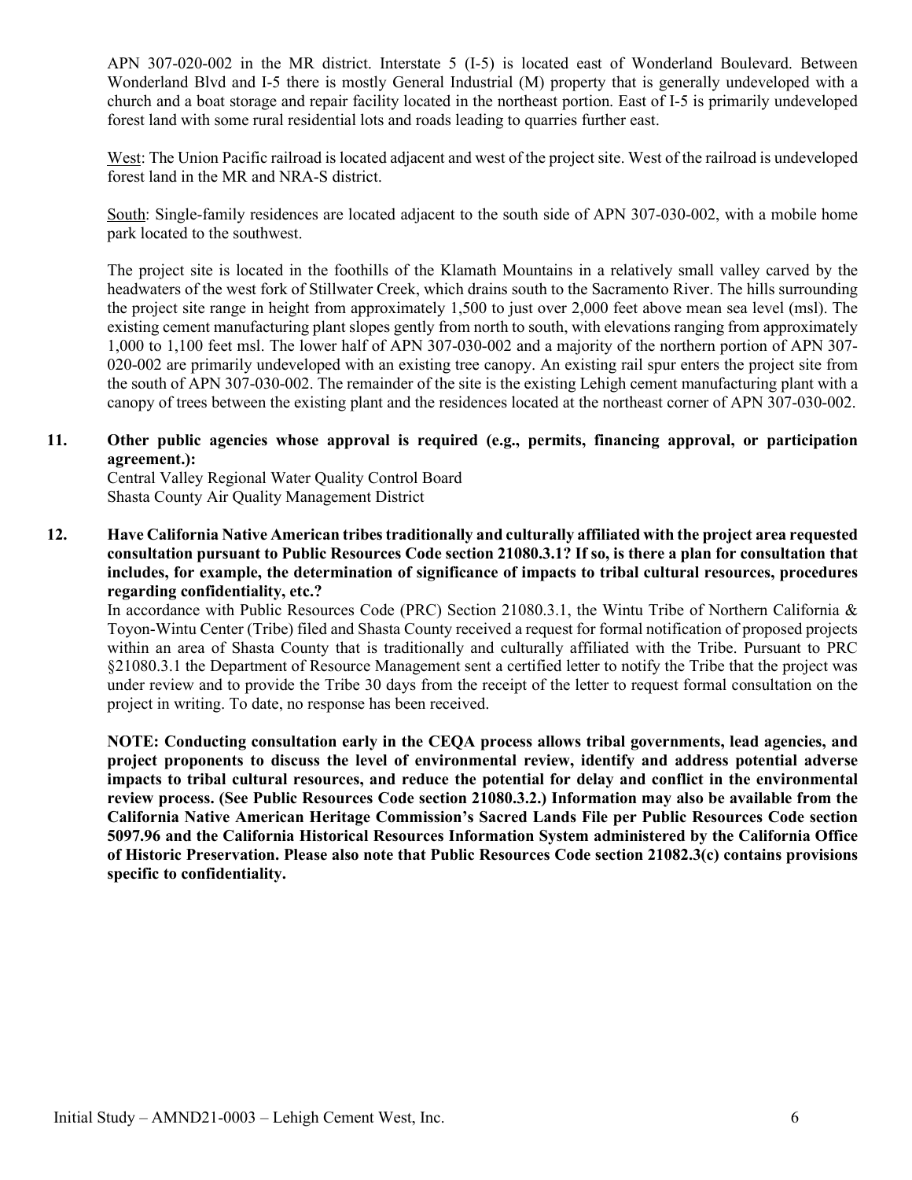APN 307-020-002 in the MR district. Interstate 5 (I-5) is located east of Wonderland Boulevard. Between Wonderland Blvd and I-5 there is mostly General Industrial (M) property that is generally undeveloped with a church and a boat storage and repair facility located in the northeast portion. East of I-5 is primarily undeveloped forest land with some rural residential lots and roads leading to quarries further east.

West: The Union Pacific railroad is located adjacent and west of the project site. West of the railroad is undeveloped forest land in the MR and NRA-S district.

South: Single-family residences are located adjacent to the south side of APN 307-030-002, with a mobile home park located to the southwest.

The project site is located in the foothills of the Klamath Mountains in a relatively small valley carved by the headwaters of the west fork of Stillwater Creek, which drains south to the Sacramento River. The hills surrounding the project site range in height from approximately 1,500 to just over 2,000 feet above mean sea level (msl). The existing cement manufacturing plant slopes gently from north to south, with elevations ranging from approximately 1,000 to 1,100 feet msl. The lower half of APN 307-030-002 and a majority of the northern portion of APN 307-020-002 are primarily undeveloped with an existing tree canopy. An existing rail spur enters the project site from the south of APN 307-030-002. The remainder of the site is the existing Lehigh cement manufacturing plant with a canopy of trees between the existing plant and the residences located at the northeast corner of APN 307-030-002.

**11. Other public agencies whose approval is required (e.g., permits, financing approval, or participation agreement.):**

Central Valley Regional Water Quality Control Board
Shasta County Air Quality Management District

**12. Have California Native American tribes traditionally and culturally affiliated with the project area requested consultation pursuant to Public Resources Code section 21080.3.1? If so, is there a plan for consultation that includes, for example, the determination of significance of impacts to tribal cultural resources, procedures regarding confidentiality, etc.?**

In accordance with Public Resources Code (PRC) Section 21080.3.1, the Wintu Tribe of Northern California & Toyon-Wintu Center (Tribe) filed and Shasta County received a request for formal notification of proposed projects within an area of Shasta County that is traditionally and culturally affiliated with the Tribe. Pursuant to PRC §21080.3.1 the Department of Resource Management sent a certified letter to notify the Tribe that the project was under review and to provide the Tribe 30 days from the receipt of the letter to request formal consultation on the project in writing. To date, no response has been received.

**NOTE: Conducting consultation early in the CEQA process allows tribal governments, lead agencies, and project proponents to discuss the level of environmental review, identify and address potential adverse impacts to tribal cultural resources, and reduce the potential for delay and conflict in the environmental review process. (See Public Resources Code section 21080.3.2.) Information may also be available from the California Native American Heritage Commission's Sacred Lands File per Public Resources Code section 5097.96 and the California Historical Resources Information System administered by the California Office of Historic Preservation. Please also note that Public Resources Code section 21082.3(c) contains provisions specific to confidentiality.**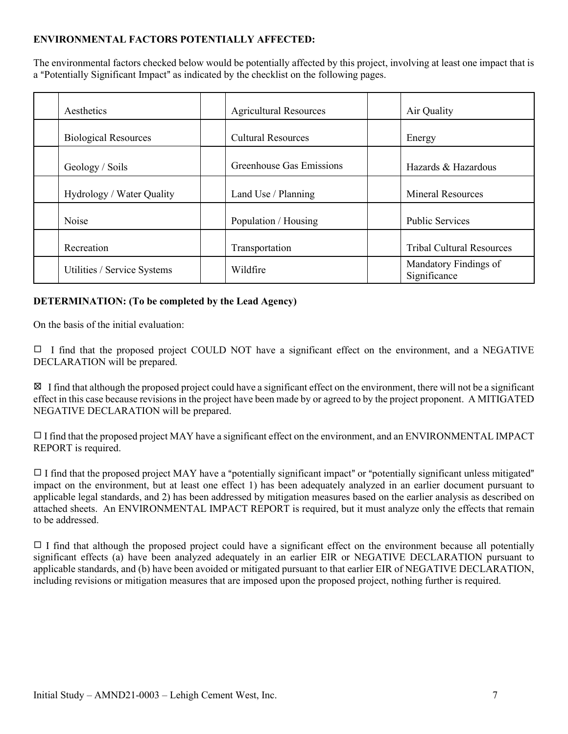**ENVIRONMENTAL FACTORS POTENTIALLY AFFECTED:**

The environmental factors checked below would be potentially affected by this project, involving at least one impact that is a "Potentially Significant Impact" as indicated by the checklist on the following pages.

| | | | | | |
|---|---|---|---|---|---|
| | Aesthetics | | Agricultural Resources | | Air Quality |
| | Biological Resources | | Cultural Resources | | Energy |
| | Geology / Soils | | Greenhouse Gas Emissions | | Hazards & Hazardous |
| | Hydrology / Water Quality | | Land Use / Planning | | Mineral Resources |
| | Noise | | Population / Housing | | Public Services |
| | Recreation | | Transportation | | Tribal Cultural Resources |
| | Utilities / Service Systems | | Wildfire | | Mandatory Findings of Significance |

**DETERMINATION: (To be completed by the Lead Agency)**

On the basis of the initial evaluation:

☐ I find that the proposed project COULD NOT have a significant effect on the environment, and a NEGATIVE DECLARATION will be prepared.

☒ I find that although the proposed project could have a significant effect on the environment, there will not be a significant effect in this case because revisions in the project have been made by or agreed to by the project proponent. A MITIGATED NEGATIVE DECLARATION will be prepared.

☐ I find that the proposed project MAY have a significant effect on the environment, and an ENVIRONMENTAL IMPACT REPORT is required.

☐ I find that the proposed project MAY have a "potentially significant impact" or "potentially significant unless mitigated" impact on the environment, but at least one effect 1) has been adequately analyzed in an earlier document pursuant to applicable legal standards, and 2) has been addressed by mitigation measures based on the earlier analysis as described on attached sheets. An ENVIRONMENTAL IMPACT REPORT is required, but it must analyze only the effects that remain to be addressed.

☐ I find that although the proposed project could have a significant effect on the environment because all potentially significant effects (a) have been analyzed adequately in an earlier EIR or NEGATIVE DECLARATION pursuant to applicable standards, and (b) have been avoided or mitigated pursuant to that earlier EIR of NEGATIVE DECLARATION, including revisions or mitigation measures that are imposed upon the proposed project, nothing further is required.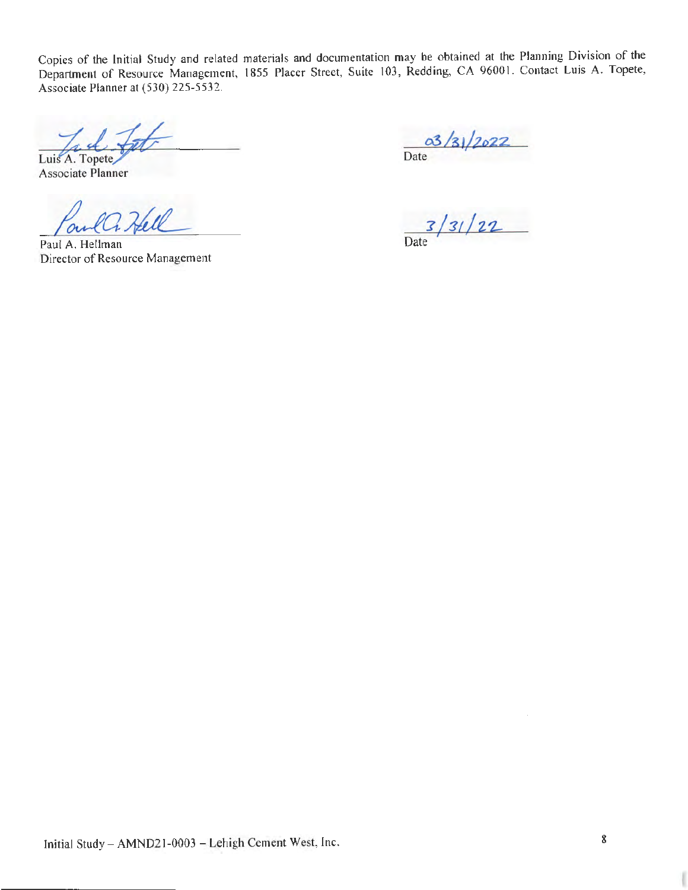Copies of the Initial Study and related materials and documentation may be obtained at the Planning Division of the Department of Resource Management, 1855 Placer Street, Suite 103, Redding, CA 96001. Contact Luis A. Topete, Associate Planner at (530) 225-5532.

Luis A. Topete
Associate Planner

03/31/2022
Date

Paul A. Hellman
Director of Resource Management

3/31/22
Date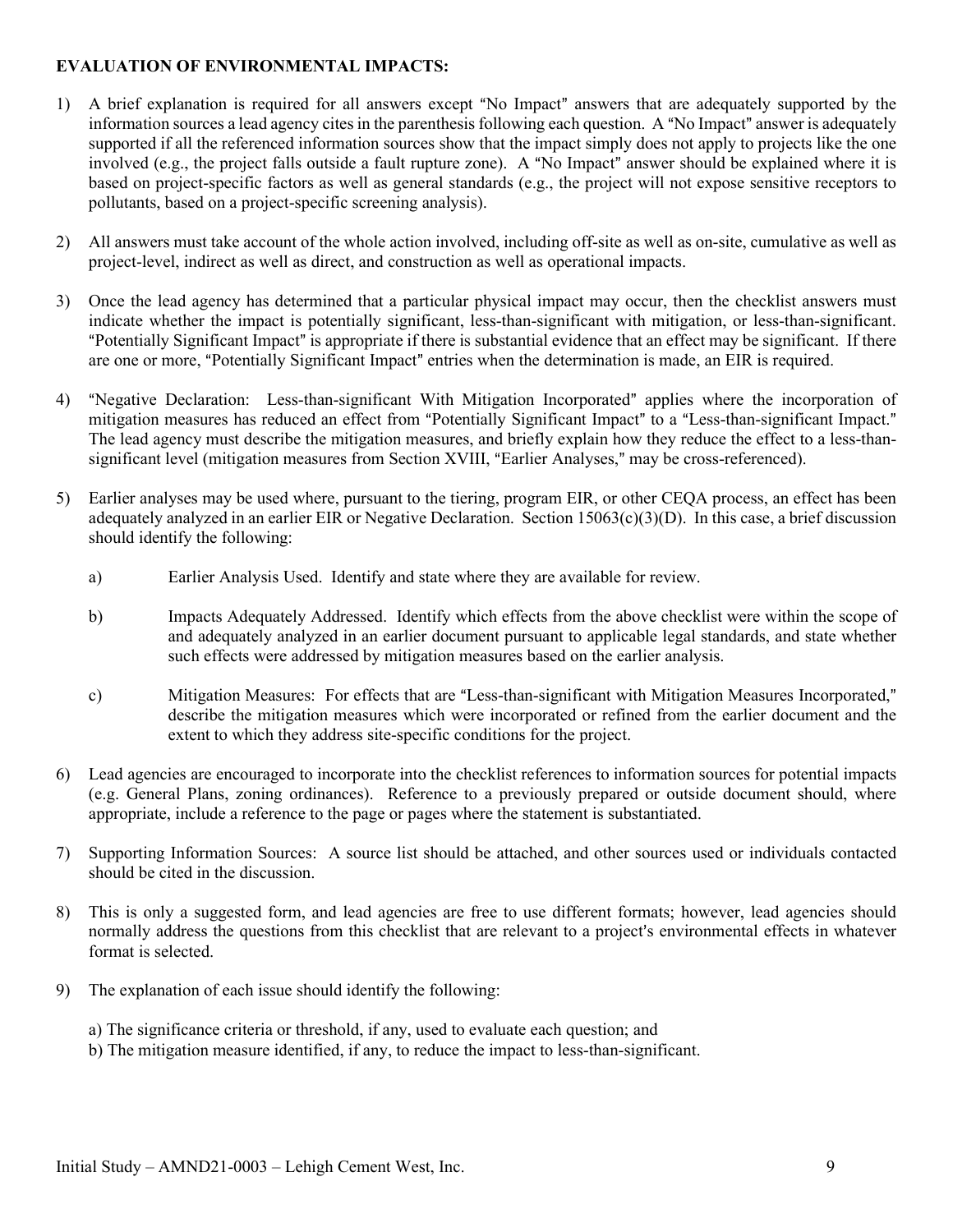**EVALUATION OF ENVIRONMENTAL IMPACTS:**

1) A brief explanation is required for all answers except "No Impact" answers that are adequately supported by the information sources a lead agency cites in the parenthesis following each question. A "No Impact" answer is adequately supported if all the referenced information sources show that the impact simply does not apply to projects like the one involved (e.g., the project falls outside a fault rupture zone). A "No Impact" answer should be explained where it is based on project-specific factors as well as general standards (e.g., the project will not expose sensitive receptors to pollutants, based on a project-specific screening analysis).

2) All answers must take account of the whole action involved, including off-site as well as on-site, cumulative as well as project-level, indirect as well as direct, and construction as well as operational impacts.

3) Once the lead agency has determined that a particular physical impact may occur, then the checklist answers must indicate whether the impact is potentially significant, less-than-significant with mitigation, or less-than-significant. "Potentially Significant Impact" is appropriate if there is substantial evidence that an effect may be significant. If there are one or more, "Potentially Significant Impact" entries when the determination is made, an EIR is required.

4) "Negative Declaration: Less-than-significant With Mitigation Incorporated" applies where the incorporation of mitigation measures has reduced an effect from "Potentially Significant Impact" to a "Less-than-significant Impact." The lead agency must describe the mitigation measures, and briefly explain how they reduce the effect to a less-than-significant level (mitigation measures from Section XVIII, "Earlier Analyses," may be cross-referenced).

5) Earlier analyses may be used where, pursuant to the tiering, program EIR, or other CEQA process, an effect has been adequately analyzed in an earlier EIR or Negative Declaration. Section 15063(c)(3)(D). In this case, a brief discussion should identify the following:

   a) Earlier Analysis Used. Identify and state where they are available for review.

   b) Impacts Adequately Addressed. Identify which effects from the above checklist were within the scope of and adequately analyzed in an earlier document pursuant to applicable legal standards, and state whether such effects were addressed by mitigation measures based on the earlier analysis.

   c) Mitigation Measures: For effects that are "Less-than-significant with Mitigation Measures Incorporated," describe the mitigation measures which were incorporated or refined from the earlier document and the extent to which they address site-specific conditions for the project.

6) Lead agencies are encouraged to incorporate into the checklist references to information sources for potential impacts (e.g. General Plans, zoning ordinances). Reference to a previously prepared or outside document should, where appropriate, include a reference to the page or pages where the statement is substantiated.

7) Supporting Information Sources: A source list should be attached, and other sources used or individuals contacted should be cited in the discussion.

8) This is only a suggested form, and lead agencies are free to use different formats; however, lead agencies should normally address the questions from this checklist that are relevant to a project's environmental effects in whatever format is selected.

9) The explanation of each issue should identify the following:

   a) The significance criteria or threshold, if any, used to evaluate each question; and
   b) The mitigation measure identified, if any, to reduce the impact to less-than-significant.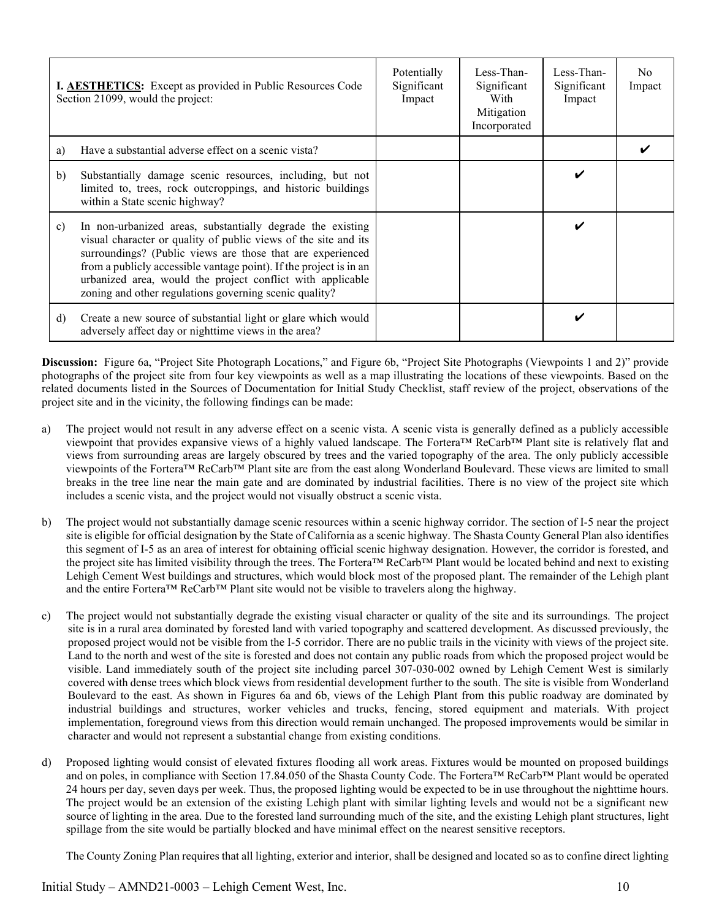| **I. AESTHETICS:** Except as provided in Public Resources Code Section 21099, would the project: | | Potentially Significant Impact | Less-Than-Significant With Mitigation Incorporated | Less-Than-Significant Impact | No Impact |
|---|---|---|---|---|---|
| a) | Have a substantial adverse effect on a scenic vista? | | | | ✔ |
| b) | Substantially damage scenic resources, including, but not limited to, trees, rock outcroppings, and historic buildings within a State scenic highway? | | | ✔ | |
| c) | In non-urbanized areas, substantially degrade the existing visual character or quality of public views of the site and its surroundings? (Public views are those that are experienced from a publicly accessible vantage point). If the project is in an urbanized area, would the project conflict with applicable zoning and other regulations governing scenic quality? | | | ✔ | |
| d) | Create a new source of substantial light or glare which would adversely affect day or nighttime views in the area? | | | ✔ | |

**Discussion:** Figure 6a, "Project Site Photograph Locations," and Figure 6b, "Project Site Photographs (Viewpoints 1 and 2)" provide photographs of the project site from four key viewpoints as well as a map illustrating the locations of these viewpoints. Based on the related documents listed in the Sources of Documentation for Initial Study Checklist, staff review of the project, observations of the project site and in the vicinity, the following findings can be made:

a) The project would not result in any adverse effect on a scenic vista. A scenic vista is generally defined as a publicly accessible viewpoint that provides expansive views of a highly valued landscape. The Fortera™ ReCarb™ Plant site is relatively flat and views from surrounding areas are largely obscured by trees and the varied topography of the area. The only publicly accessible viewpoints of the Fortera™ ReCarb™ Plant site are from the east along Wonderland Boulevard. These views are limited to small breaks in the tree line near the main gate and are dominated by industrial facilities. There is no view of the project site which includes a scenic vista, and the project would not visually obstruct a scenic vista.

b) The project would not substantially damage scenic resources within a scenic highway corridor. The section of I-5 near the project site is eligible for official designation by the State of California as a scenic highway. The Shasta County General Plan also identifies this segment of I-5 as an area of interest for obtaining official scenic highway designation. However, the corridor is forested, and the project site has limited visibility through the trees. The Fortera™ ReCarb™ Plant would be located behind and next to existing Lehigh Cement West buildings and structures, which would block most of the proposed plant. The remainder of the Lehigh plant and the entire Fortera™ ReCarb™ Plant site would not be visible to travelers along the highway.

c) The project would not substantially degrade the existing visual character or quality of the site and its surroundings. The project site is in a rural area dominated by forested land with varied topography and scattered development. As discussed previously, the proposed project would not be visible from the I-5 corridor. There are no public trails in the vicinity with views of the project site. Land to the north and west of the site is forested and does not contain any public roads from which the proposed project would be visible. Land immediately south of the project site including parcel 307-030-002 owned by Lehigh Cement West is similarly covered with dense trees which block views from residential development further to the south. The site is visible from Wonderland Boulevard to the east. As shown in Figures 6a and 6b, views of the Lehigh Plant from this public roadway are dominated by industrial buildings and structures, worker vehicles and trucks, fencing, stored equipment and materials. With project implementation, foreground views from this direction would remain unchanged. The proposed improvements would be similar in character and would not represent a substantial change from existing conditions.

d) Proposed lighting would consist of elevated fixtures flooding all work areas. Fixtures would be mounted on proposed buildings and on poles, in compliance with Section 17.84.050 of the Shasta County Code. The Fortera™ ReCarb™ Plant would be operated 24 hours per day, seven days per week. Thus, the proposed lighting would be expected to be in use throughout the nighttime hours. The project would be an extension of the existing Lehigh plant with similar lighting levels and would not be a significant new source of lighting in the area. Due to the forested land surrounding much of the site, and the existing Lehigh plant structures, light spillage from the site would be partially blocked and have minimal effect on the nearest sensitive receptors.

The County Zoning Plan requires that all lighting, exterior and interior, shall be designed and located so as to confine direct lighting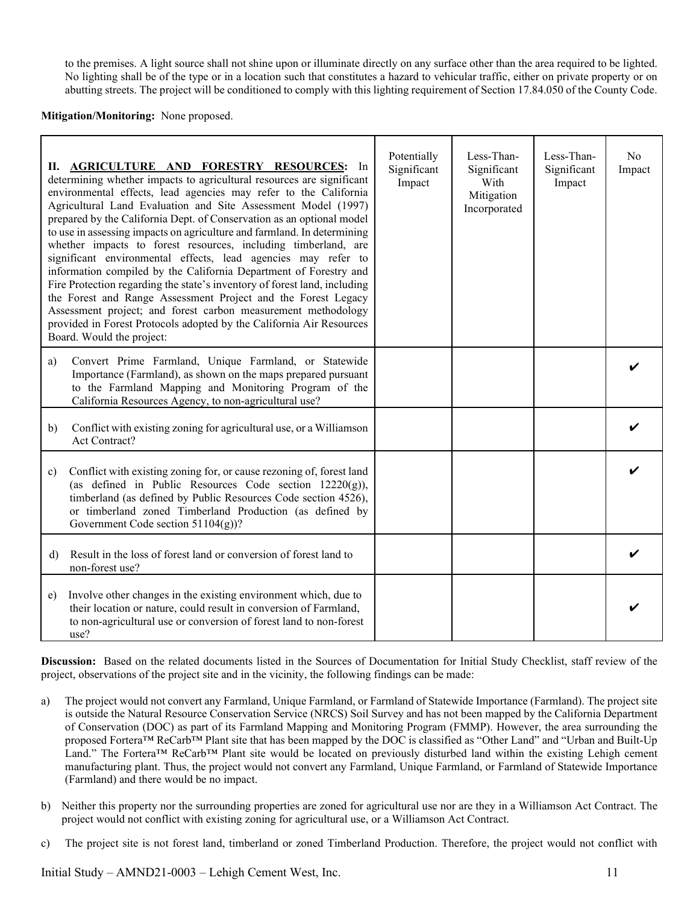to the premises. A light source shall not shine upon or illuminate directly on any surface other than the area required to be lighted. No lighting shall be of the type or in a location such that constitutes a hazard to vehicular traffic, either on private property or on abutting streets. The project will be conditioned to comply with this lighting requirement of Section 17.84.050 of the County Code.

**Mitigation/Monitoring:** None proposed.

| **II. AGRICULTURE AND FORESTRY RESOURCES:** In determining whether impacts to agricultural resources are significant environmental effects, lead agencies may refer to the California Agricultural Land Evaluation and Site Assessment Model (1997) prepared by the California Dept. of Conservation as an optional model to use in assessing impacts on agriculture and farmland. In determining whether impacts to forest resources, including timberland, are significant environmental effects, lead agencies may refer to information compiled by the California Department of Forestry and Fire Protection regarding the state's inventory of forest land, including the Forest and Range Assessment Project and the Forest Legacy Assessment project; and forest carbon measurement methodology provided in Forest Protocols adopted by the California Air Resources Board. Would the project: | Potentially Significant Impact | Less-Than-Significant With Mitigation Incorporated | Less-Than-Significant Impact | No Impact |
|---|---|---|---|---|
| a) Convert Prime Farmland, Unique Farmland, or Statewide Importance (Farmland), as shown on the maps prepared pursuant to the Farmland Mapping and Monitoring Program of the California Resources Agency, to non-agricultural use? | | | | ✔ |
| b) Conflict with existing zoning for agricultural use, or a Williamson Act Contract? | | | | ✔ |
| c) Conflict with existing zoning for, or cause rezoning of, forest land (as defined in Public Resources Code section 12220(g)), timberland (as defined by Public Resources Code section 4526), or timberland zoned Timberland Production (as defined by Government Code section 51104(g))? | | | | ✔ |
| d) Result in the loss of forest land or conversion of forest land to non-forest use? | | | | ✔ |
| e) Involve other changes in the existing environment which, due to their location or nature, could result in conversion of Farmland, to non-agricultural use or conversion of forest land to non-forest use? | | | | ✔ |

**Discussion:** Based on the related documents listed in the Sources of Documentation for Initial Study Checklist, staff review of the project, observations of the project site and in the vicinity, the following findings can be made:

a) The project would not convert any Farmland, Unique Farmland, or Farmland of Statewide Importance (Farmland). The project site is outside the Natural Resource Conservation Service (NRCS) Soil Survey and has not been mapped by the California Department of Conservation (DOC) as part of its Farmland Mapping and Monitoring Program (FMMP). However, the area surrounding the proposed Fortera™ ReCarb™ Plant site that has been mapped by the DOC is classified as "Other Land" and "Urban and Built-Up Land." The Fortera™ ReCarb™ Plant site would be located on previously disturbed land within the existing Lehigh cement manufacturing plant. Thus, the project would not convert any Farmland, Unique Farmland, or Farmland of Statewide Importance (Farmland) and there would be no impact.

b) Neither this property nor the surrounding properties are zoned for agricultural use nor are they in a Williamson Act Contract. The project would not conflict with existing zoning for agricultural use, or a Williamson Act Contract.

c) The project site is not forest land, timberland or zoned Timberland Production. Therefore, the project would not conflict with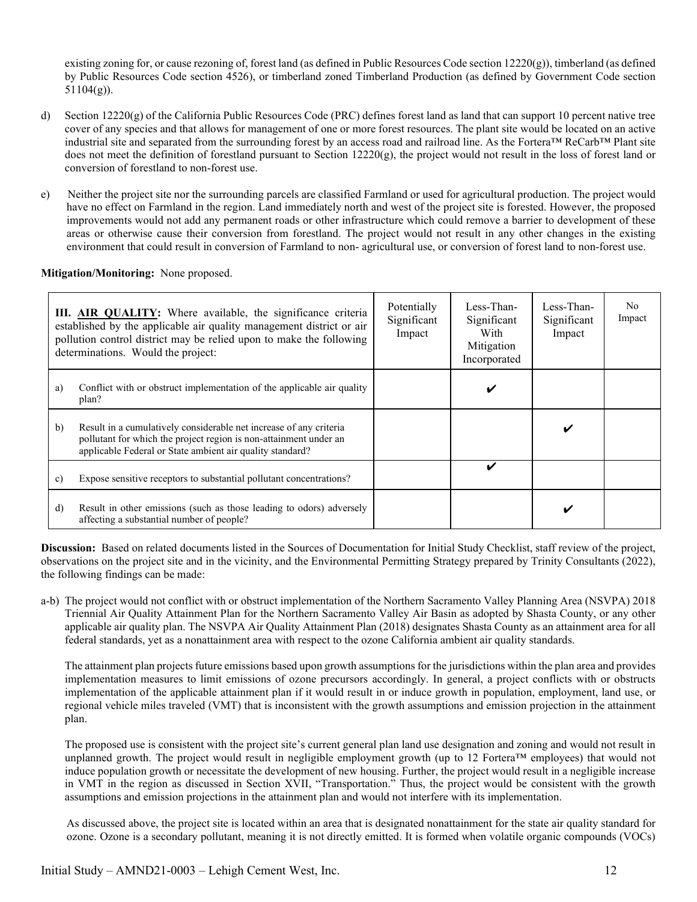existing zoning for, or cause rezoning of, forest land (as defined in Public Resources Code section 12220(g)), timberland (as defined by Public Resources Code section 4526), or timberland zoned Timberland Production (as defined by Government Code section 51104(g)).

d) Section 12220(g) of the California Public Resources Code (PRC) defines forest land as land that can support 10 percent native tree cover of any species and that allows for management of one or more forest resources. The plant site would be located on an active industrial site and separated from the surrounding forest by an access road and railroad line. As the Fortera™ ReCarb™ Plant site does not meet the definition of forestland pursuant to Section 12220(g), the project would not result in the loss of forest land or conversion of forestland to non-forest use.

e) Neither the project site nor the surrounding parcels are classified Farmland or used for agricultural production. The project would have no effect on Farmland in the region. Land immediately north and west of the project site is forested. However, the proposed improvements would not add any permanent roads or other infrastructure which could remove a barrier to development of these areas or otherwise cause their conversion from forestland. The project would not result in any other changes in the existing environment that could result in conversion of Farmland to non- agricultural use, or conversion of forest land to non-forest use.

**Mitigation/Monitoring:** None proposed.

| **III. AIR QUALITY:** Where available, the significance criteria established by the applicable air quality management district or air pollution control district may be relied upon to make the following determinations. Would the project: | Potentially Significant Impact | Less-Than-Significant With Mitigation Incorporated | Less-Than-Significant Impact | No Impact |
|---|---|---|---|---|
| a) Conflict with or obstruct implementation of the applicable air quality plan? | | ✔ | | |
| b) Result in a cumulatively considerable net increase of any criteria pollutant for which the project region is non-attainment under an applicable Federal or State ambient air quality standard? | | | ✔ | |
| c) Expose sensitive receptors to substantial pollutant concentrations? | | ✔ | | |
| d) Result in other emissions (such as those leading to odors) adversely affecting a substantial number of people? | | | ✔ | |

**Discussion:** Based on related documents listed in the Sources of Documentation for Initial Study Checklist, staff review of the project, observations on the project site and in the vicinity, and the Environmental Permitting Strategy prepared by Trinity Consultants (2022), the following findings can be made:

a-b) The project would not conflict with or obstruct implementation of the Northern Sacramento Valley Planning Area (NSVPA) 2018 Triennial Air Quality Attainment Plan for the Northern Sacramento Valley Air Basin as adopted by Shasta County, or any other applicable air quality plan. The NSVPA Air Quality Attainment Plan (2018) designates Shasta County as an attainment area for all federal standards, yet as a nonattainment area with respect to the ozone California ambient air quality standards.

The attainment plan projects future emissions based upon growth assumptions for the jurisdictions within the plan area and provides implementation measures to limit emissions of ozone precursors accordingly. In general, a project conflicts with or obstructs implementation of the applicable attainment plan if it would result in or induce growth in population, employment, land use, or regional vehicle miles traveled (VMT) that is inconsistent with the growth assumptions and emission projection in the attainment plan.

The proposed use is consistent with the project site's current general plan land use designation and zoning and would not result in unplanned growth. The project would result in negligible employment growth (up to 12 Fortera™ employees) that would not induce population growth or necessitate the development of new housing. Further, the project would result in a negligible increase in VMT in the region as discussed in Section XVII, "Transportation." Thus, the project would be consistent with the growth assumptions and emission projections in the attainment plan and would not interfere with its implementation.

As discussed above, the project site is located within an area that is designated nonattainment for the state air quality standard for ozone. Ozone is a secondary pollutant, meaning it is not directly emitted. It is formed when volatile organic compounds (VOCs)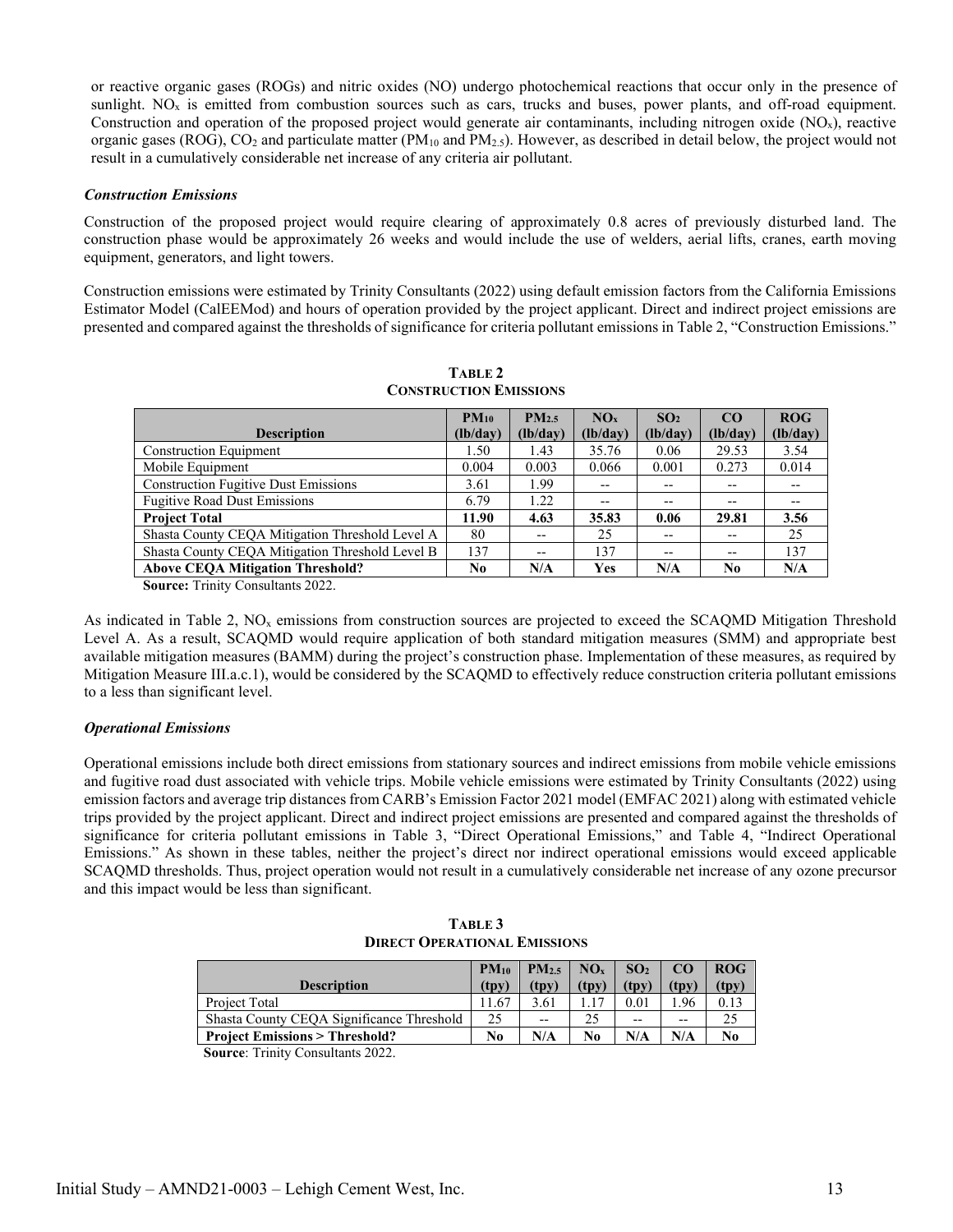or reactive organic gases (ROGs) and nitric oxides (NO) undergo photochemical reactions that occur only in the presence of sunlight. $NO_x$ is emitted from combustion sources such as cars, trucks and buses, power plants, and off-road equipment. Construction and operation of the proposed project would generate air contaminants, including nitrogen oxide ($NO_x$), reactive organic gases (ROG), $CO_2$ and particulate matter ($PM_{10}$ and $PM_{2.5}$). However, as described in detail below, the project would not result in a cumulatively considerable net increase of any criteria air pollutant.

***Construction Emissions***

Construction of the proposed project would require clearing of approximately 0.8 acres of previously disturbed land. The construction phase would be approximately 26 weeks and would include the use of welders, aerial lifts, cranes, earth moving equipment, generators, and light towers.

Construction emissions were estimated by Trinity Consultants (2022) using default emission factors from the California Emissions Estimator Model (CalEEMod) and hours of operation provided by the project applicant. Direct and indirect project emissions are presented and compared against the thresholds of significance for criteria pollutant emissions in Table 2, "Construction Emissions."

**TABLE 2**
**CONSTRUCTION EMISSIONS**

| Description | $PM_{10}$ (lb/day) | $PM_{2.5}$ (lb/day) | $NO_x$ (lb/day) | $SO_2$ (lb/day) | CO (lb/day) | ROG (lb/day) |
|---|---|---|---|---|---|---|
| Construction Equipment | 1.50 | 1.43 | 35.76 | 0.06 | 29.53 | 3.54 |
| Mobile Equipment | 0.004 | 0.003 | 0.066 | 0.001 | 0.273 | 0.014 |
| Construction Fugitive Dust Emissions | 3.61 | 1.99 | -- | -- | -- | -- |
| Fugitive Road Dust Emissions | 6.79 | 1.22 | -- | -- | -- | -- |
| **Project Total** | **11.90** | **4.63** | **35.83** | **0.06** | **29.81** | **3.56** |
| Shasta County CEQA Mitigation Threshold Level A | 80 | -- | 25 | -- | -- | 25 |
| Shasta County CEQA Mitigation Threshold Level B | 137 | -- | 137 | -- | -- | 137 |
| **Above CEQA Mitigation Threshold?** | **No** | **N/A** | **Yes** | **N/A** | **No** | **N/A** |

**Source:** Trinity Consultants 2022.

As indicated in Table 2, $NO_x$ emissions from construction sources are projected to exceed the SCAQMD Mitigation Threshold Level A. As a result, SCAQMD would require application of both standard mitigation measures (SMM) and appropriate best available mitigation measures (BAMM) during the project's construction phase. Implementation of these measures, as required by Mitigation Measure III.a.c.1), would be considered by the SCAQMD to effectively reduce construction criteria pollutant emissions to a less than significant level.

***Operational Emissions***

Operational emissions include both direct emissions from stationary sources and indirect emissions from mobile vehicle emissions and fugitive road dust associated with vehicle trips. Mobile vehicle emissions were estimated by Trinity Consultants (2022) using emission factors and average trip distances from CARB's Emission Factor 2021 model (EMFAC 2021) along with estimated vehicle trips provided by the project applicant. Direct and indirect project emissions are presented and compared against the thresholds of significance for criteria pollutant emissions in Table 3, "Direct Operational Emissions," and Table 4, "Indirect Operational Emissions." As shown in these tables, neither the project's direct nor indirect operational emissions would exceed applicable SCAQMD thresholds. Thus, project operation would not result in a cumulatively considerable net increase of any ozone precursor and this impact would be less than significant.

**TABLE 3**
**DIRECT OPERATIONAL EMISSIONS**

| Description | $PM_{10}$ (tpy) | $PM_{2.5}$ (tpy) | $NO_x$ (tpy) | $SO_2$ (tpy) | CO (tpy) | ROG (tpy) |
|---|---|---|---|---|---|---|
| Project Total | 11.67 | 3.61 | 1.17 | 0.01 | 1.96 | 0.13 |
| Shasta County CEQA Significance Threshold | 25 | -- | 25 | -- | -- | 25 |
| **Project Emissions > Threshold?** | **No** | **N/A** | **No** | **N/A** | **N/A** | **No** |

**Source**: Trinity Consultants 2022.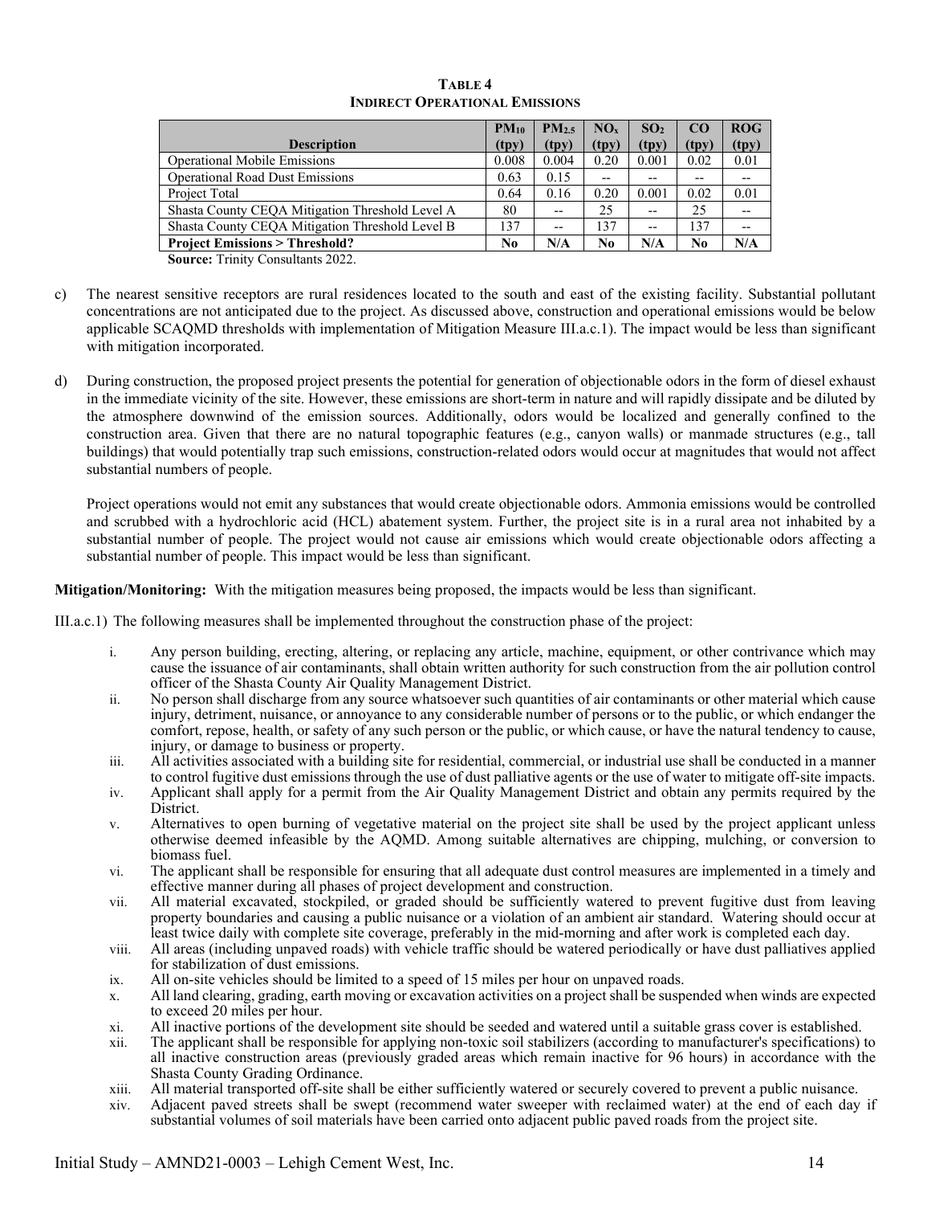**TABLE 4**
**INDIRECT OPERATIONAL EMISSIONS**

| Description | $PM_{10}$ (tpy) | $PM_{2.5}$ (tpy) | $NO_x$ (tpy) | $SO_2$ (tpy) | CO (tpy) | ROG (tpy) |
|---|---|---|---|---|---|---|
| Operational Mobile Emissions | 0.008 | 0.004 | 0.20 | 0.001 | 0.02 | 0.01 |
| Operational Road Dust Emissions | 0.63 | 0.15 | -- | -- | -- | -- |
| Project Total | 0.64 | 0.16 | 0.20 | 0.001 | 0.02 | 0.01 |
| Shasta County CEQA Mitigation Threshold Level A | 80 | -- | 25 | -- | 25 | -- |
| Shasta County CEQA Mitigation Threshold Level B | 137 | -- | 137 | -- | 137 | -- |
| **Project Emissions > Threshold?** | **No** | **N/A** | **No** | **N/A** | **No** | **N/A** |

**Source:** Trinity Consultants 2022.

c) The nearest sensitive receptors are rural residences located to the south and east of the existing facility. Substantial pollutant concentrations are not anticipated due to the project. As discussed above, construction and operational emissions would be below applicable SCAQMD thresholds with implementation of Mitigation Measure III.a.c.1). The impact would be less than significant with mitigation incorporated.

d) During construction, the proposed project presents the potential for generation of objectionable odors in the form of diesel exhaust in the immediate vicinity of the site. However, these emissions are short-term in nature and will rapidly dissipate and be diluted by the atmosphere downwind of the emission sources. Additionally, odors would be localized and generally confined to the construction area. Given that there are no natural topographic features (e.g., canyon walls) or manmade structures (e.g., tall buildings) that would potentially trap such emissions, construction-related odors would occur at magnitudes that would not affect substantial numbers of people.

   Project operations would not emit any substances that would create objectionable odors. Ammonia emissions would be controlled and scrubbed with a hydrochloric acid (HCL) abatement system. Further, the project site is in a rural area not inhabited by a substantial number of people. The project would not cause air emissions which would create objectionable odors affecting a substantial number of people. This impact would be less than significant.

**Mitigation/Monitoring:** With the mitigation measures being proposed, the impacts would be less than significant.

III.a.c.1) The following measures shall be implemented throughout the construction phase of the project:

i. Any person building, erecting, altering, or replacing any article, machine, equipment, or other contrivance which may cause the issuance of air contaminants, shall obtain written authority for such construction from the air pollution control officer of the Shasta County Air Quality Management District.
ii. No person shall discharge from any source whatsoever such quantities of air contaminants or other material which cause injury, detriment, nuisance, or annoyance to any considerable number of persons or to the public, or which endanger the comfort, repose, health, or safety of any such person or the public, or which cause, or have the natural tendency to cause, injury, or damage to business or property.
iii. All activities associated with a building site for residential, commercial, or industrial use shall be conducted in a manner to control fugitive dust emissions through the use of dust palliative agents or the use of water to mitigate off-site impacts.
iv. Applicant shall apply for a permit from the Air Quality Management District and obtain any permits required by the District.
v. Alternatives to open burning of vegetative material on the project site shall be used by the project applicant unless otherwise deemed infeasible by the AQMD. Among suitable alternatives are chipping, mulching, or conversion to biomass fuel.
vi. The applicant shall be responsible for ensuring that all adequate dust control measures are implemented in a timely and effective manner during all phases of project development and construction.
vii. All material excavated, stockpiled, or graded should be sufficiently watered to prevent fugitive dust from leaving property boundaries and causing a public nuisance or a violation of an ambient air standard. Watering should occur at least twice daily with complete site coverage, preferably in the mid-morning and after work is completed each day.
viii. All areas (including unpaved roads) with vehicle traffic should be watered periodically or have dust palliatives applied for stabilization of dust emissions.
ix. All on-site vehicles should be limited to a speed of 15 miles per hour on unpaved roads.
x. All land clearing, grading, earth moving or excavation activities on a project shall be suspended when winds are expected to exceed 20 miles per hour.
xi. All inactive portions of the development site should be seeded and watered until a suitable grass cover is established.
xii. The applicant shall be responsible for applying non-toxic soil stabilizers (according to manufacturer's specifications) to all inactive construction areas (previously graded areas which remain inactive for 96 hours) in accordance with the Shasta County Grading Ordinance.
xiii. All material transported off-site shall be either sufficiently watered or securely covered to prevent a public nuisance.
xiv. Adjacent paved streets shall be swept (recommend water sweeper with reclaimed water) at the end of each day if substantial volumes of soil materials have been carried onto adjacent public paved roads from the project site.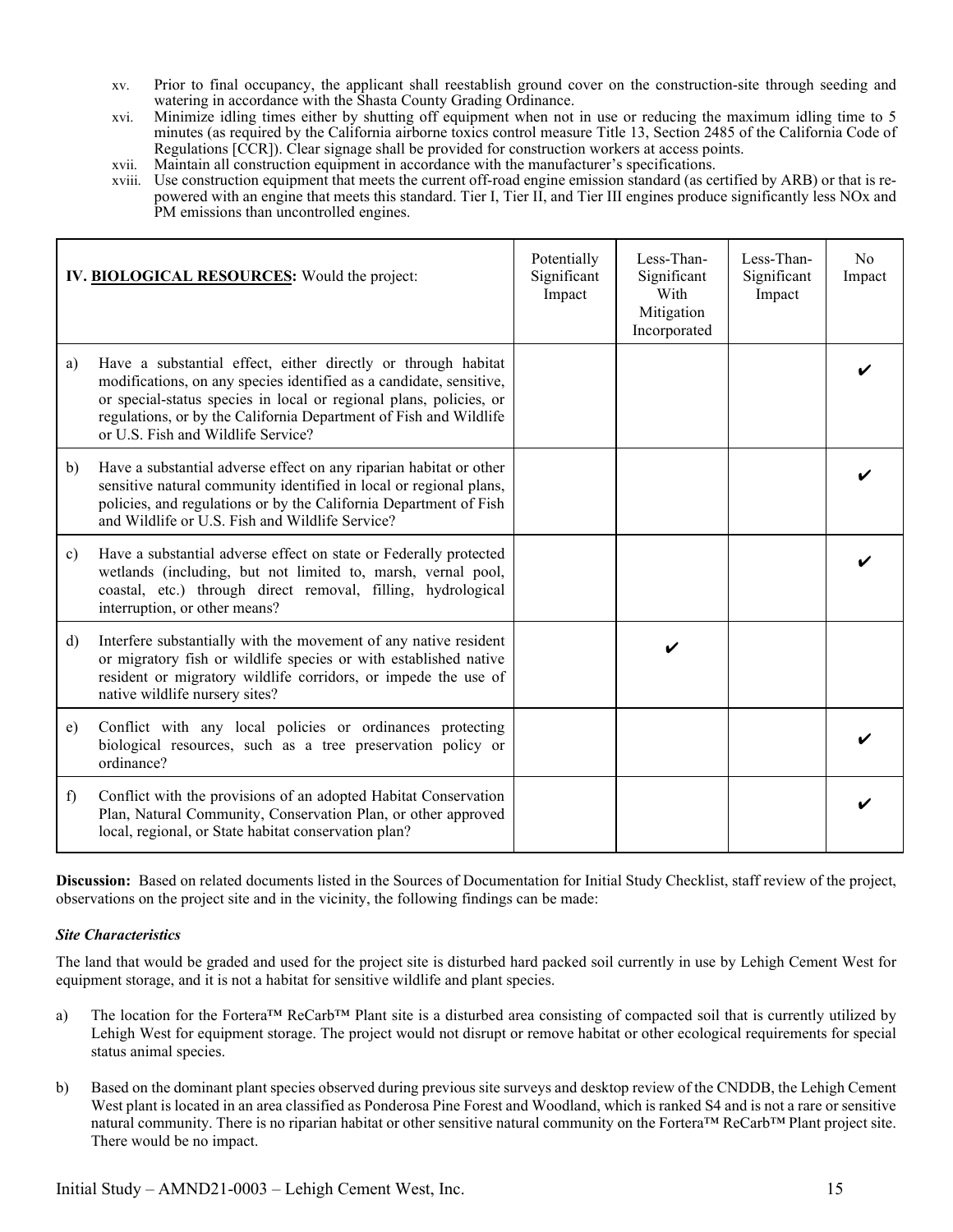xv. Prior to final occupancy, the applicant shall reestablish ground cover on the construction-site through seeding and watering in accordance with the Shasta County Grading Ordinance.

xvi. Minimize idling times either by shutting off equipment when not in use or reducing the maximum idling time to 5 minutes (as required by the California airborne toxics control measure Title 13, Section 2485 of the California Code of Regulations [CCR]). Clear signage shall be provided for construction workers at access points.

xvii. Maintain all construction equipment in accordance with the manufacturer's specifications.

xviii. Use construction equipment that meets the current off-road engine emission standard (as certified by ARB) or that is re-powered with an engine that meets this standard. Tier I, Tier II, and Tier III engines produce significantly less NOx and PM emissions than uncontrolled engines.

| | **IV. <u>BIOLOGICAL RESOURCES</u>:** Would the project: | Potentially Significant Impact | Less-Than-Significant With Mitigation Incorporated | Less-Than-Significant Impact | No Impact |
|---|---|---|---|---|---|
| a) | Have a substantial effect, either directly or through habitat modifications, on any species identified as a candidate, sensitive, or special-status species in local or regional plans, policies, or regulations, or by the California Department of Fish and Wildlife or U.S. Fish and Wildlife Service? | | | | ✔ |
| b) | Have a substantial adverse effect on any riparian habitat or other sensitive natural community identified in local or regional plans, policies, and regulations or by the California Department of Fish and Wildlife or U.S. Fish and Wildlife Service? | | | | ✔ |
| c) | Have a substantial adverse effect on state or Federally protected wetlands (including, but not limited to, marsh, vernal pool, coastal, etc.) through direct removal, filling, hydrological interruption, or other means? | | | | ✔ |
| d) | Interfere substantially with the movement of any native resident or migratory fish or wildlife species or with established native resident or migratory wildlife corridors, or impede the use of native wildlife nursery sites? | | ✔ | | |
| e) | Conflict with any local policies or ordinances protecting biological resources, such as a tree preservation policy or ordinance? | | | | ✔ |
| f) | Conflict with the provisions of an adopted Habitat Conservation Plan, Natural Community, Conservation Plan, or other approved local, regional, or State habitat conservation plan? | | | | ✔ |

**Discussion:** Based on related documents listed in the Sources of Documentation for Initial Study Checklist, staff review of the project, observations on the project site and in the vicinity, the following findings can be made:

***Site Characteristics***

The land that would be graded and used for the project site is disturbed hard packed soil currently in use by Lehigh Cement West for equipment storage, and it is not a habitat for sensitive wildlife and plant species.

a) The location for the Fortera™ ReCarb™ Plant site is a disturbed area consisting of compacted soil that is currently utilized by Lehigh West for equipment storage. The project would not disrupt or remove habitat or other ecological requirements for special status animal species.

b) Based on the dominant plant species observed during previous site surveys and desktop review of the CNDDB, the Lehigh Cement West plant is located in an area classified as Ponderosa Pine Forest and Woodland, which is ranked S4 and is not a rare or sensitive natural community. There is no riparian habitat or other sensitive natural community on the Fortera™ ReCarb™ Plant project site. There would be no impact.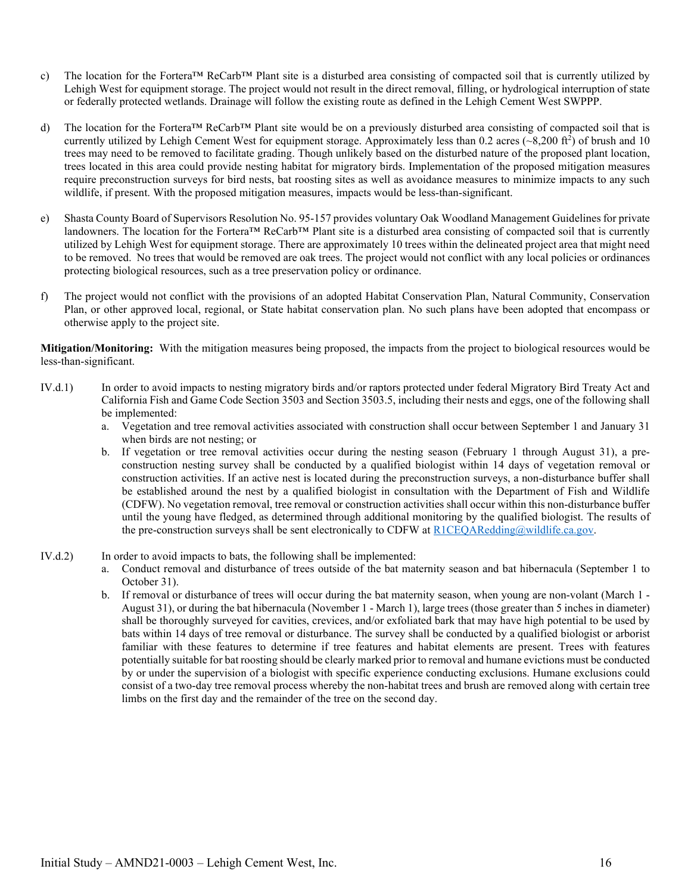c) The location for the Fortera™ ReCarb™ Plant site is a disturbed area consisting of compacted soil that is currently utilized by Lehigh West for equipment storage. The project would not result in the direct removal, filling, or hydrological interruption of state or federally protected wetlands. Drainage will follow the existing route as defined in the Lehigh Cement West SWPPP.

d) The location for the Fortera™ ReCarb™ Plant site would be on a previously disturbed area consisting of compacted soil that is currently utilized by Lehigh Cement West for equipment storage. Approximately less than 0.2 acres (~8,200 ft$^2$) of brush and 10 trees may need to be removed to facilitate grading. Though unlikely based on the disturbed nature of the proposed plant location, trees located in this area could provide nesting habitat for migratory birds. Implementation of the proposed mitigation measures require preconstruction surveys for bird nests, bat roosting sites as well as avoidance measures to minimize impacts to any such wildlife, if present. With the proposed mitigation measures, impacts would be less-than-significant.

e) Shasta County Board of Supervisors Resolution No. 95-157 provides voluntary Oak Woodland Management Guidelines for private landowners. The location for the Fortera™ ReCarb™ Plant site is a disturbed area consisting of compacted soil that is currently utilized by Lehigh West for equipment storage. There are approximately 10 trees within the delineated project area that might need to be removed. No trees that would be removed are oak trees. The project would not conflict with any local policies or ordinances protecting biological resources, such as a tree preservation policy or ordinance.

f) The project would not conflict with the provisions of an adopted Habitat Conservation Plan, Natural Community, Conservation Plan, or other approved local, regional, or State habitat conservation plan. No such plans have been adopted that encompass or otherwise apply to the project site.

**Mitigation/Monitoring:** With the mitigation measures being proposed, the impacts from the project to biological resources would be less-than-significant.

IV.d.1) In order to avoid impacts to nesting migratory birds and/or raptors protected under federal Migratory Bird Treaty Act and California Fish and Game Code Section 3503 and Section 3503.5, including their nests and eggs, one of the following shall be implemented:

a. Vegetation and tree removal activities associated with construction shall occur between September 1 and January 31 when birds are not nesting; or
b. If vegetation or tree removal activities occur during the nesting season (February 1 through August 31), a pre-construction nesting survey shall be conducted by a qualified biologist within 14 days of vegetation removal or construction activities. If an active nest is located during the preconstruction surveys, a non-disturbance buffer shall be established around the nest by a qualified biologist in consultation with the Department of Fish and Wildlife (CDFW). No vegetation removal, tree removal or construction activities shall occur within this non-disturbance buffer until the young have fledged, as determined through additional monitoring by the qualified biologist. The results of the pre-construction surveys shall be sent electronically to CDFW at R1CEQARedding@wildlife.ca.gov.

IV.d.2) In order to avoid impacts to bats, the following shall be implemented:

a. Conduct removal and disturbance of trees outside of the bat maternity season and bat hibernacula (September 1 to October 31).
b. If removal or disturbance of trees will occur during the bat maternity season, when young are non-volant (March 1 - August 31), or during the bat hibernacula (November 1 - March 1), large trees (those greater than 5 inches in diameter) shall be thoroughly surveyed for cavities, crevices, and/or exfoliated bark that may have high potential to be used by bats within 14 days of tree removal or disturbance. The survey shall be conducted by a qualified biologist or arborist familiar with these features to determine if tree features and habitat elements are present. Trees with features potentially suitable for bat roosting should be clearly marked prior to removal and humane evictions must be conducted by or under the supervision of a biologist with specific experience conducting exclusions. Humane exclusions could consist of a two-day tree removal process whereby the non-habitat trees and brush are removed along with certain tree limbs on the first day and the remainder of the tree on the second day.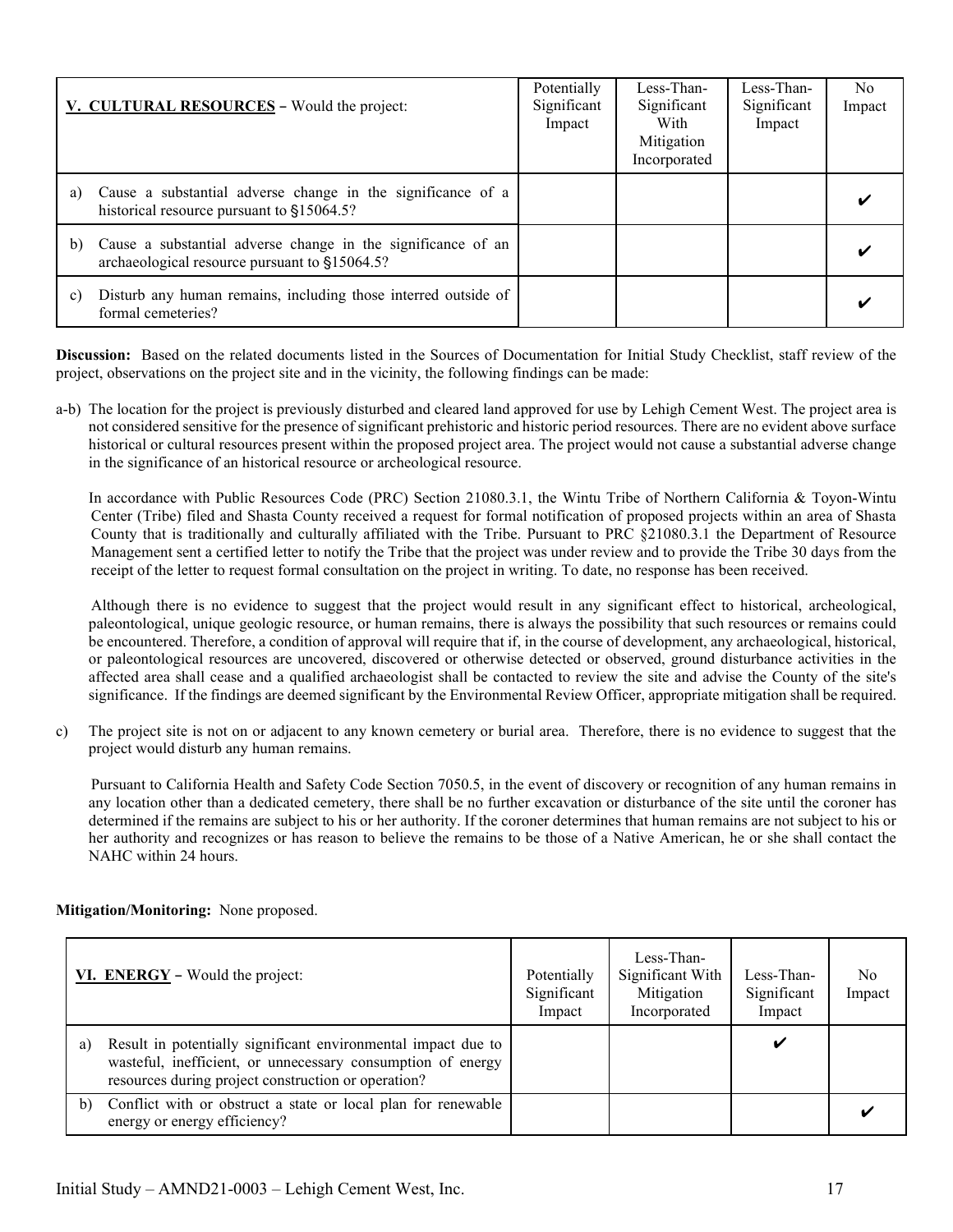| **V. CULTURAL RESOURCES** – Would the project: | Potentially Significant Impact | Less-Than-Significant With Mitigation Incorporated | Less-Than-Significant Impact | No Impact |
|---|---|---|---|---|
| a) Cause a substantial adverse change in the significance of a historical resource pursuant to §15064.5? | | | | ✔ |
| b) Cause a substantial adverse change in the significance of an archaeological resource pursuant to §15064.5? | | | | ✔ |
| c) Disturb any human remains, including those interred outside of formal cemeteries? | | | | ✔ |

**Discussion:** Based on the related documents listed in the Sources of Documentation for Initial Study Checklist, staff review of the project, observations on the project site and in the vicinity, the following findings can be made:

a-b) The location for the project is previously disturbed and cleared land approved for use by Lehigh Cement West. The project area is not considered sensitive for the presence of significant prehistoric and historic period resources. There are no evident above surface historical or cultural resources present within the proposed project area. The project would not cause a substantial adverse change in the significance of an historical resource or archeological resource.

In accordance with Public Resources Code (PRC) Section 21080.3.1, the Wintu Tribe of Northern California & Toyon-Wintu Center (Tribe) filed and Shasta County received a request for formal notification of proposed projects within an area of Shasta County that is traditionally and culturally affiliated with the Tribe. Pursuant to PRC §21080.3.1 the Department of Resource Management sent a certified letter to notify the Tribe that the project was under review and to provide the Tribe 30 days from the receipt of the letter to request formal consultation on the project in writing. To date, no response has been received.

Although there is no evidence to suggest that the project would result in any significant effect to historical, archeological, paleontological, unique geologic resource, or human remains, there is always the possibility that such resources or remains could be encountered. Therefore, a condition of approval will require that if, in the course of development, any archaeological, historical, or paleontological resources are uncovered, discovered or otherwise detected or observed, ground disturbance activities in the affected area shall cease and a qualified archaeologist shall be contacted to review the site and advise the County of the site's significance. If the findings are deemed significant by the Environmental Review Officer, appropriate mitigation shall be required.

c) The project site is not on or adjacent to any known cemetery or burial area. Therefore, there is no evidence to suggest that the project would disturb any human remains.

Pursuant to California Health and Safety Code Section 7050.5, in the event of discovery or recognition of any human remains in any location other than a dedicated cemetery, there shall be no further excavation or disturbance of the site until the coroner has determined if the remains are subject to his or her authority. If the coroner determines that human remains are not subject to his or her authority and recognizes or has reason to believe the remains to be those of a Native American, he or she shall contact the NAHC within 24 hours.

**Mitigation/Monitoring:** None proposed.

| **VI. ENERGY** – Would the project: | Potentially Significant Impact | Less-Than-Significant With Mitigation Incorporated | Less-Than-Significant Impact | No Impact |
|---|---|---|---|---|
| a) Result in potentially significant environmental impact due to wasteful, inefficient, or unnecessary consumption of energy resources during project construction or operation? | | | ✔ | |
| b) Conflict with or obstruct a state or local plan for renewable energy or energy efficiency? | | | | ✔ |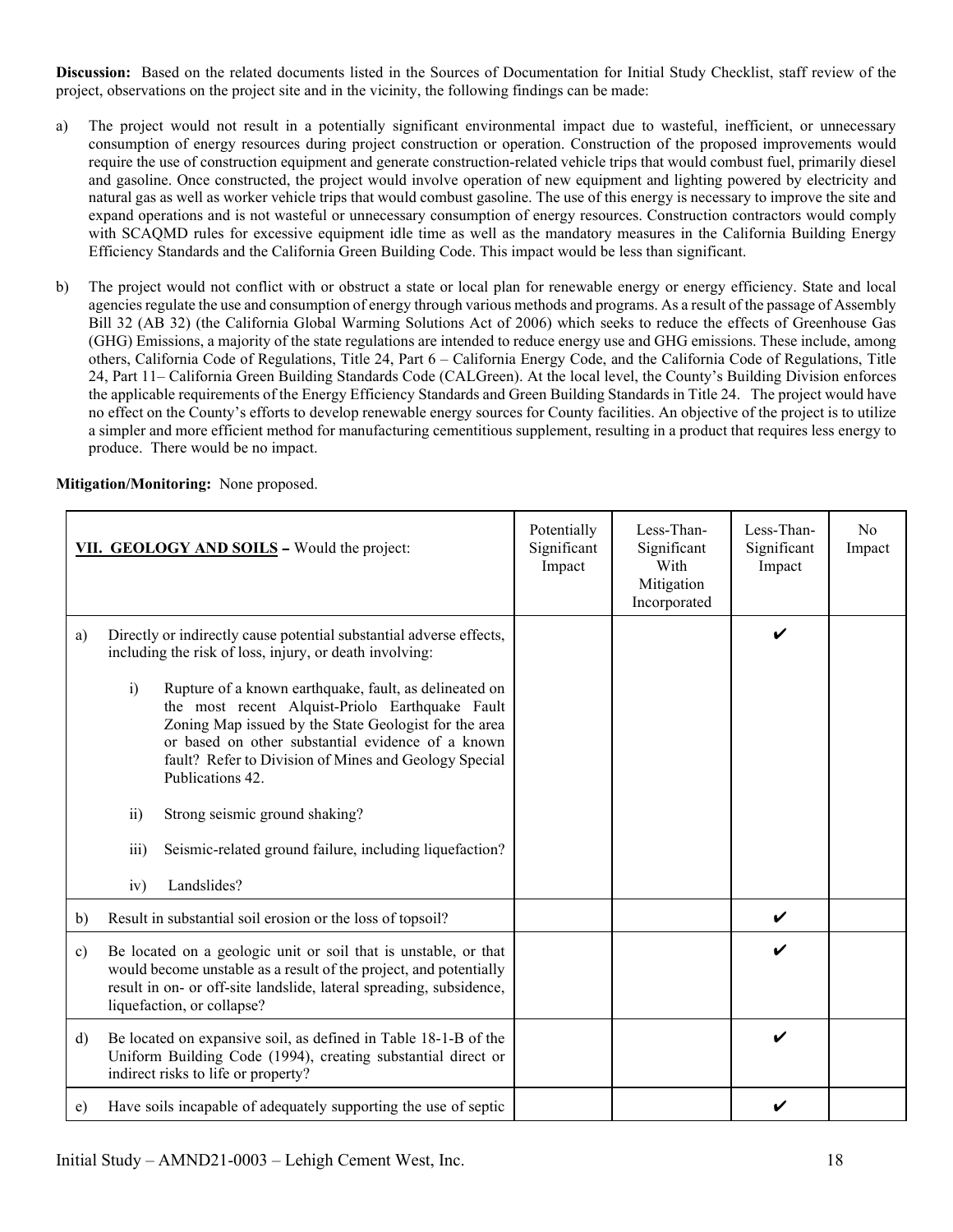**Discussion:** Based on the related documents listed in the Sources of Documentation for Initial Study Checklist, staff review of the project, observations on the project site and in the vicinity, the following findings can be made:

a) The project would not result in a potentially significant environmental impact due to wasteful, inefficient, or unnecessary consumption of energy resources during project construction or operation. Construction of the proposed improvements would require the use of construction equipment and generate construction-related vehicle trips that would combust fuel, primarily diesel and gasoline. Once constructed, the project would involve operation of new equipment and lighting powered by electricity and natural gas as well as worker vehicle trips that would combust gasoline. The use of this energy is necessary to improve the site and expand operations and is not wasteful or unnecessary consumption of energy resources. Construction contractors would comply with SCAQMD rules for excessive equipment idle time as well as the mandatory measures in the California Building Energy Efficiency Standards and the California Green Building Code. This impact would be less than significant.

b) The project would not conflict with or obstruct a state or local plan for renewable energy or energy efficiency. State and local agencies regulate the use and consumption of energy through various methods and programs. As a result of the passage of Assembly Bill 32 (AB 32) (the California Global Warming Solutions Act of 2006) which seeks to reduce the effects of Greenhouse Gas (GHG) Emissions, a majority of the state regulations are intended to reduce energy use and GHG emissions. These include, among others, California Code of Regulations, Title 24, Part 6 – California Energy Code, and the California Code of Regulations, Title 24, Part 11– California Green Building Standards Code (CALGreen). At the local level, the County's Building Division enforces the applicable requirements of the Energy Efficiency Standards and Green Building Standards in Title 24. The project would have no effect on the County's efforts to develop renewable energy sources for County facilities. An objective of the project is to utilize a simpler and more efficient method for manufacturing cementitious supplement, resulting in a product that requires less energy to produce. There would be no impact.

**Mitigation/Monitoring:** None proposed.

| **VII. GEOLOGY AND SOILS** – Would the project: | Potentially Significant Impact | Less-Than-Significant With Mitigation Incorporated | Less-Than-Significant Impact | No Impact |
|---|---|---|---|---|
| a) Directly or indirectly cause potential substantial adverse effects, including the risk of loss, injury, or death involving:<br><br>i) Rupture of a known earthquake, fault, as delineated on the most recent Alquist-Priolo Earthquake Fault Zoning Map issued by the State Geologist for the area or based on other substantial evidence of a known fault? Refer to Division of Mines and Geology Special Publications 42.<br><br>ii) Strong seismic ground shaking?<br><br>iii) Seismic-related ground failure, including liquefaction?<br><br>iv) Landslides? | | | ✔ | |
| b) Result in substantial soil erosion or the loss of topsoil? | | | ✔ | |
| c) Be located on a geologic unit or soil that is unstable, or that would become unstable as a result of the project, and potentially result in on- or off-site landslide, lateral spreading, subsidence, liquefaction, or collapse? | | | ✔ | |
| d) Be located on expansive soil, as defined in Table 18-1-B of the Uniform Building Code (1994), creating substantial direct or indirect risks to life or property? | | | ✔ | |
| e) Have soils incapable of adequately supporting the use of septic | | | ✔ | |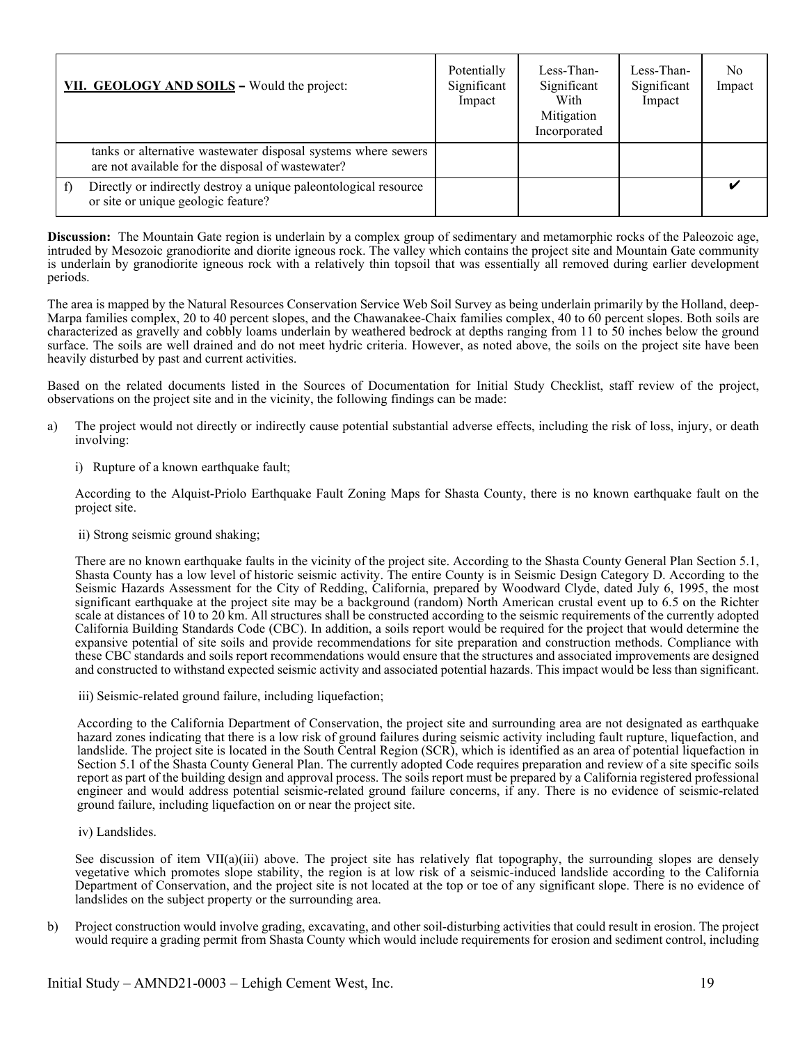| **VII. GEOLOGY AND SOILS** – Would the project: | Potentially Significant Impact | Less-Than-Significant With Mitigation Incorporated | Less-Than-Significant Impact | No Impact |
|---|---|---|---|---|
| tanks or alternative wastewater disposal systems where sewers are not available for the disposal of wastewater? | | | | |
| f) Directly or indirectly destroy a unique paleontological resource or site or unique geologic feature? | | | | ✔ |

**Discussion:** The Mountain Gate region is underlain by a complex group of sedimentary and metamorphic rocks of the Paleozoic age, intruded by Mesozoic granodiorite and diorite igneous rock. The valley which contains the project site and Mountain Gate community is underlain by granodiorite igneous rock with a relatively thin topsoil that was essentially all removed during earlier development periods.

The area is mapped by the Natural Resources Conservation Service Web Soil Survey as being underlain primarily by the Holland, deep-Marpa families complex, 20 to 40 percent slopes, and the Chawanakee-Chaix families complex, 40 to 60 percent slopes. Both soils are characterized as gravelly and cobbly loams underlain by weathered bedrock at depths ranging from 11 to 50 inches below the ground surface. The soils are well drained and do not meet hydric criteria. However, as noted above, the soils on the project site have been heavily disturbed by past and current activities.

Based on the related documents listed in the Sources of Documentation for Initial Study Checklist, staff review of the project, observations on the project site and in the vicinity, the following findings can be made:

a) The project would not directly or indirectly cause potential substantial adverse effects, including the risk of loss, injury, or death involving:

i) Rupture of a known earthquake fault;

According to the Alquist-Priolo Earthquake Fault Zoning Maps for Shasta County, there is no known earthquake fault on the project site.

ii) Strong seismic ground shaking;

There are no known earthquake faults in the vicinity of the project site. According to the Shasta County General Plan Section 5.1, Shasta County has a low level of historic seismic activity. The entire County is in Seismic Design Category D. According to the Seismic Hazards Assessment for the City of Redding, California, prepared by Woodward Clyde, dated July 6, 1995, the most significant earthquake at the project site may be a background (random) North American crustal event up to 6.5 on the Richter scale at distances of 10 to 20 km. All structures shall be constructed according to the seismic requirements of the currently adopted California Building Standards Code (CBC). In addition, a soils report would be required for the project that would determine the expansive potential of site soils and provide recommendations for site preparation and construction methods. Compliance with these CBC standards and soils report recommendations would ensure that the structures and associated improvements are designed and constructed to withstand expected seismic activity and associated potential hazards. This impact would be less than significant.

iii) Seismic-related ground failure, including liquefaction;

According to the California Department of Conservation, the project site and surrounding area are not designated as earthquake hazard zones indicating that there is a low risk of ground failures during seismic activity including fault rupture, liquefaction, and landslide. The project site is located in the South Central Region (SCR), which is identified as an area of potential liquefaction in Section 5.1 of the Shasta County General Plan. The currently adopted Code requires preparation and review of a site specific soils report as part of the building design and approval process. The soils report must be prepared by a California registered professional engineer and would address potential seismic-related ground failure concerns, if any. There is no evidence of seismic-related ground failure, including liquefaction on or near the project site.

iv) Landslides.

See discussion of item VII(a)(iii) above. The project site has relatively flat topography, the surrounding slopes are densely vegetative which promotes slope stability, the region is at low risk of a seismic-induced landslide according to the California Department of Conservation, and the project site is not located at the top or toe of any significant slope. There is no evidence of landslides on the subject property or the surrounding area.

b) Project construction would involve grading, excavating, and other soil-disturbing activities that could result in erosion. The project would require a grading permit from Shasta County which would include requirements for erosion and sediment control, including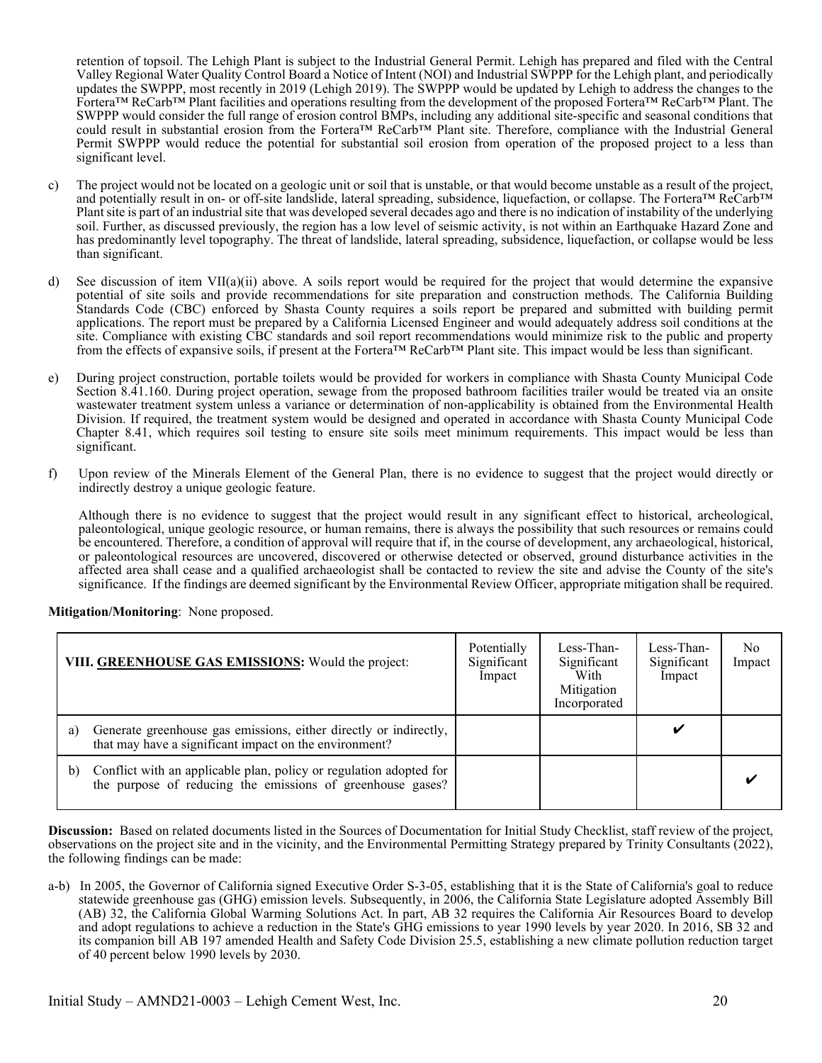retention of topsoil. The Lehigh Plant is subject to the Industrial General Permit. Lehigh has prepared and filed with the Central Valley Regional Water Quality Control Board a Notice of Intent (NOI) and Industrial SWPPP for the Lehigh plant, and periodically updates the SWPPP, most recently in 2019 (Lehigh 2019). The SWPPP would be updated by Lehigh to address the changes to the Fortera™ ReCarb™ Plant facilities and operations resulting from the development of the proposed Fortera™ ReCarb™ Plant. The SWPPP would consider the full range of erosion control BMPs, including any additional site-specific and seasonal conditions that could result in substantial erosion from the Fortera™ ReCarb™ Plant site. Therefore, compliance with the Industrial General Permit SWPPP would reduce the potential for substantial soil erosion from operation of the proposed project to a less than significant level.

c) The project would not be located on a geologic unit or soil that is unstable, or that would become unstable as a result of the project, and potentially result in on- or off-site landslide, lateral spreading, subsidence, liquefaction, or collapse. The Fortera™ ReCarb™ Plant site is part of an industrial site that was developed several decades ago and there is no indication of instability of the underlying soil. Further, as discussed previously, the region has a low level of seismic activity, is not within an Earthquake Hazard Zone and has predominantly level topography. The threat of landslide, lateral spreading, subsidence, liquefaction, or collapse would be less than significant.

d) See discussion of item VII(a)(ii) above. A soils report would be required for the project that would determine the expansive potential of site soils and provide recommendations for site preparation and construction methods. The California Building Standards Code (CBC) enforced by Shasta County requires a soils report be prepared and submitted with building permit applications. The report must be prepared by a California Licensed Engineer and would adequately address soil conditions at the site. Compliance with existing CBC standards and soil report recommendations would minimize risk to the public and property from the effects of expansive soils, if present at the Fortera™ ReCarb™ Plant site. This impact would be less than significant.

e) During project construction, portable toilets would be provided for workers in compliance with Shasta County Municipal Code Section 8.41.160. During project operation, sewage from the proposed bathroom facilities trailer would be treated via an onsite wastewater treatment system unless a variance or determination of non-applicability is obtained from the Environmental Health Division. If required, the treatment system would be designed and operated in accordance with Shasta County Municipal Code Chapter 8.41, which requires soil testing to ensure site soils meet minimum requirements. This impact would be less than significant.

f) Upon review of the Minerals Element of the General Plan, there is no evidence to suggest that the project would directly or indirectly destroy a unique geologic feature.

   Although there is no evidence to suggest that the project would result in any significant effect to historical, archeological, paleontological, unique geologic resource, or human remains, there is always the possibility that such resources or remains could be encountered. Therefore, a condition of approval will require that if, in the course of development, any archaeological, historical, or paleontological resources are uncovered, discovered or otherwise detected or observed, ground disturbance activities in the affected area shall cease and a qualified archaeologist shall be contacted to review the site and advise the County of the site's significance. If the findings are deemed significant by the Environmental Review Officer, appropriate mitigation shall be required.

**Mitigation/Monitoring**: None proposed.

| **VIII. GREENHOUSE GAS EMISSIONS:** Would the project: | Potentially Significant Impact | Less-Than-Significant With Mitigation Incorporated | Less-Than-Significant Impact | No Impact |
|---|---|---|---|---|
| a) Generate greenhouse gas emissions, either directly or indirectly, that may have a significant impact on the environment? | | | ✔ | |
| b) Conflict with an applicable plan, policy or regulation adopted for the purpose of reducing the emissions of greenhouse gases? | | | | ✔ |

**Discussion:** Based on related documents listed in the Sources of Documentation for Initial Study Checklist, staff review of the project, observations on the project site and in the vicinity, and the Environmental Permitting Strategy prepared by Trinity Consultants (2022), the following findings can be made:

a-b) In 2005, the Governor of California signed Executive Order S-3-05, establishing that it is the State of California's goal to reduce statewide greenhouse gas (GHG) emission levels. Subsequently, in 2006, the California State Legislature adopted Assembly Bill (AB) 32, the California Global Warming Solutions Act. In part, AB 32 requires the California Air Resources Board to develop and adopt regulations to achieve a reduction in the State's GHG emissions to year 1990 levels by year 2020. In 2016, SB 32 and its companion bill AB 197 amended Health and Safety Code Division 25.5, establishing a new climate pollution reduction target of 40 percent below 1990 levels by 2030.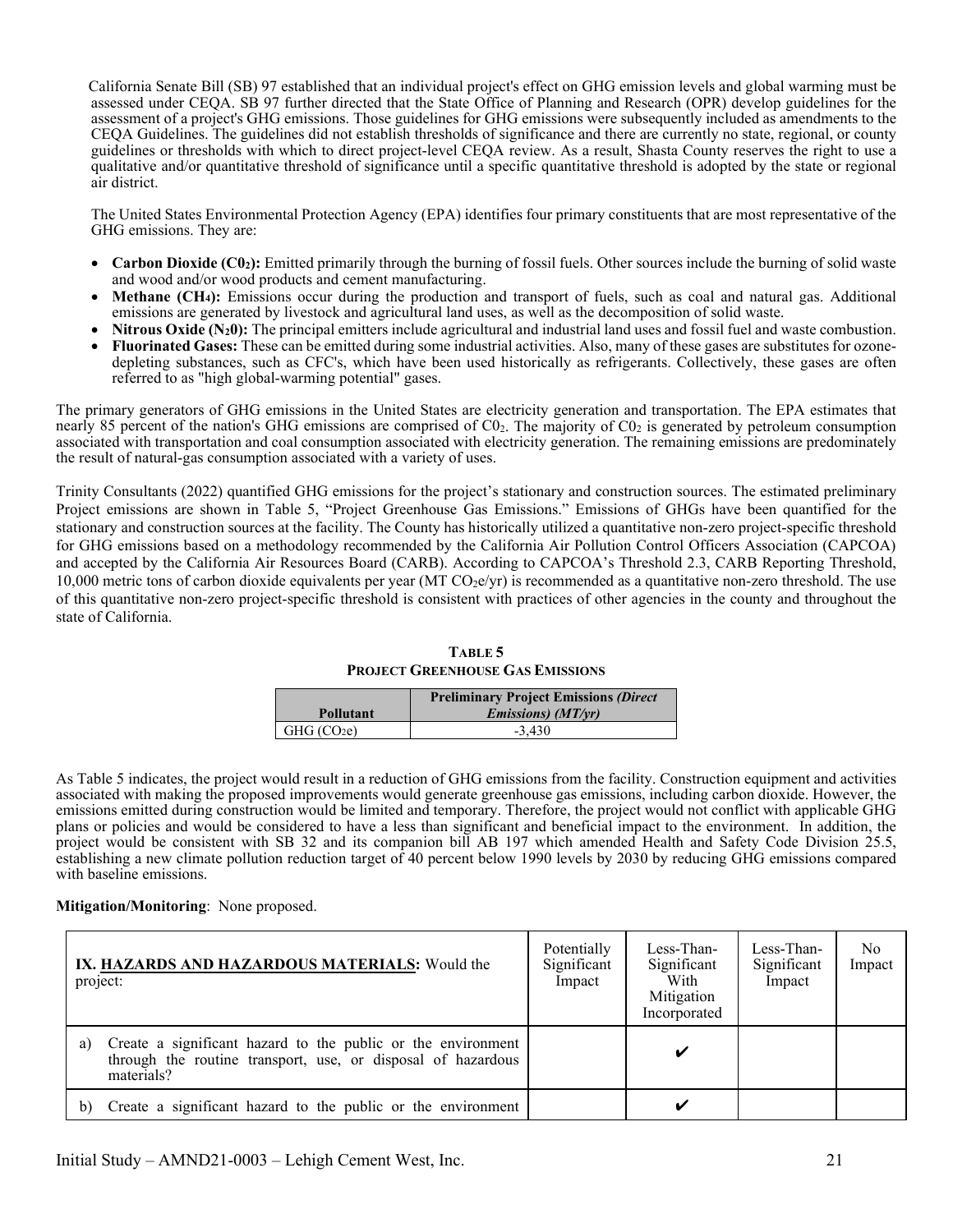California Senate Bill (SB) 97 established that an individual project's effect on GHG emission levels and global warming must be assessed under CEQA. SB 97 further directed that the State Office of Planning and Research (OPR) develop guidelines for the assessment of a project's GHG emissions. Those guidelines for GHG emissions were subsequently included as amendments to the CEQA Guidelines. The guidelines did not establish thresholds of significance and there are currently no state, regional, or county guidelines or thresholds with which to direct project-level CEQA review. As a result, Shasta County reserves the right to use a qualitative and/or quantitative threshold of significance until a specific quantitative threshold is adopted by the state or regional air district.

The United States Environmental Protection Agency (EPA) identifies four primary constituents that are most representative of the GHG emissions. They are:

- **Carbon Dioxide ($C0_2$):** Emitted primarily through the burning of fossil fuels. Other sources include the burning of solid waste and wood and/or wood products and cement manufacturing.
- **Methane ($CH_4$):** Emissions occur during the production and transport of fuels, such as coal and natural gas. Additional emissions are generated by livestock and agricultural land uses, as well as the decomposition of solid waste.
- **Nitrous Oxide ($N_20$):** The principal emitters include agricultural and industrial land uses and fossil fuel and waste combustion.
- **Fluorinated Gases:** These can be emitted during some industrial activities. Also, many of these gases are substitutes for ozone-depleting substances, such as CFC's, which have been used historically as refrigerants. Collectively, these gases are often referred to as "high global-warming potential" gases.

The primary generators of GHG emissions in the United States are electricity generation and transportation. The EPA estimates that nearly 85 percent of the nation's GHG emissions are comprised of $C0_2$. The majority of $C0_2$ is generated by petroleum consumption associated with transportation and coal consumption associated with electricity generation. The remaining emissions are predominately the result of natural-gas consumption associated with a variety of uses.

Trinity Consultants (2022) quantified GHG emissions for the project's stationary and construction sources. The estimated preliminary Project emissions are shown in Table 5, "Project Greenhouse Gas Emissions." Emissions of GHGs have been quantified for the stationary and construction sources at the facility. The County has historically utilized a quantitative non-zero project-specific threshold for GHG emissions based on a methodology recommended by the California Air Pollution Control Officers Association (CAPCOA) and accepted by the California Air Resources Board (CARB). According to CAPCOA's Threshold 2.3, CARB Reporting Threshold, 10,000 metric tons of carbon dioxide equivalents per year (MT $CO_2e$/yr) is recommended as a quantitative non-zero threshold. The use of this quantitative non-zero project-specific threshold is consistent with practices of other agencies in the county and throughout the state of California.

**TABLE 5**
**PROJECT GREENHOUSE GAS EMISSIONS**

| Pollutant | Preliminary Project Emissions *(Direct Emissions) (MT/yr)* |
|---|---|
| GHG ($CO_2e$) | -3,430 |

As Table 5 indicates, the project would result in a reduction of GHG emissions from the facility. Construction equipment and activities associated with making the proposed improvements would generate greenhouse gas emissions, including carbon dioxide. However, the emissions emitted during construction would be limited and temporary. Therefore, the project would not conflict with applicable GHG plans or policies and would be considered to have a less than significant and beneficial impact to the environment. In addition, the project would be consistent with SB 32 and its companion bill AB 197 which amended Health and Safety Code Division 25.5, establishing a new climate pollution reduction target of 40 percent below 1990 levels by 2030 by reducing GHG emissions compared with baseline emissions.

**Mitigation/Monitoring**: None proposed.

| **IX. HAZARDS AND HAZARDOUS MATERIALS:** Would the project: | Potentially Significant Impact | Less-Than-Significant With Mitigation Incorporated | Less-Than-Significant Impact | No Impact |
|---|---|---|---|---|
| a) Create a significant hazard to the public or the environment through the routine transport, use, or disposal of hazardous materials? | | ✔ | | |
| b) Create a significant hazard to the public or the environment | | ✔ | | |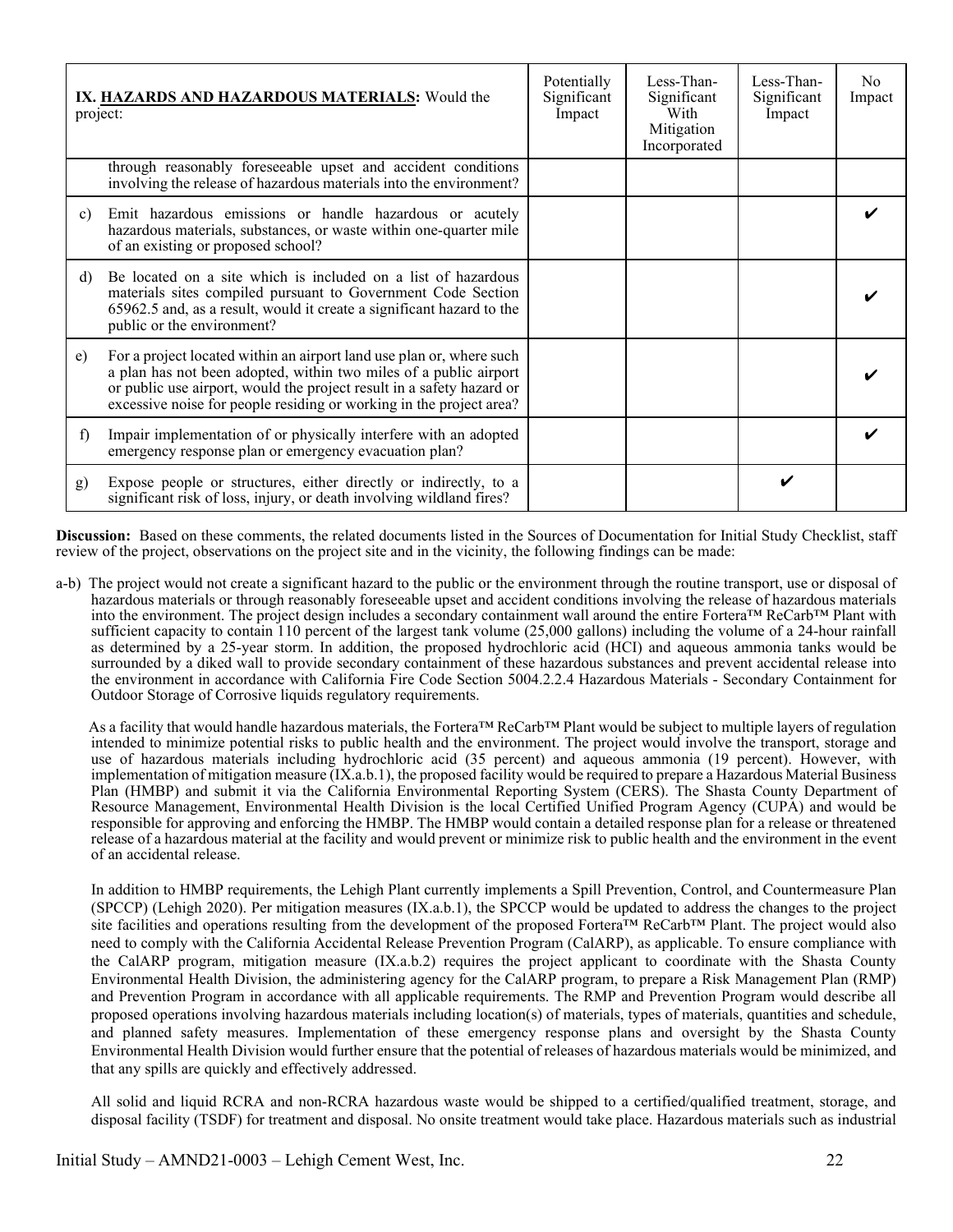| **IX. HAZARDS AND HAZARDOUS MATERIALS:** Would the project: | Potentially Significant Impact | Less-Than-Significant With Mitigation Incorporated | Less-Than-Significant Impact | No Impact |
|---|---|---|---|---|
| through reasonably foreseeable upset and accident conditions involving the release of hazardous materials into the environment? | | | | |
| c) Emit hazardous emissions or handle hazardous or acutely hazardous materials, substances, or waste within one-quarter mile of an existing or proposed school? | | | | ✔ |
| d) Be located on a site which is included on a list of hazardous materials sites compiled pursuant to Government Code Section 65962.5 and, as a result, would it create a significant hazard to the public or the environment? | | | | ✔ |
| e) For a project located within an airport land use plan or, where such a plan has not been adopted, within two miles of a public airport or public use airport, would the project result in a safety hazard or excessive noise for people residing or working in the project area? | | | | ✔ |
| f) Impair implementation of or physically interfere with an adopted emergency response plan or emergency evacuation plan? | | | | ✔ |
| g) Expose people or structures, either directly or indirectly, to a significant risk of loss, injury, or death involving wildland fires? | | | ✔ | |

**Discussion:** Based on these comments, the related documents listed in the Sources of Documentation for Initial Study Checklist, staff review of the project, observations on the project site and in the vicinity, the following findings can be made:

a-b) The project would not create a significant hazard to the public or the environment through the routine transport, use or disposal of hazardous materials or through reasonably foreseeable upset and accident conditions involving the release of hazardous materials into the environment. The project design includes a secondary containment wall around the entire Fortera™ ReCarb™ Plant with sufficient capacity to contain 110 percent of the largest tank volume (25,000 gallons) including the volume of a 24-hour rainfall as determined by a 25-year storm. In addition, the proposed hydrochloric acid (HCl) and aqueous ammonia tanks would be surrounded by a diked wall to provide secondary containment of these hazardous substances and prevent accidental release into the environment in accordance with California Fire Code Section 5004.2.2.4 Hazardous Materials - Secondary Containment for Outdoor Storage of Corrosive liquids regulatory requirements.

As a facility that would handle hazardous materials, the Fortera™ ReCarb™ Plant would be subject to multiple layers of regulation intended to minimize potential risks to public health and the environment. The project would involve the transport, storage and use of hazardous materials including hydrochloric acid (35 percent) and aqueous ammonia (19 percent). However, with implementation of mitigation measure (IX.a.b.1), the proposed facility would be required to prepare a Hazardous Material Business Plan (HMBP) and submit it via the California Environmental Reporting System (CERS). The Shasta County Department of Resource Management, Environmental Health Division is the local Certified Unified Program Agency (CUPA) and would be responsible for approving and enforcing the HMBP. The HMBP would contain a detailed response plan for a release or threatened release of a hazardous material at the facility and would prevent or minimize risk to public health and the environment in the event of an accidental release.

In addition to HMBP requirements, the Lehigh Plant currently implements a Spill Prevention, Control, and Countermeasure Plan (SPCCP) (Lehigh 2020). Per mitigation measures (IX.a.b.1), the SPCCP would be updated to address the changes to the project site facilities and operations resulting from the development of the proposed Fortera™ ReCarb™ Plant. The project would also need to comply with the California Accidental Release Prevention Program (CalARP), as applicable. To ensure compliance with the CalARP program, mitigation measure (IX.a.b.2) requires the project applicant to coordinate with the Shasta County Environmental Health Division, the administering agency for the CalARP program, to prepare a Risk Management Plan (RMP) and Prevention Program in accordance with all applicable requirements. The RMP and Prevention Program would describe all proposed operations involving hazardous materials including location(s) of materials, types of materials, quantities and schedule, and planned safety measures. Implementation of these emergency response plans and oversight by the Shasta County Environmental Health Division would further ensure that the potential of releases of hazardous materials would be minimized, and that any spills are quickly and effectively addressed.

All solid and liquid RCRA and non-RCRA hazardous waste would be shipped to a certified/qualified treatment, storage, and disposal facility (TSDF) for treatment and disposal. No onsite treatment would take place. Hazardous materials such as industrial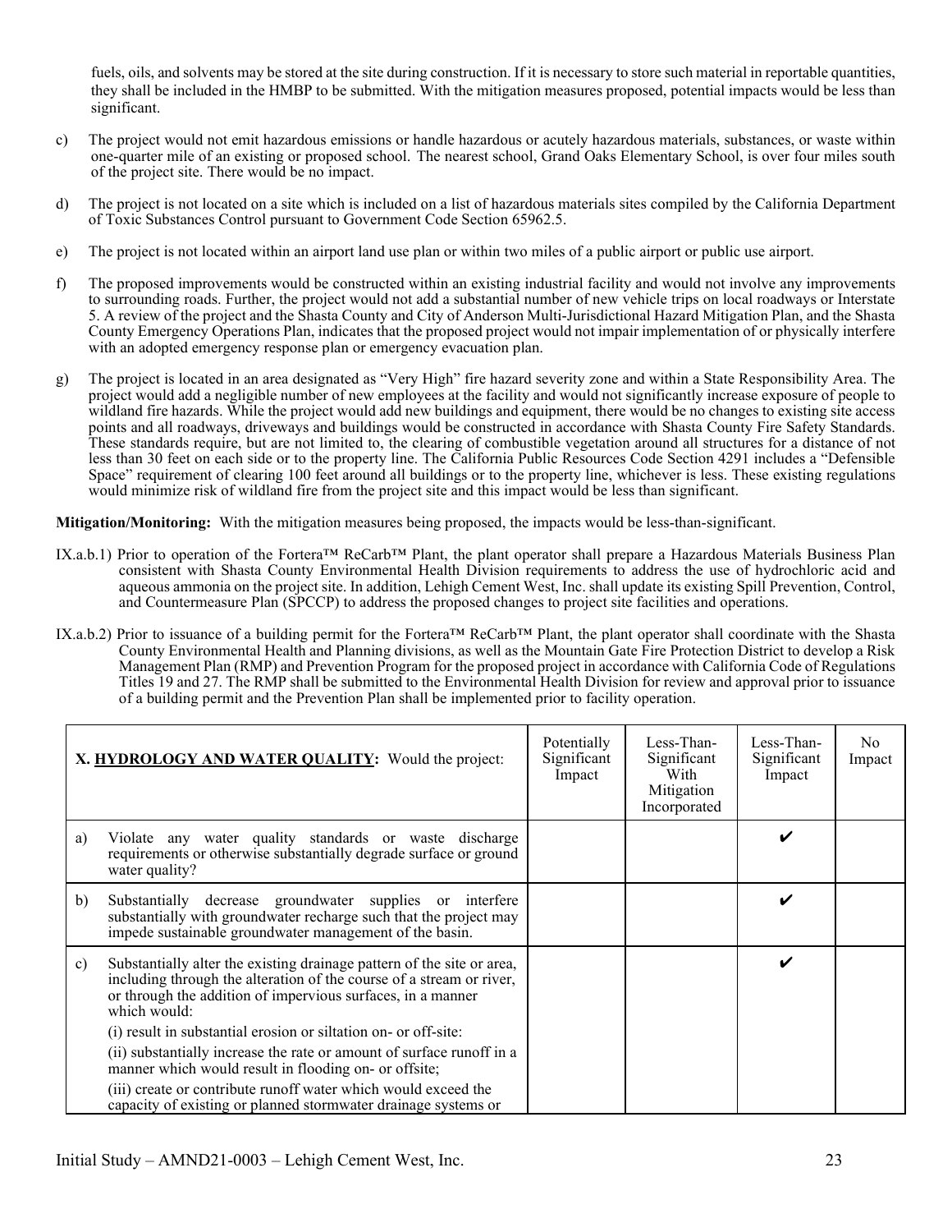fuels, oils, and solvents may be stored at the site during construction. If it is necessary to store such material in reportable quantities, they shall be included in the HMBP to be submitted. With the mitigation measures proposed, potential impacts would be less than significant.

c) The project would not emit hazardous emissions or handle hazardous or acutely hazardous materials, substances, or waste within one-quarter mile of an existing or proposed school. The nearest school, Grand Oaks Elementary School, is over four miles south of the project site. There would be no impact.

d) The project is not located on a site which is included on a list of hazardous materials sites compiled by the California Department of Toxic Substances Control pursuant to Government Code Section 65962.5.

e) The project is not located within an airport land use plan or within two miles of a public airport or public use airport.

f) The proposed improvements would be constructed within an existing industrial facility and would not involve any improvements to surrounding roads. Further, the project would not add a substantial number of new vehicle trips on local roadways or Interstate 5. A review of the project and the Shasta County and City of Anderson Multi-Jurisdictional Hazard Mitigation Plan, and the Shasta County Emergency Operations Plan, indicates that the proposed project would not impair implementation of or physically interfere with an adopted emergency response plan or emergency evacuation plan.

g) The project is located in an area designated as "Very High" fire hazard severity zone and within a State Responsibility Area. The project would add a negligible number of new employees at the facility and would not significantly increase exposure of people to wildland fire hazards. While the project would add new buildings and equipment, there would be no changes to existing site access points and all roadways, driveways and buildings would be constructed in accordance with Shasta County Fire Safety Standards. These standards require, but are not limited to, the clearing of combustible vegetation around all structures for a distance of not less than 30 feet on each side or to the property line. The California Public Resources Code Section 4291 includes a "Defensible Space" requirement of clearing 100 feet around all buildings or to the property line, whichever is less. These existing regulations would minimize risk of wildland fire from the project site and this impact would be less than significant.

**Mitigation/Monitoring:** With the mitigation measures being proposed, the impacts would be less-than-significant.

IX.a.b.1) Prior to operation of the Fortera™ ReCarb™ Plant, the plant operator shall prepare a Hazardous Materials Business Plan consistent with Shasta County Environmental Health Division requirements to address the use of hydrochloric acid and aqueous ammonia on the project site. In addition, Lehigh Cement West, Inc. shall update its existing Spill Prevention, Control, and Countermeasure Plan (SPCCP) to address the proposed changes to project site facilities and operations.

IX.a.b.2) Prior to issuance of a building permit for the Fortera™ ReCarb™ Plant, the plant operator shall coordinate with the Shasta County Environmental Health and Planning divisions, as well as the Mountain Gate Fire Protection District to develop a Risk Management Plan (RMP) and Prevention Program for the proposed project in accordance with California Code of Regulations Titles 19 and 27. The RMP shall be submitted to the Environmental Health Division for review and approval prior to issuance of a building permit and the Prevention Plan shall be implemented prior to facility operation.

| X. **HYDROLOGY AND WATER QUALITY:** Would the project: | Potentially Significant Impact | Less-Than-Significant With Mitigation Incorporated | Less-Than-Significant Impact | No Impact |
|---|---|---|---|---|
| a) Violate any water quality standards or waste discharge requirements or otherwise substantially degrade surface or ground water quality? | | | ✔ | |
| b) Substantially decrease groundwater supplies or interfere substantially with groundwater recharge such that the project may impede sustainable groundwater management of the basin. | | | ✔ | |
| c) Substantially alter the existing drainage pattern of the site or area, including through the alteration of the course of a stream or river, or through the addition of impervious surfaces, in a manner which would:<br>(i) result in substantial erosion or siltation on- or off-site:<br>(ii) substantially increase the rate or amount of surface runoff in a manner which would result in flooding on- or offsite;<br>(iii) create or contribute runoff water which would exceed the capacity of existing or planned stormwater drainage systems or | | | ✔ | |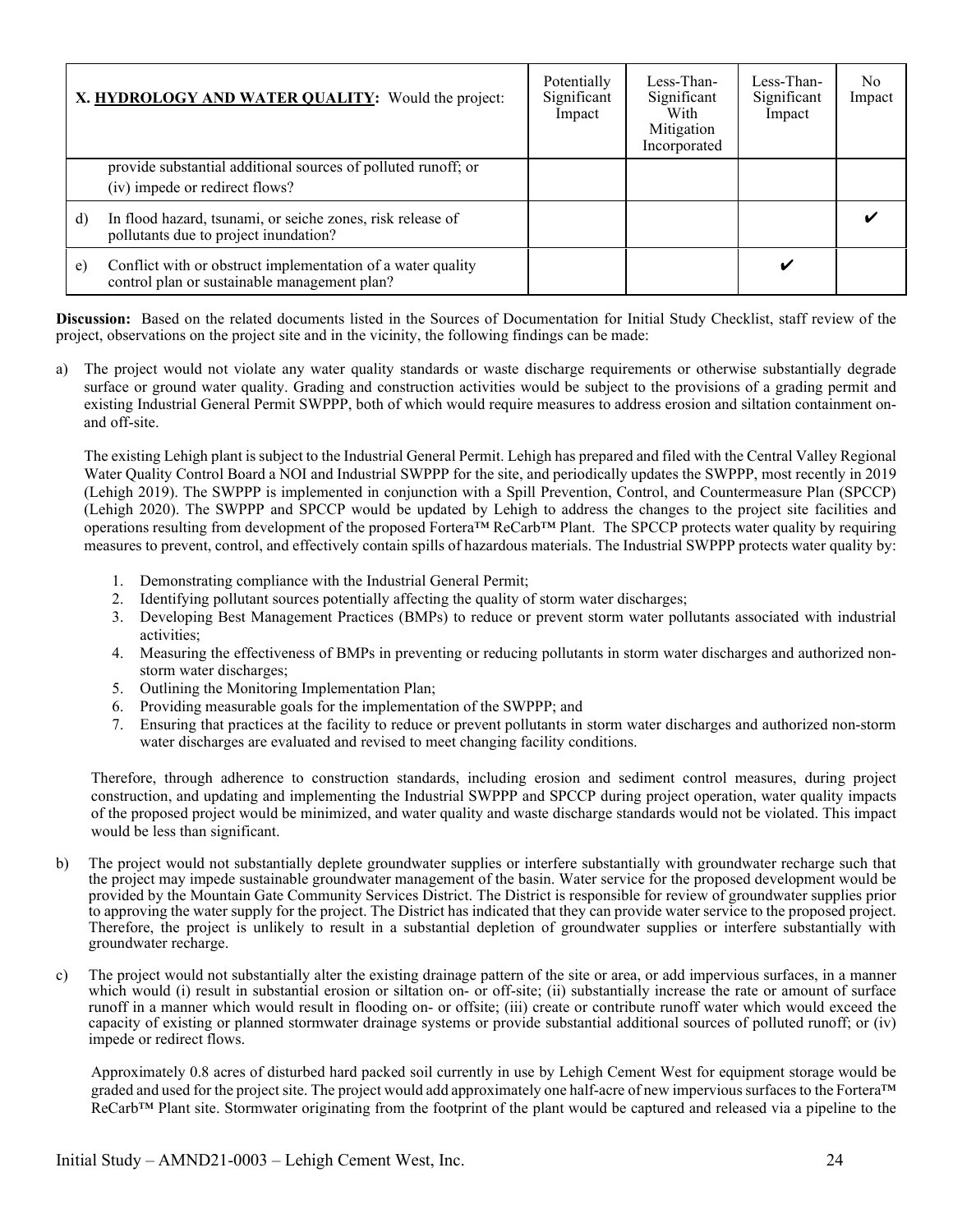| X. **HYDROLOGY AND WATER QUALITY:** Would the project: | | Potentially Significant Impact | Less-Than-Significant With Mitigation Incorporated | Less-Than-Significant Impact | No Impact |
|---|---|---|---|---|---|
| | provide substantial additional sources of polluted runoff; or (iv) impede or redirect flows? | | | | |
| d) | In flood hazard, tsunami, or seiche zones, risk release of pollutants due to project inundation? | | | | ✔ |
| e) | Conflict with or obstruct implementation of a water quality control plan or sustainable management plan? | | | ✔ | |

**Discussion:** Based on the related documents listed in the Sources of Documentation for Initial Study Checklist, staff review of the project, observations on the project site and in the vicinity, the following findings can be made:

a) The project would not violate any water quality standards or waste discharge requirements or otherwise substantially degrade surface or ground water quality. Grading and construction activities would be subject to the provisions of a grading permit and existing Industrial General Permit SWPPP, both of which would require measures to address erosion and siltation containment on- and off-site.

   The existing Lehigh plant is subject to the Industrial General Permit. Lehigh has prepared and filed with the Central Valley Regional Water Quality Control Board a NOI and Industrial SWPPP for the site, and periodically updates the SWPPP, most recently in 2019 (Lehigh 2019). The SWPPP is implemented in conjunction with a Spill Prevention, Control, and Countermeasure Plan (SPCCP) (Lehigh 2020). The SWPPP and SPCCP would be updated by Lehigh to address the changes to the project site facilities and operations resulting from development of the proposed Fortera™ ReCarb™ Plant. The SPCCP protects water quality by requiring measures to prevent, control, and effectively contain spills of hazardous materials. The Industrial SWPPP protects water quality by:

   1. Demonstrating compliance with the Industrial General Permit;
   2. Identifying pollutant sources potentially affecting the quality of storm water discharges;
   3. Developing Best Management Practices (BMPs) to reduce or prevent storm water pollutants associated with industrial activities;
   4. Measuring the effectiveness of BMPs in preventing or reducing pollutants in storm water discharges and authorized non-storm water discharges;
   5. Outlining the Monitoring Implementation Plan;
   6. Providing measurable goals for the implementation of the SWPPP; and
   7. Ensuring that practices at the facility to reduce or prevent pollutants in storm water discharges and authorized non-storm water discharges are evaluated and revised to meet changing facility conditions.

   Therefore, through adherence to construction standards, including erosion and sediment control measures, during project construction, and updating and implementing the Industrial SWPPP and SPCCP during project operation, water quality impacts of the proposed project would be minimized, and water quality and waste discharge standards would not be violated. This impact would be less than significant.

b) The project would not substantially deplete groundwater supplies or interfere substantially with groundwater recharge such that the project may impede sustainable groundwater management of the basin. Water service for the proposed development would be provided by the Mountain Gate Community Services District. The District is responsible for review of groundwater supplies prior to approving the water supply for the project. The District has indicated that they can provide water service to the proposed project. Therefore, the project is unlikely to result in a substantial depletion of groundwater supplies or interfere substantially with groundwater recharge.

c) The project would not substantially alter the existing drainage pattern of the site or area, or add impervious surfaces, in a manner which would (i) result in substantial erosion or siltation on- or off-site; (ii) substantially increase the rate or amount of surface runoff in a manner which would result in flooding on- or offsite; (iii) create or contribute runoff water which would exceed the capacity of existing or planned stormwater drainage systems or provide substantial additional sources of polluted runoff; or (iv) impede or redirect flows.

   Approximately 0.8 acres of disturbed hard packed soil currently in use by Lehigh Cement West for equipment storage would be graded and used for the project site. The project would add approximately one half-acre of new impervious surfaces to the Fortera™ ReCarb™ Plant site. Stormwater originating from the footprint of the plant would be captured and released via a pipeline to the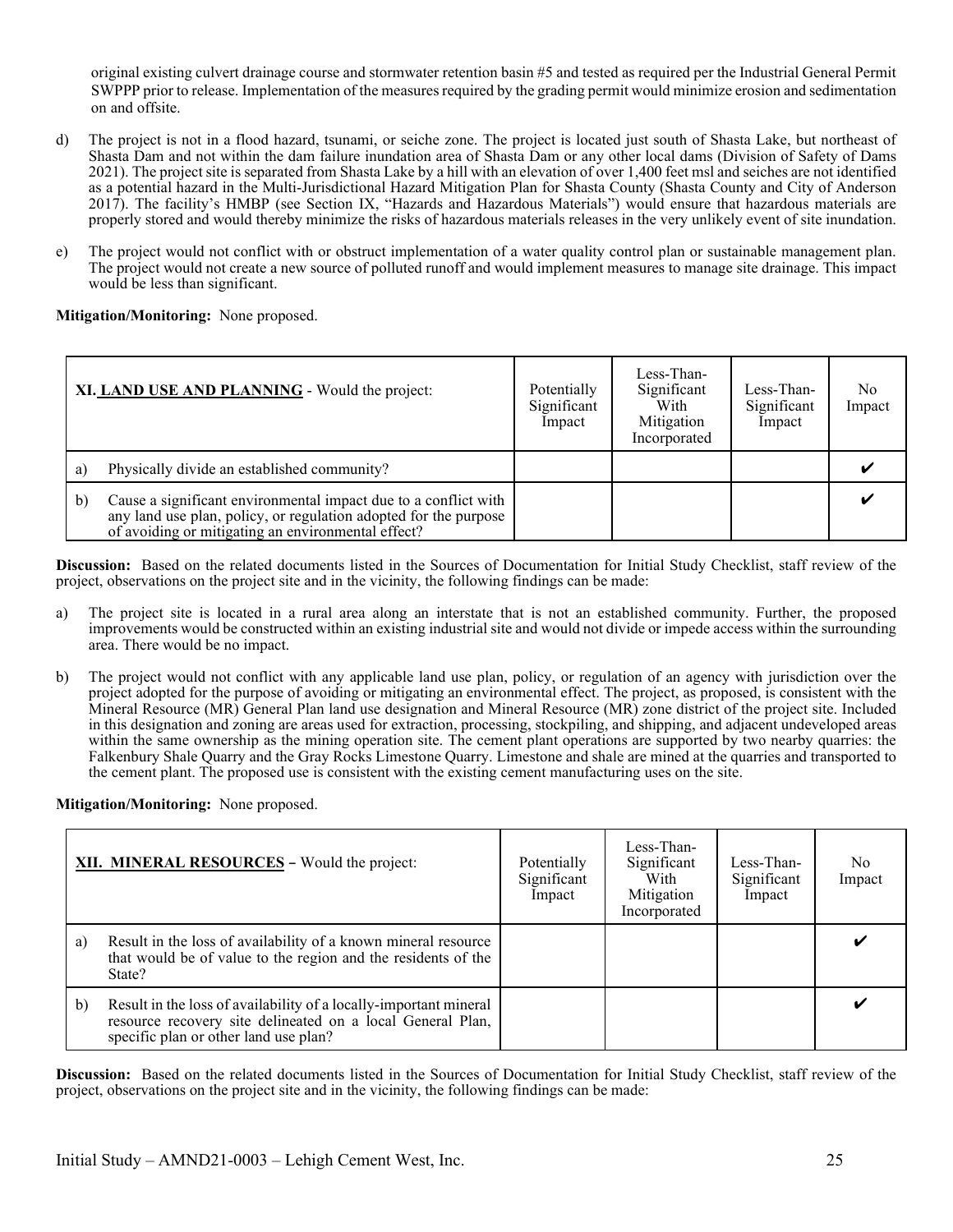original existing culvert drainage course and stormwater retention basin #5 and tested as required per the Industrial General Permit SWPPP prior to release. Implementation of the measures required by the grading permit would minimize erosion and sedimentation on and offsite.

d) The project is not in a flood hazard, tsunami, or seiche zone. The project is located just south of Shasta Lake, but northeast of Shasta Dam and not within the dam failure inundation area of Shasta Dam or any other local dams (Division of Safety of Dams 2021). The project site is separated from Shasta Lake by a hill with an elevation of over 1,400 feet msl and seiches are not identified as a potential hazard in the Multi-Jurisdictional Hazard Mitigation Plan for Shasta County (Shasta County and City of Anderson 2017). The facility's HMBP (see Section IX, "Hazards and Hazardous Materials") would ensure that hazardous materials are properly stored and would thereby minimize the risks of hazardous materials releases in the very unlikely event of site inundation.

e) The project would not conflict with or obstruct implementation of a water quality control plan or sustainable management plan. The project would not create a new source of polluted runoff and would implement measures to manage site drainage. This impact would be less than significant.

**Mitigation/Monitoring:** None proposed.

| XI. **LAND USE AND PLANNING** - Would the project: | Potentially Significant Impact | Less-Than-Significant With Mitigation Incorporated | Less-Than-Significant Impact | No Impact |
|---|---|---|---|---|
| a) Physically divide an established community? | | | | ✔ |
| b) Cause a significant environmental impact due to a conflict with any land use plan, policy, or regulation adopted for the purpose of avoiding or mitigating an environmental effect? | | | | ✔ |

**Discussion:** Based on the related documents listed in the Sources of Documentation for Initial Study Checklist, staff review of the project, observations on the project site and in the vicinity, the following findings can be made:

a) The project site is located in a rural area along an interstate that is not an established community. Further, the proposed improvements would be constructed within an existing industrial site and would not divide or impede access within the surrounding area. There would be no impact.

b) The project would not conflict with any applicable land use plan, policy, or regulation of an agency with jurisdiction over the project adopted for the purpose of avoiding or mitigating an environmental effect. The project, as proposed, is consistent with the Mineral Resource (MR) General Plan land use designation and Mineral Resource (MR) zone district of the project site. Included in this designation and zoning are areas used for extraction, processing, stockpiling, and shipping, and adjacent undeveloped areas within the same ownership as the mining operation site. The cement plant operations are supported by two nearby quarries: the Falkenbury Shale Quarry and the Gray Rocks Limestone Quarry. Limestone and shale are mined at the quarries and transported to the cement plant. The proposed use is consistent with the existing cement manufacturing uses on the site.

**Mitigation/Monitoring:** None proposed.

| **XII. MINERAL RESOURCES** – Would the project: | Potentially Significant Impact | Less-Than-Significant With Mitigation Incorporated | Less-Than-Significant Impact | No Impact |
|---|---|---|---|---|
| a) Result in the loss of availability of a known mineral resource that would be of value to the region and the residents of the State? | | | | ✔ |
| b) Result in the loss of availability of a locally-important mineral resource recovery site delineated on a local General Plan, specific plan or other land use plan? | | | | ✔ |

**Discussion:** Based on the related documents listed in the Sources of Documentation for Initial Study Checklist, staff review of the project, observations on the project site and in the vicinity, the following findings can be made: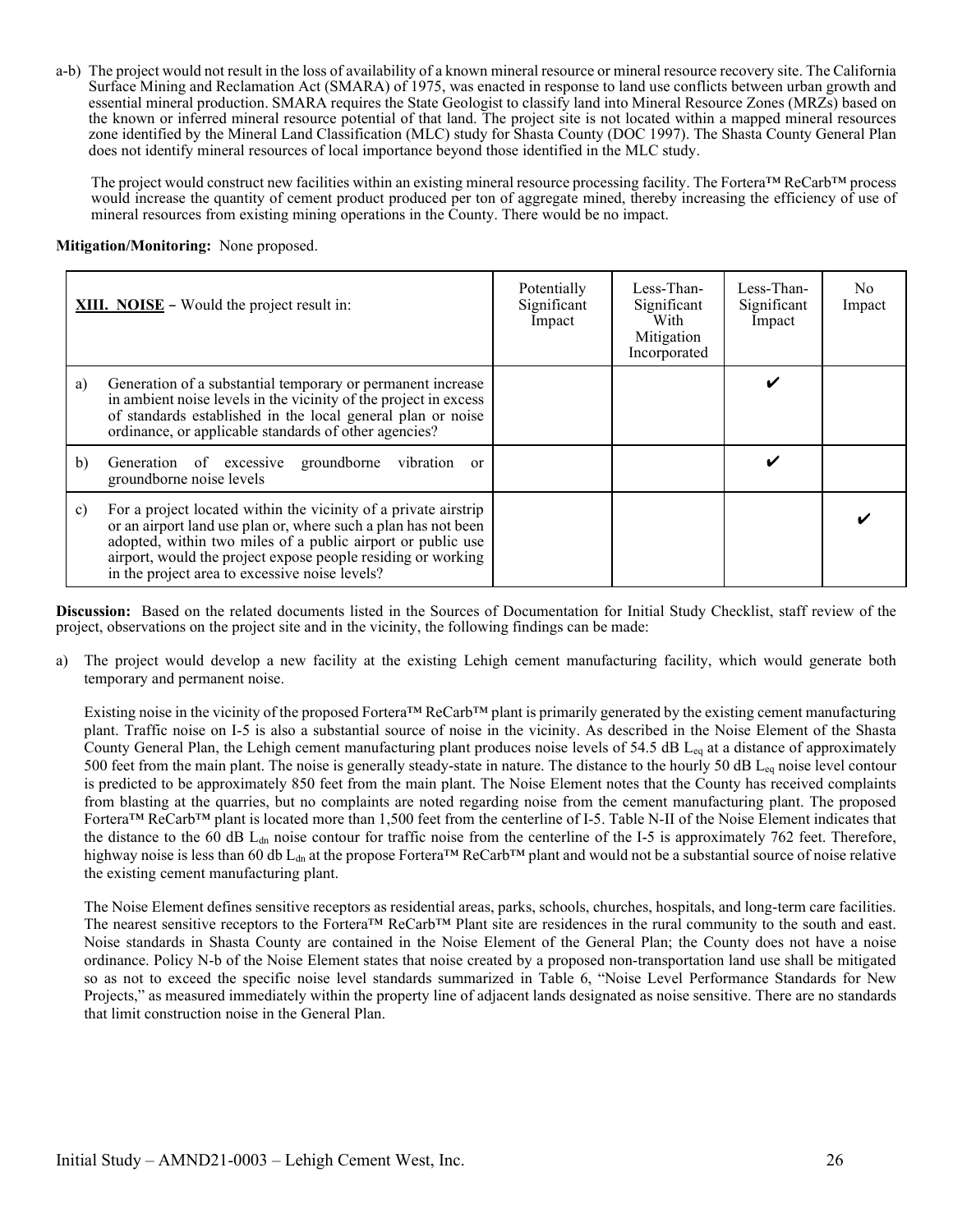a-b) The project would not result in the loss of availability of a known mineral resource or mineral resource recovery site. The California Surface Mining and Reclamation Act (SMARA) of 1975, was enacted in response to land use conflicts between urban growth and essential mineral production. SMARA requires the State Geologist to classify land into Mineral Resource Zones (MRZs) based on the known or inferred mineral resource potential of that land. The project site is not located within a mapped mineral resources zone identified by the Mineral Land Classification (MLC) study for Shasta County (DOC 1997). The Shasta County General Plan does not identify mineral resources of local importance beyond those identified in the MLC study.

The project would construct new facilities within an existing mineral resource processing facility. The Fortera™ ReCarb™ process would increase the quantity of cement product produced per ton of aggregate mined, thereby increasing the efficiency of use of mineral resources from existing mining operations in the County. There would be no impact.

**Mitigation/Monitoring:** None proposed.

| **XIII. NOISE** – Would the project result in: | Potentially Significant Impact | Less-Than-Significant With Mitigation Incorporated | Less-Than-Significant Impact | No Impact |
|---|---|---|---|---|
| a) Generation of a substantial temporary or permanent increase in ambient noise levels in the vicinity of the project in excess of standards established in the local general plan or noise ordinance, or applicable standards of other agencies? | | | ✔ | |
| b) Generation of excessive groundborne vibration or groundborne noise levels | | | ✔ | |
| c) For a project located within the vicinity of a private airstrip or an airport land use plan or, where such a plan has not been adopted, within two miles of a public airport or public use airport, would the project expose people residing or working in the project area to excessive noise levels? | | | | ✔ |

**Discussion:** Based on the related documents listed in the Sources of Documentation for Initial Study Checklist, staff review of the project, observations on the project site and in the vicinity, the following findings can be made:

a) The project would develop a new facility at the existing Lehigh cement manufacturing facility, which would generate both temporary and permanent noise.

Existing noise in the vicinity of the proposed Fortera™ ReCarb™ plant is primarily generated by the existing cement manufacturing plant. Traffic noise on I-5 is also a substantial source of noise in the vicinity. As described in the Noise Element of the Shasta County General Plan, the Lehigh cement manufacturing plant produces noise levels of 54.5 dB $L_{eq}$ at a distance of approximately 500 feet from the main plant. The noise is generally steady-state in nature. The distance to the hourly 50 dB $L_{eq}$ noise level contour is predicted to be approximately 850 feet from the main plant. The Noise Element notes that the County has received complaints from blasting at the quarries, but no complaints are noted regarding noise from the cement manufacturing plant. The proposed Fortera™ ReCarb™ plant is located more than 1,500 feet from the centerline of I-5. Table N-II of the Noise Element indicates that the distance to the 60 dB $L_{dn}$ noise contour for traffic noise from the centerline of the I-5 is approximately 762 feet. Therefore, highway noise is less than 60 db $L_{dn}$ at the propose Fortera™ ReCarb™ plant and would not be a substantial source of noise relative the existing cement manufacturing plant.

The Noise Element defines sensitive receptors as residential areas, parks, schools, churches, hospitals, and long-term care facilities. The nearest sensitive receptors to the Fortera™ ReCarb™ Plant site are residences in the rural community to the south and east. Noise standards in Shasta County are contained in the Noise Element of the General Plan; the County does not have a noise ordinance. Policy N-b of the Noise Element states that noise created by a proposed non-transportation land use shall be mitigated so as not to exceed the specific noise level standards summarized in Table 6, "Noise Level Performance Standards for New Projects," as measured immediately within the property line of adjacent lands designated as noise sensitive. There are no standards that limit construction noise in the General Plan.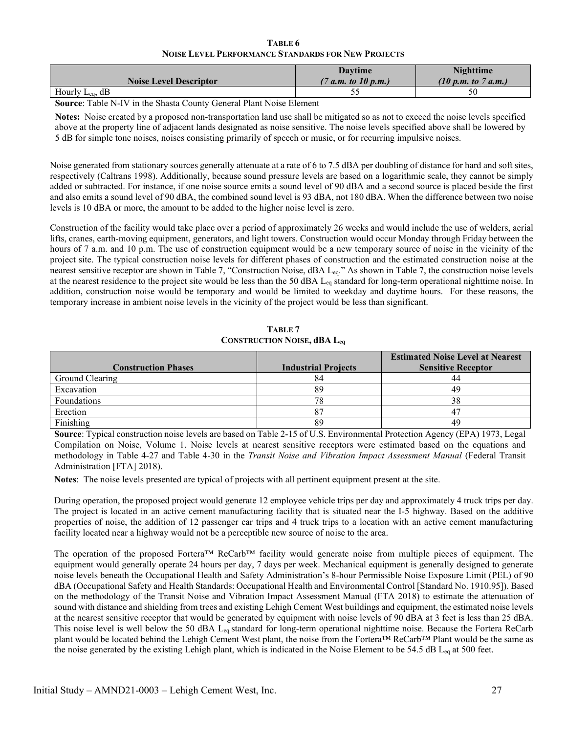**TABLE 6**
**NOISE LEVEL PERFORMANCE STANDARDS FOR NEW PROJECTS**

| Noise Level Descriptor | Daytime *(7 a.m. to 10 p.m.)* | Nighttime *(10 p.m. to 7 a.m.)* |
|---|---|---|
| Hourly $L_{eq}$, dB | 55 | 50 |

**Source**: Table N-IV in the Shasta County General Plant Noise Element

**Notes:** Noise created by a proposed non-transportation land use shall be mitigated so as not to exceed the noise levels specified above at the property line of adjacent lands designated as noise sensitive. The noise levels specified above shall be lowered by 5 dB for simple tone noises, noises consisting primarily of speech or music, or for recurring impulsive noises.

Noise generated from stationary sources generally attenuate at a rate of 6 to 7.5 dBA per doubling of distance for hard and soft sites, respectively (Caltrans 1998). Additionally, because sound pressure levels are based on a logarithmic scale, they cannot be simply added or subtracted. For instance, if one noise source emits a sound level of 90 dBA and a second source is placed beside the first and also emits a sound level of 90 dBA, the combined sound level is 93 dBA, not 180 dBA. When the difference between two noise levels is 10 dBA or more, the amount to be added to the higher noise level is zero.

Construction of the facility would take place over a period of approximately 26 weeks and would include the use of welders, aerial lifts, cranes, earth-moving equipment, generators, and light towers. Construction would occur Monday through Friday between the hours of 7 a.m. and 10 p.m. The use of construction equipment would be a new temporary source of noise in the vicinity of the project site. The typical construction noise levels for different phases of construction and the estimated construction noise at the nearest sensitive receptor are shown in Table 7, "Construction Noise, dBA $L_{eq}$." As shown in Table 7, the construction noise levels at the nearest residence to the project site would be less than the 50 dBA $L_{eq}$ standard for long-term operational nighttime noise. In addition, construction noise would be temporary and would be limited to weekday and daytime hours. For these reasons, the temporary increase in ambient noise levels in the vicinity of the project would be less than significant.

**TABLE 7**
**CONSTRUCTION NOISE, dBA $L_{eq}$**

| Construction Phases | Industrial Projects | Estimated Noise Level at Nearest Sensitive Receptor |
|---|---|---|
| Ground Clearing | 84 | 44 |
| Excavation | 89 | 49 |
| Foundations | 78 | 38 |
| Erection | 87 | 47 |
| Finishing | 89 | 49 |

**Source**: Typical construction noise levels are based on Table 2-15 of U.S. Environmental Protection Agency (EPA) 1973, Legal Compilation on Noise, Volume 1. Noise levels at nearest sensitive receptors were estimated based on the equations and methodology in Table 4-27 and Table 4-30 in the *Transit Noise and Vibration Impact Assessment Manual* (Federal Transit Administration [FTA] 2018).

**Notes**: The noise levels presented are typical of projects with all pertinent equipment present at the site.

During operation, the proposed project would generate 12 employee vehicle trips per day and approximately 4 truck trips per day. The project is located in an active cement manufacturing facility that is situated near the I-5 highway. Based on the additive properties of noise, the addition of 12 passenger car trips and 4 truck trips to a location with an active cement manufacturing facility located near a highway would not be a perceptible new source of noise to the area.

The operation of the proposed Fortera™ ReCarb™ facility would generate noise from multiple pieces of equipment. The equipment would generally operate 24 hours per day, 7 days per week. Mechanical equipment is generally designed to generate noise levels beneath the Occupational Health and Safety Administration's 8-hour Permissible Noise Exposure Limit (PEL) of 90 dBA (Occupational Safety and Health Standards: Occupational Health and Environmental Control [Standard No. 1910.95]). Based on the methodology of the Transit Noise and Vibration Impact Assessment Manual (FTA 2018) to estimate the attenuation of sound with distance and shielding from trees and existing Lehigh Cement West buildings and equipment, the estimated noise levels at the nearest sensitive receptor that would be generated by equipment with noise levels of 90 dBA at 3 feet is less than 25 dBA. This noise level is well below the 50 dBA $L_{eq}$ standard for long-term operational nighttime noise. Because the Fortera ReCarb plant would be located behind the Lehigh Cement West plant, the noise from the Fortera™ ReCarb™ Plant would be the same as the noise generated by the existing Lehigh plant, which is indicated in the Noise Element to be 54.5 dB $L_{eq}$ at 500 feet.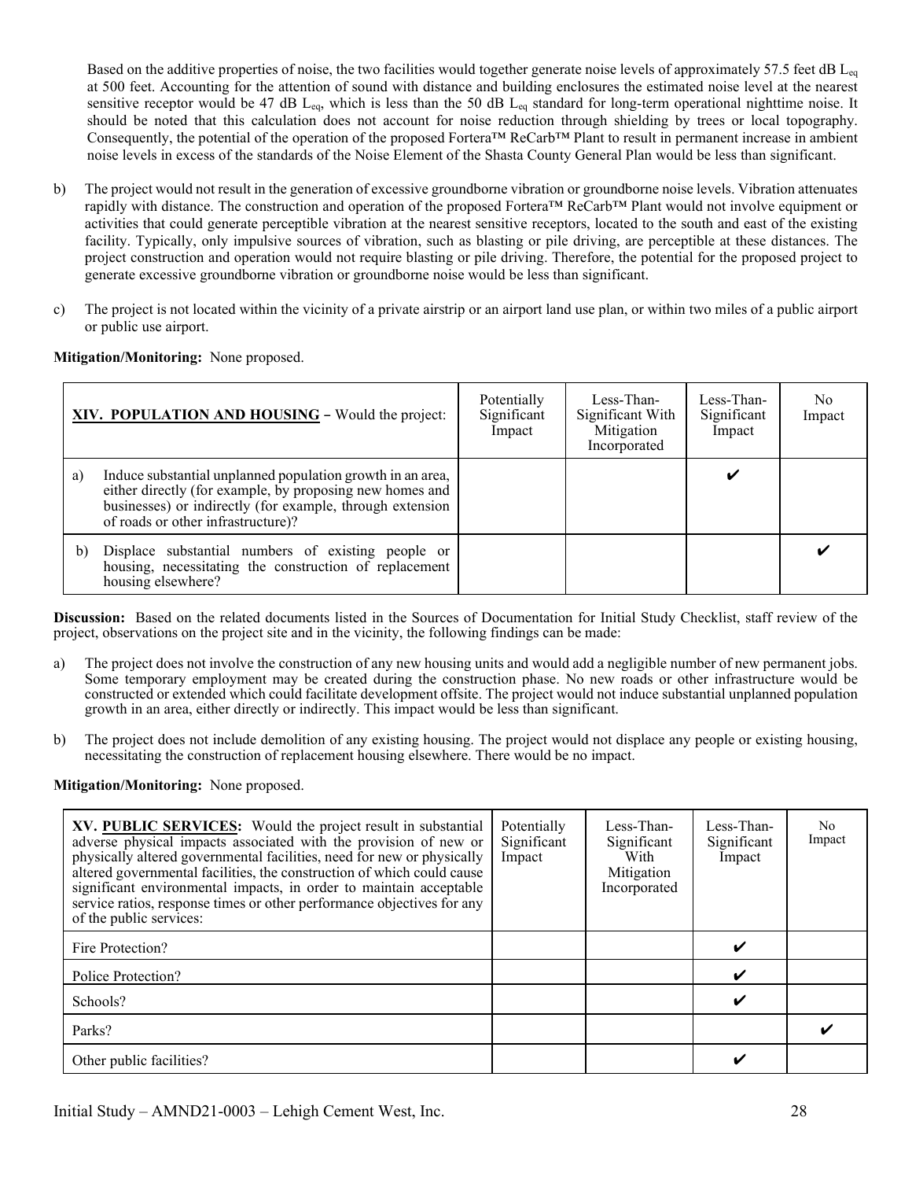Based on the additive properties of noise, the two facilities would together generate noise levels of approximately 57.5 feet dB $L_{eq}$ at 500 feet. Accounting for the attention of sound with distance and building enclosures the estimated noise level at the nearest sensitive receptor would be 47 dB $L_{eq}$, which is less than the 50 dB $L_{eq}$ standard for long-term operational nighttime noise. It should be noted that this calculation does not account for noise reduction through shielding by trees or local topography. Consequently, the potential of the operation of the proposed Fortera™ ReCarb™ Plant to result in permanent increase in ambient noise levels in excess of the standards of the Noise Element of the Shasta County General Plan would be less than significant.

b) The project would not result in the generation of excessive groundborne vibration or groundborne noise levels. Vibration attenuates rapidly with distance. The construction and operation of the proposed Fortera™ ReCarb™ Plant would not involve equipment or activities that could generate perceptible vibration at the nearest sensitive receptors, located to the south and east of the existing facility. Typically, only impulsive sources of vibration, such as blasting or pile driving, are perceptible at these distances. The project construction and operation would not require blasting or pile driving. Therefore, the potential for the proposed project to generate excessive groundborne vibration or groundborne noise would be less than significant.

c) The project is not located within the vicinity of a private airstrip or an airport land use plan, or within two miles of a public airport or public use airport.

**Mitigation/Monitoring:** None proposed.

| **XIV. POPULATION AND HOUSING** – Would the project: | Potentially Significant Impact | Less-Than-Significant With Mitigation Incorporated | Less-Than-Significant Impact | No Impact |
|---|---|---|---|---|
| a) Induce substantial unplanned population growth in an area, either directly (for example, by proposing new homes and businesses) or indirectly (for example, through extension of roads or other infrastructure)? | | | ✔ | |
| b) Displace substantial numbers of existing people or housing, necessitating the construction of replacement housing elsewhere? | | | | ✔ |

**Discussion:** Based on the related documents listed in the Sources of Documentation for Initial Study Checklist, staff review of the project, observations on the project site and in the vicinity, the following findings can be made:

a) The project does not involve the construction of any new housing units and would add a negligible number of new permanent jobs. Some temporary employment may be created during the construction phase. No new roads or other infrastructure would be constructed or extended which could facilitate development offsite. The project would not induce substantial unplanned population growth in an area, either directly or indirectly. This impact would be less than significant.

b) The project does not include demolition of any existing housing. The project would not displace any people or existing housing, necessitating the construction of replacement housing elsewhere. There would be no impact.

**Mitigation/Monitoring:** None proposed.

| **XV. PUBLIC SERVICES:** Would the project result in substantial adverse physical impacts associated with the provision of new or physically altered governmental facilities, need for new or physically altered governmental facilities, the construction of which could cause significant environmental impacts, in order to maintain acceptable service ratios, response times or other performance objectives for any of the public services: | Potentially Significant Impact | Less-Than-Significant With Mitigation Incorporated | Less-Than-Significant Impact | No Impact |
|---|---|---|---|---|
| Fire Protection? | | | ✔ | |
| Police Protection? | | | ✔ | |
| Schools? | | | ✔ | |
| Parks? | | | | ✔ |
| Other public facilities? | | | ✔ | |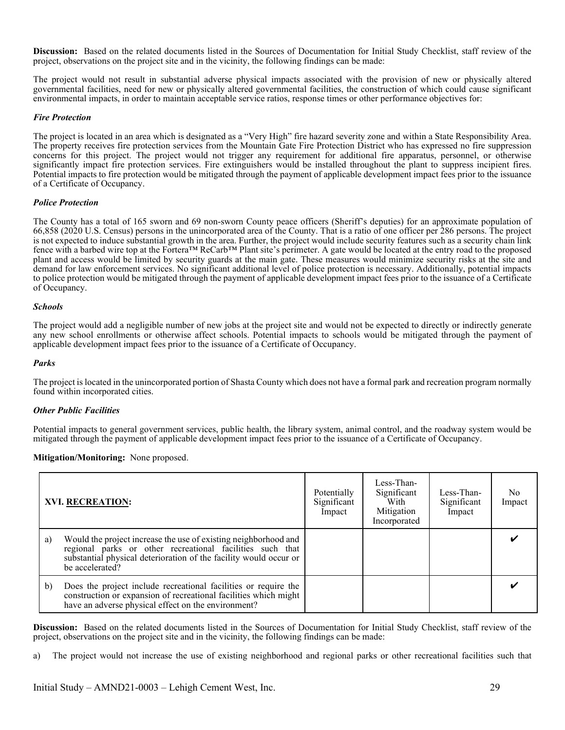**Discussion:** Based on the related documents listed in the Sources of Documentation for Initial Study Checklist, staff review of the project, observations on the project site and in the vicinity, the following findings can be made:

The project would not result in substantial adverse physical impacts associated with the provision of new or physically altered governmental facilities, need for new or physically altered governmental facilities, the construction of which could cause significant environmental impacts, in order to maintain acceptable service ratios, response times or other performance objectives for:

***Fire Protection***

The project is located in an area which is designated as a "Very High" fire hazard severity zone and within a State Responsibility Area. The property receives fire protection services from the Mountain Gate Fire Protection District who has expressed no fire suppression concerns for this project. The project would not trigger any requirement for additional fire apparatus, personnel, or otherwise significantly impact fire protection services. Fire extinguishers would be installed throughout the plant to suppress incipient fires. Potential impacts to fire protection would be mitigated through the payment of applicable development impact fees prior to the issuance of a Certificate of Occupancy.

***Police Protection***

The County has a total of 165 sworn and 69 non-sworn County peace officers (Sheriff's deputies) for an approximate population of 66,858 (2020 U.S. Census) persons in the unincorporated area of the County. That is a ratio of one officer per 286 persons. The project is not expected to induce substantial growth in the area. Further, the project would include security features such as a security chain link fence with a barbed wire top at the Fortera™ ReCarb™ Plant site's perimeter. A gate would be located at the entry road to the proposed plant and access would be limited by security guards at the main gate. These measures would minimize security risks at the site and demand for law enforcement services. No significant additional level of police protection is necessary. Additionally, potential impacts to police protection would be mitigated through the payment of applicable development impact fees prior to the issuance of a Certificate of Occupancy.

***Schools***

The project would add a negligible number of new jobs at the project site and would not be expected to directly or indirectly generate any new school enrollments or otherwise affect schools. Potential impacts to schools would be mitigated through the payment of applicable development impact fees prior to the issuance of a Certificate of Occupancy.

***Parks***

The project is located in the unincorporated portion of Shasta County which does not have a formal park and recreation program normally found within incorporated cities.

***Other Public Facilities***

Potential impacts to general government services, public health, the library system, animal control, and the roadway system would be mitigated through the payment of applicable development impact fees prior to the issuance of a Certificate of Occupancy.

**Mitigation/Monitoring:** None proposed.

| | **XVI. RECREATION:** | Potentially Significant Impact | Less-Than-Significant With Mitigation Incorporated | Less-Than-Significant Impact | No Impact |
|---|---|---|---|---|---|
| a) | Would the project increase the use of existing neighborhood and regional parks or other recreational facilities such that substantial physical deterioration of the facility would occur or be accelerated? | | | | ✔ |
| b) | Does the project include recreational facilities or require the construction or expansion of recreational facilities which might have an adverse physical effect on the environment? | | | | ✔ |

**Discussion:** Based on the related documents listed in the Sources of Documentation for Initial Study Checklist, staff review of the project, observations on the project site and in the vicinity, the following findings can be made:

a) The project would not increase the use of existing neighborhood and regional parks or other recreational facilities such that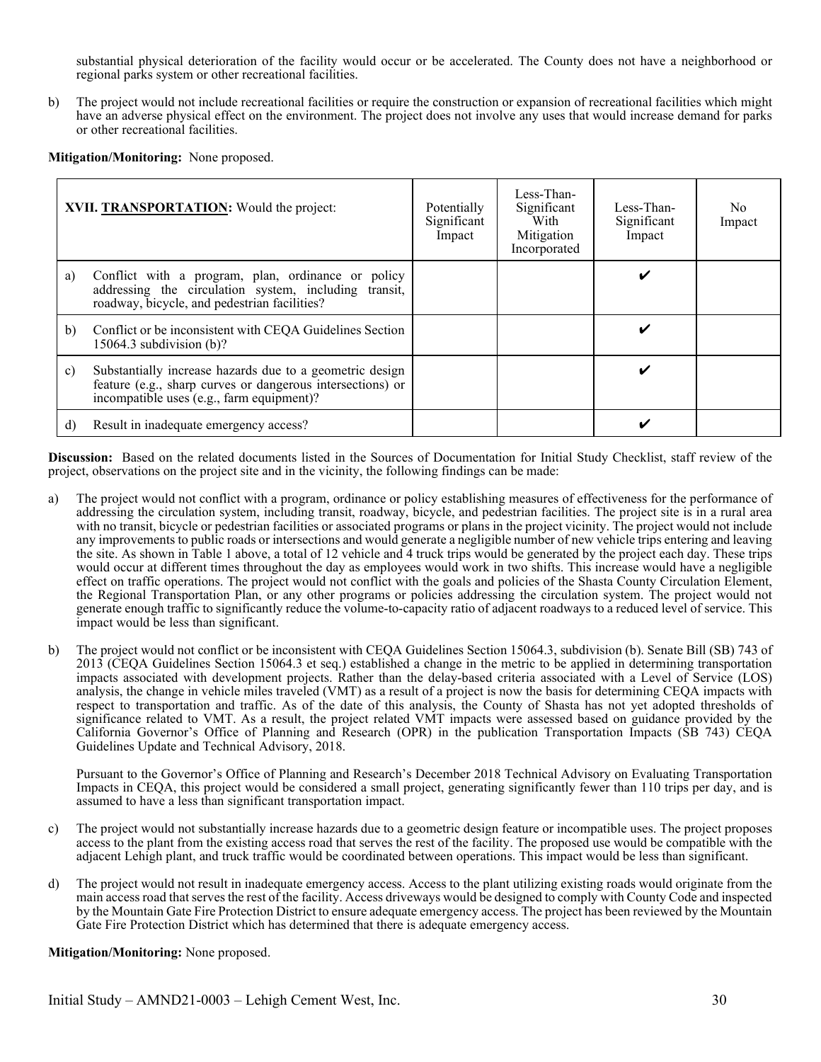substantial physical deterioration of the facility would occur or be accelerated. The County does not have a neighborhood or regional parks system or other recreational facilities.

b) The project would not include recreational facilities or require the construction or expansion of recreational facilities which might have an adverse physical effect on the environment. The project does not involve any uses that would increase demand for parks or other recreational facilities.

**Mitigation/Monitoring:** None proposed.

| **XVII. TRANSPORTATION:** Would the project: | Potentially Significant Impact | Less-Than-Significant With Mitigation Incorporated | Less-Than-Significant Impact | No Impact |
|---|---|---|---|---|
| a) Conflict with a program, plan, ordinance or policy addressing the circulation system, including transit, roadway, bicycle, and pedestrian facilities? | | | ✔ | |
| b) Conflict or be inconsistent with CEQA Guidelines Section 15064.3 subdivision (b)? | | | ✔ | |
| c) Substantially increase hazards due to a geometric design feature (e.g., sharp curves or dangerous intersections) or incompatible uses (e.g., farm equipment)? | | | ✔ | |
| d) Result in inadequate emergency access? | | | ✔ | |

**Discussion:** Based on the related documents listed in the Sources of Documentation for Initial Study Checklist, staff review of the project, observations on the project site and in the vicinity, the following findings can be made:

a) The project would not conflict with a program, ordinance or policy establishing measures of effectiveness for the performance of addressing the circulation system, including transit, roadway, bicycle, and pedestrian facilities. The project site is in a rural area with no transit, bicycle or pedestrian facilities or associated programs or plans in the project vicinity. The project would not include any improvements to public roads or intersections and would generate a negligible number of new vehicle trips entering and leaving the site. As shown in Table 1 above, a total of 12 vehicle and 4 truck trips would be generated by the project each day. These trips would occur at different times throughout the day as employees would work in two shifts. This increase would have a negligible effect on traffic operations. The project would not conflict with the goals and policies of the Shasta County Circulation Element, the Regional Transportation Plan, or any other programs or policies addressing the circulation system. The project would not generate enough traffic to significantly reduce the volume-to-capacity ratio of adjacent roadways to a reduced level of service. This impact would be less than significant.

b) The project would not conflict or be inconsistent with CEQA Guidelines Section 15064.3, subdivision (b). Senate Bill (SB) 743 of 2013 (CEQA Guidelines Section 15064.3 et seq.) established a change in the metric to be applied in determining transportation impacts associated with development projects. Rather than the delay-based criteria associated with a Level of Service (LOS) analysis, the change in vehicle miles traveled (VMT) as a result of a project is now the basis for determining CEQA impacts with respect to transportation and traffic. As of the date of this analysis, the County of Shasta has not yet adopted thresholds of significance related to VMT. As a result, the project related VMT impacts were assessed based on guidance provided by the California Governor's Office of Planning and Research (OPR) in the publication Transportation Impacts (SB 743) CEQA Guidelines Update and Technical Advisory, 2018.

   Pursuant to the Governor's Office of Planning and Research's December 2018 Technical Advisory on Evaluating Transportation Impacts in CEQA, this project would be considered a small project, generating significantly fewer than 110 trips per day, and is assumed to have a less than significant transportation impact.

c) The project would not substantially increase hazards due to a geometric design feature or incompatible uses. The project proposes access to the plant from the existing access road that serves the rest of the facility. The proposed use would be compatible with the adjacent Lehigh plant, and truck traffic would be coordinated between operations. This impact would be less than significant.

d) The project would not result in inadequate emergency access. Access to the plant utilizing existing roads would originate from the main access road that serves the rest of the facility. Access driveways would be designed to comply with County Code and inspected by the Mountain Gate Fire Protection District to ensure adequate emergency access. The project has been reviewed by the Mountain Gate Fire Protection District which has determined that there is adequate emergency access.

**Mitigation/Monitoring:** None proposed.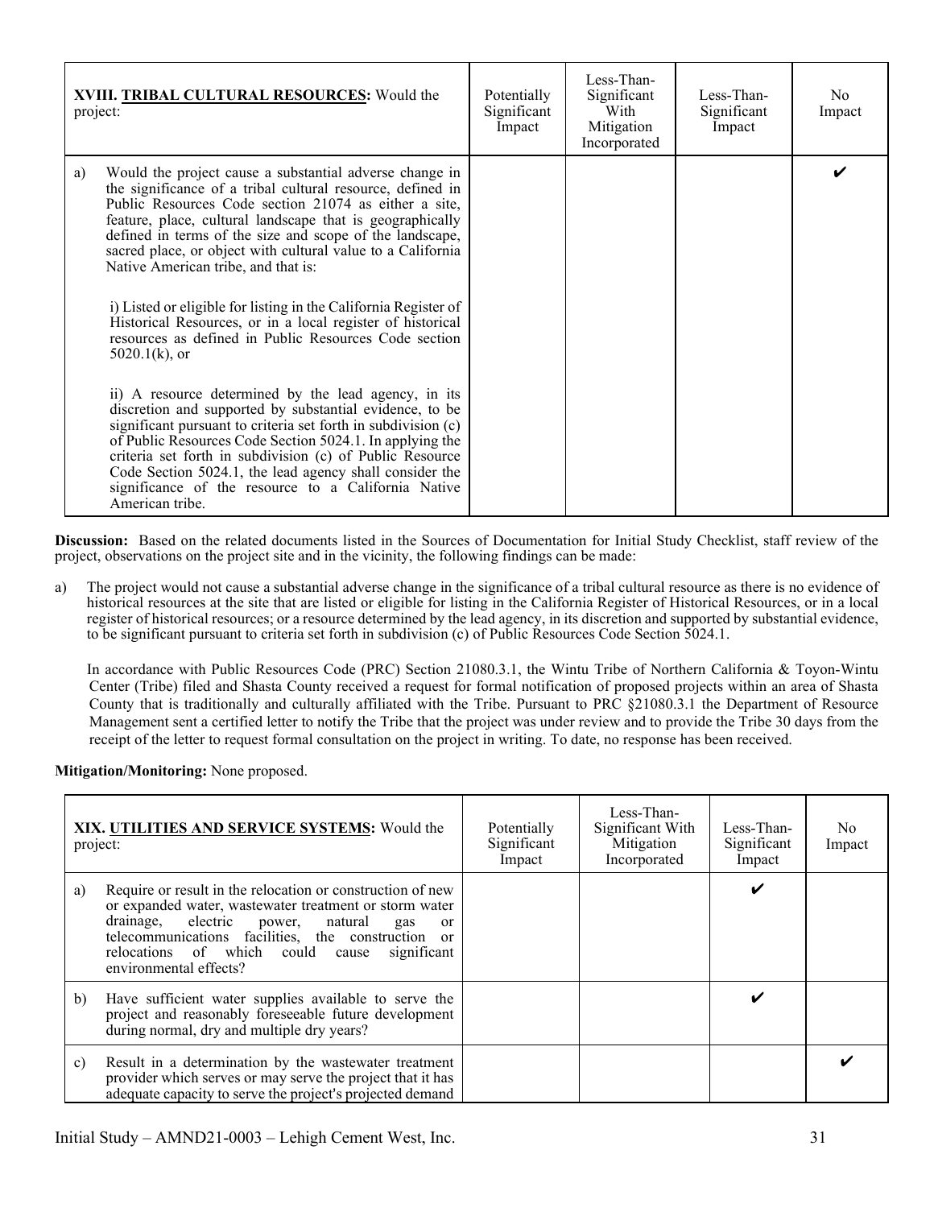| **XVIII. TRIBAL CULTURAL RESOURCES:** Would the project: | Potentially Significant Impact | Less-Than-Significant With Mitigation Incorporated | Less-Than-Significant Impact | No Impact |
|---|---|---|---|---|
| a) Would the project cause a substantial adverse change in the significance of a tribal cultural resource, defined in Public Resources Code section 21074 as either a site, feature, place, cultural landscape that is geographically defined in terms of the size and scope of the landscape, sacred place, or object with cultural value to a California Native American tribe, and that is:<br><br>i) Listed or eligible for listing in the California Register of Historical Resources, or in a local register of historical resources as defined in Public Resources Code section 5020.1(k), or<br><br>ii) A resource determined by the lead agency, in its discretion and supported by substantial evidence, to be significant pursuant to criteria set forth in subdivision (c) of Public Resources Code Section 5024.1. In applying the criteria set forth in subdivision (c) of Public Resource Code Section 5024.1, the lead agency shall consider the significance of the resource to a California Native American tribe. | | | | ✔ |

**Discussion:** Based on the related documents listed in the Sources of Documentation for Initial Study Checklist, staff review of the project, observations on the project site and in the vicinity, the following findings can be made:

a) The project would not cause a substantial adverse change in the significance of a tribal cultural resource as there is no evidence of historical resources at the site that are listed or eligible for listing in the California Register of Historical Resources, or in a local register of historical resources; or a resource determined by the lead agency, in its discretion and supported by substantial evidence, to be significant pursuant to criteria set forth in subdivision (c) of Public Resources Code Section 5024.1.

In accordance with Public Resources Code (PRC) Section 21080.3.1, the Wintu Tribe of Northern California & Toyon-Wintu Center (Tribe) filed and Shasta County received a request for formal notification of proposed projects within an area of Shasta County that is traditionally and culturally affiliated with the Tribe. Pursuant to PRC §21080.3.1 the Department of Resource Management sent a certified letter to notify the Tribe that the project was under review and to provide the Tribe 30 days from the receipt of the letter to request formal consultation on the project in writing. To date, no response has been received.

**Mitigation/Monitoring:** None proposed.

| **XIX. UTILITIES AND SERVICE SYSTEMS:** Would the project: | Potentially Significant Impact | Less-Than-Significant With Mitigation Incorporated | Less-Than-Significant Impact | No Impact |
|---|---|---|---|---|
| a) Require or result in the relocation or construction of new or expanded water, wastewater treatment or storm water drainage, electric power, natural gas or telecommunications facilities, the construction or relocations of which could cause significant environmental effects? | | | ✔ | |
| b) Have sufficient water supplies available to serve the project and reasonably foreseeable future development during normal, dry and multiple dry years? | | | ✔ | |
| c) Result in a determination by the wastewater treatment provider which serves or may serve the project that it has adequate capacity to serve the project's projected demand | | | | ✔ |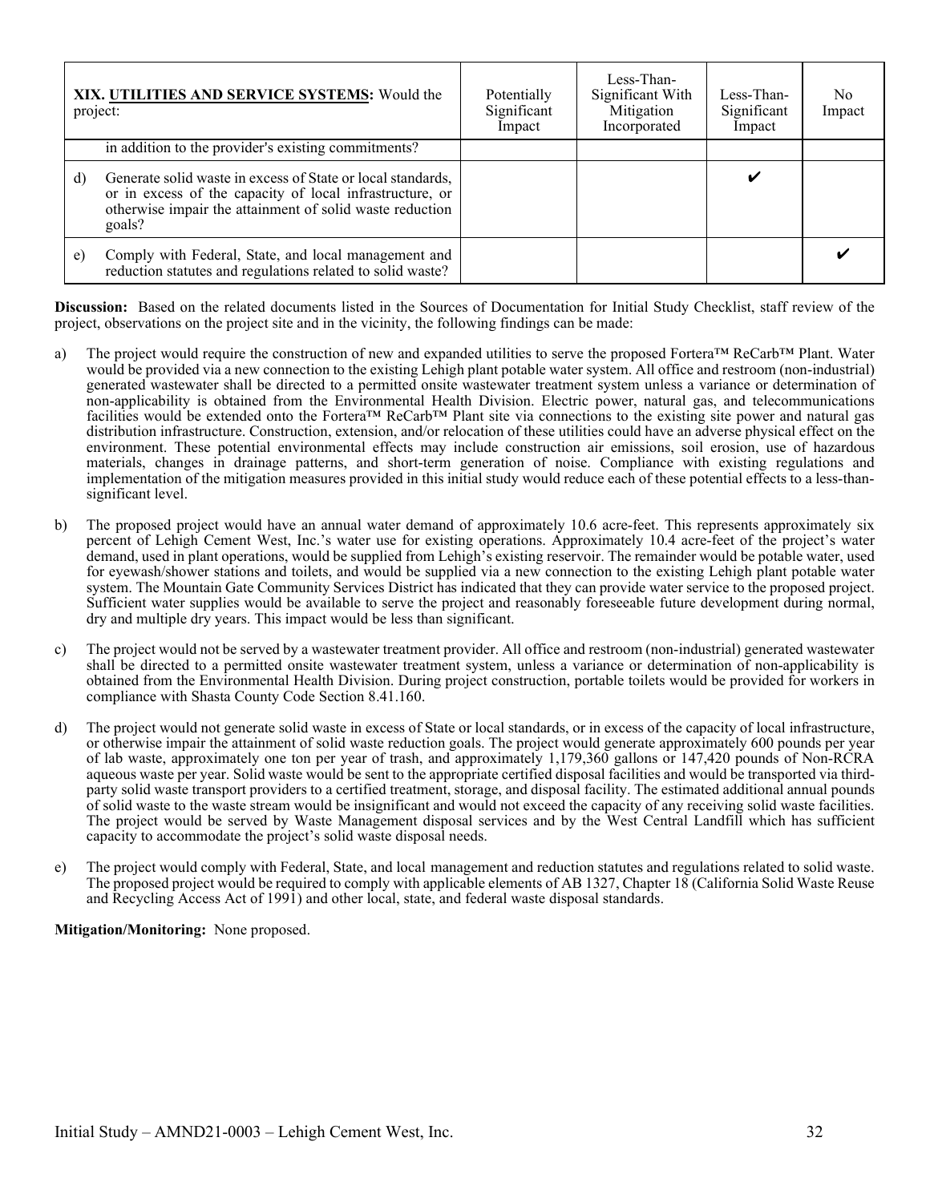| **XIX. UTILITIES AND SERVICE SYSTEMS:** Would the project: | Potentially Significant Impact | Less-Than-Significant With Mitigation Incorporated | Less-Than-Significant Impact | No Impact |
|---|---|---|---|---|
| in addition to the provider's existing commitments? | | | | |
| d) Generate solid waste in excess of State or local standards, or in excess of the capacity of local infrastructure, or otherwise impair the attainment of solid waste reduction goals? | | | ✔ | |
| e) Comply with Federal, State, and local management and reduction statutes and regulations related to solid waste? | | | | ✔ |

**Discussion:** Based on the related documents listed in the Sources of Documentation for Initial Study Checklist, staff review of the project, observations on the project site and in the vicinity, the following findings can be made:

a) The project would require the construction of new and expanded utilities to serve the proposed Fortera™ ReCarb™ Plant. Water would be provided via a new connection to the existing Lehigh plant potable water system. All office and restroom (non-industrial) generated wastewater shall be directed to a permitted onsite wastewater treatment system unless a variance or determination of non-applicability is obtained from the Environmental Health Division. Electric power, natural gas, and telecommunications facilities would be extended onto the Fortera™ ReCarb™ Plant site via connections to the existing site power and natural gas distribution infrastructure. Construction, extension, and/or relocation of these utilities could have an adverse physical effect on the environment. These potential environmental effects may include construction air emissions, soil erosion, use of hazardous materials, changes in drainage patterns, and short-term generation of noise. Compliance with existing regulations and implementation of the mitigation measures provided in this initial study would reduce each of these potential effects to a less-than-significant level.

b) The proposed project would have an annual water demand of approximately 10.6 acre-feet. This represents approximately six percent of Lehigh Cement West, Inc.'s water use for existing operations. Approximately 10.4 acre-feet of the project's water demand, used in plant operations, would be supplied from Lehigh's existing reservoir. The remainder would be potable water, used for eyewash/shower stations and toilets, and would be supplied via a new connection to the existing Lehigh plant potable water system. The Mountain Gate Community Services District has indicated that they can provide water service to the proposed project. Sufficient water supplies would be available to serve the project and reasonably foreseeable future development during normal, dry and multiple dry years. This impact would be less than significant.

c) The project would not be served by a wastewater treatment provider. All office and restroom (non-industrial) generated wastewater shall be directed to a permitted onsite wastewater treatment system, unless a variance or determination of non-applicability is obtained from the Environmental Health Division. During project construction, portable toilets would be provided for workers in compliance with Shasta County Code Section 8.41.160.

d) The project would not generate solid waste in excess of State or local standards, or in excess of the capacity of local infrastructure, or otherwise impair the attainment of solid waste reduction goals. The project would generate approximately 600 pounds per year of lab waste, approximately one ton per year of trash, and approximately 1,179,360 gallons or 147,420 pounds of Non-RCRA aqueous waste per year. Solid waste would be sent to the appropriate certified disposal facilities and would be transported via third-party solid waste transport providers to a certified treatment, storage, and disposal facility. The estimated additional annual pounds of solid waste to the waste stream would be insignificant and would not exceed the capacity of any receiving solid waste facilities. The project would be served by Waste Management disposal services and by the West Central Landfill which has sufficient capacity to accommodate the project's solid waste disposal needs.

e) The project would comply with Federal, State, and local management and reduction statutes and regulations related to solid waste. The proposed project would be required to comply with applicable elements of AB 1327, Chapter 18 (California Solid Waste Reuse and Recycling Access Act of 1991) and other local, state, and federal waste disposal standards.

**Mitigation/Monitoring:** None proposed.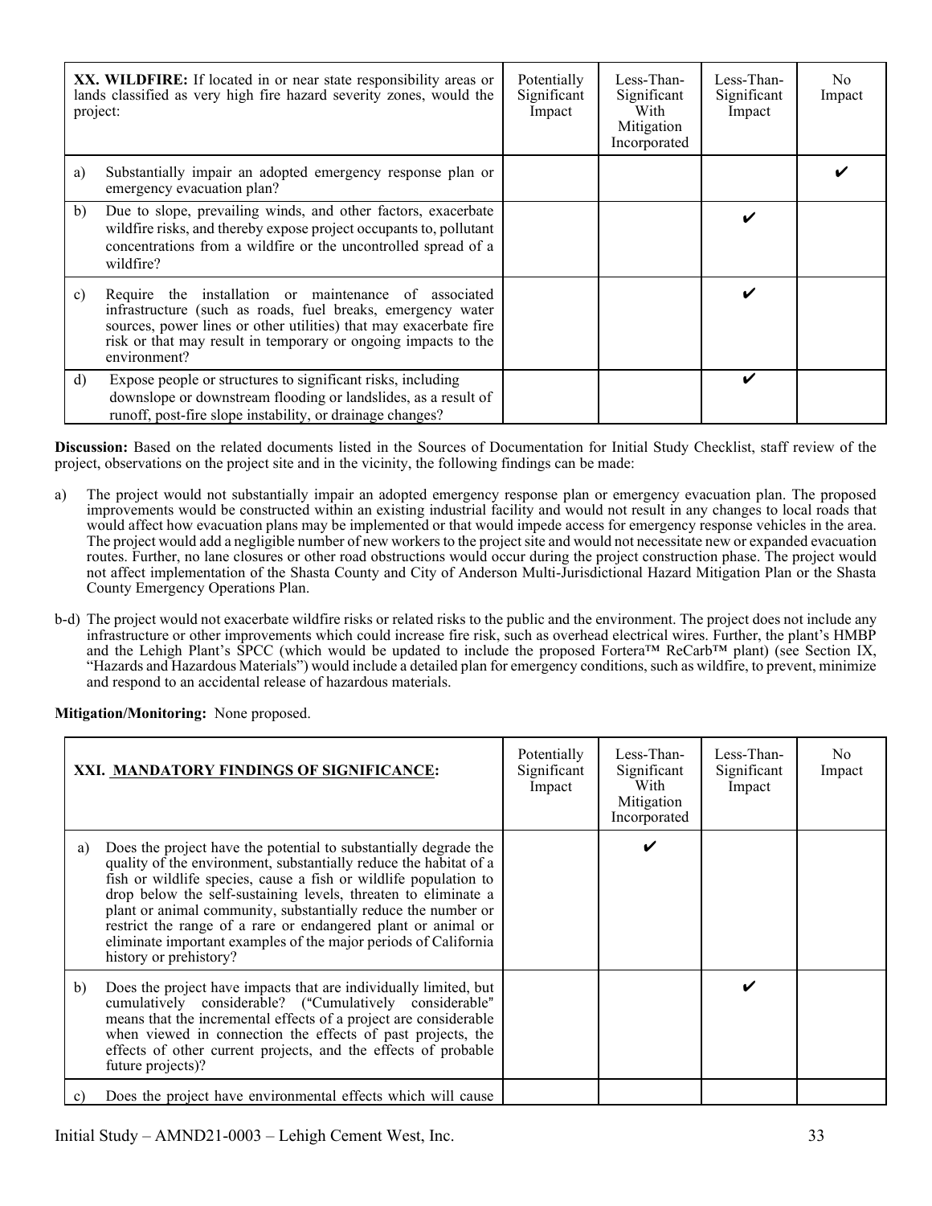| XX. WILDFIRE: If located in or near state responsibility areas or lands classified as very high fire hazard severity zones, would the project: | Potentially Significant Impact | Less-Than-Significant With Mitigation Incorporated | Less-Than-Significant Impact | No Impact |
|---|---|---|---|---|
| a) Substantially impair an adopted emergency response plan or emergency evacuation plan? | | | | ✔ |
| b) Due to slope, prevailing winds, and other factors, exacerbate wildfire risks, and thereby expose project occupants to, pollutant concentrations from a wildfire or the uncontrolled spread of a wildfire? | | | ✔ | |
| c) Require the installation or maintenance of associated infrastructure (such as roads, fuel breaks, emergency water sources, power lines or other utilities) that may exacerbate fire risk or that may result in temporary or ongoing impacts to the environment? | | | ✔ | |
| d) Expose people or structures to significant risks, including downslope or downstream flooding or landslides, as a result of runoff, post-fire slope instability, or drainage changes? | | | ✔ | |

**Discussion:** Based on the related documents listed in the Sources of Documentation for Initial Study Checklist, staff review of the project, observations on the project site and in the vicinity, the following findings can be made:

a) The project would not substantially impair an adopted emergency response plan or emergency evacuation plan. The proposed improvements would be constructed within an existing industrial facility and would not result in any changes to local roads that would affect how evacuation plans may be implemented or that would impede access for emergency response vehicles in the area. The project would add a negligible number of new workers to the project site and would not necessitate new or expanded evacuation routes. Further, no lane closures or other road obstructions would occur during the project construction phase. The project would not affect implementation of the Shasta County and City of Anderson Multi-Jurisdictional Hazard Mitigation Plan or the Shasta County Emergency Operations Plan.

b-d) The project would not exacerbate wildfire risks or related risks to the public and the environment. The project does not include any infrastructure or other improvements which could increase fire risk, such as overhead electrical wires. Further, the plant's HMBP and the Lehigh Plant's SPCC (which would be updated to include the proposed Fortera™ ReCarb™ plant) (see Section IX, "Hazards and Hazardous Materials") would include a detailed plan for emergency conditions, such as wildfire, to prevent, minimize and respond to an accidental release of hazardous materials.

**Mitigation/Monitoring:** None proposed.

| XXI. MANDATORY FINDINGS OF SIGNIFICANCE: | Potentially Significant Impact | Less-Than-Significant With Mitigation Incorporated | Less-Than-Significant Impact | No Impact |
|---|---|---|---|---|
| a) Does the project have the potential to substantially degrade the quality of the environment, substantially reduce the habitat of a fish or wildlife species, cause a fish or wildlife population to drop below the self-sustaining levels, threaten to eliminate a plant or animal community, substantially reduce the number or restrict the range of a rare or endangered plant or animal or eliminate important examples of the major periods of California history or prehistory? | | ✔ | | |
| b) Does the project have impacts that are individually limited, but cumulatively considerable? ("Cumulatively considerable" means that the incremental effects of a project are considerable when viewed in connection the effects of past projects, the effects of other current projects, and the effects of probable future projects)? | | | ✔ | |
| c) Does the project have environmental effects which will cause | | | | |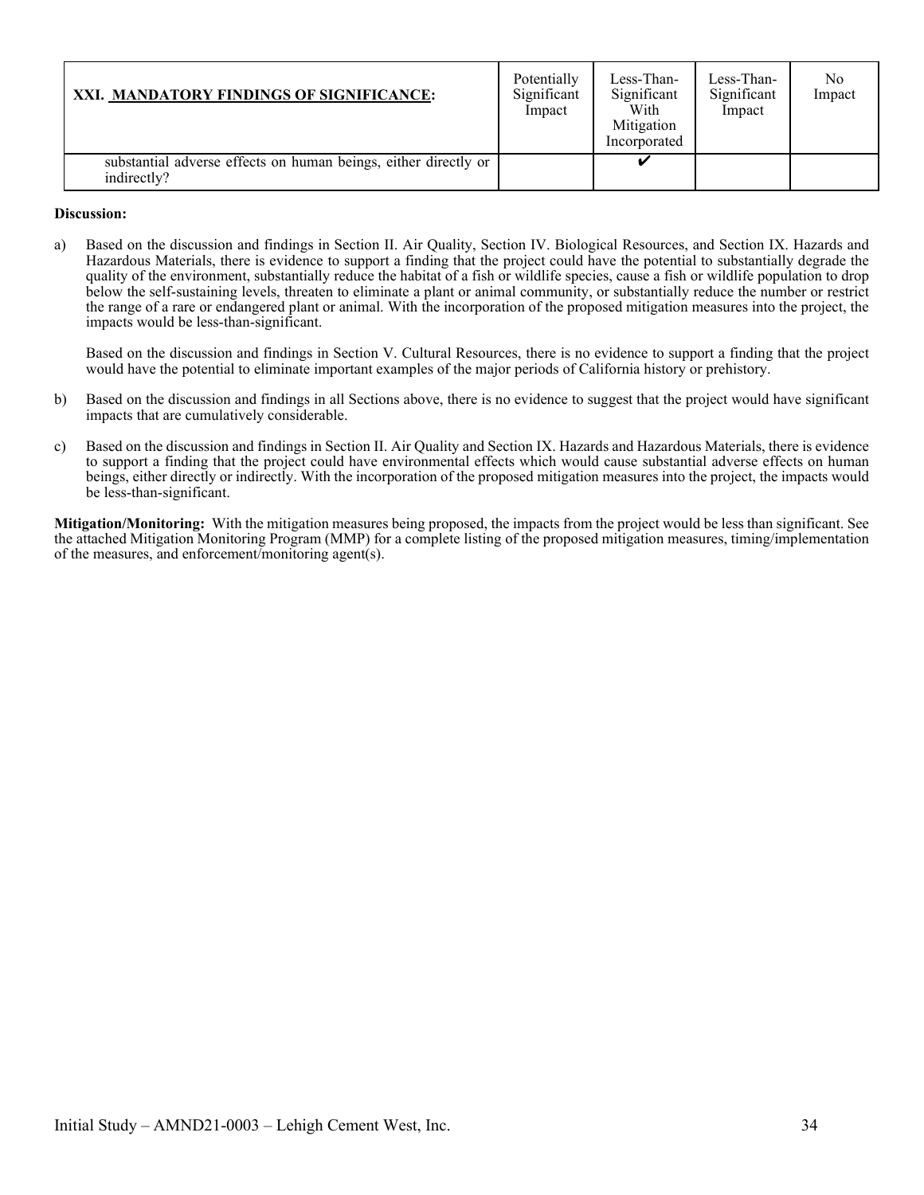| XXI. **MANDATORY FINDINGS OF SIGNIFICANCE**: | Potentially Significant Impact | Less-Than-Significant With Mitigation Incorporated | Less-Than-Significant Impact | No Impact |
|---|---|---|---|---|
| substantial adverse effects on human beings, either directly or indirectly? | | ✔ | | |

**Discussion:**

a) Based on the discussion and findings in Section II. Air Quality, Section IV. Biological Resources, and Section IX. Hazards and Hazardous Materials, there is evidence to support a finding that the project could have the potential to substantially degrade the quality of the environment, substantially reduce the habitat of a fish or wildlife species, cause a fish or wildlife population to drop below the self-sustaining levels, threaten to eliminate a plant or animal community, or substantially reduce the number or restrict the range of a rare or endangered plant or animal. With the incorporation of the proposed mitigation measures into the project, the impacts would be less-than-significant.

   Based on the discussion and findings in Section V. Cultural Resources, there is no evidence to support a finding that the project would have the potential to eliminate important examples of the major periods of California history or prehistory.

b) Based on the discussion and findings in all Sections above, there is no evidence to suggest that the project would have significant impacts that are cumulatively considerable.

c) Based on the discussion and findings in Section II. Air Quality and Section IX. Hazards and Hazardous Materials, there is evidence to support a finding that the project could have environmental effects which would cause substantial adverse effects on human beings, either directly or indirectly. With the incorporation of the proposed mitigation measures into the project, the impacts would be less-than-significant.

**Mitigation/Monitoring:** With the mitigation measures being proposed, the impacts from the project would be less than significant. See the attached Mitigation Monitoring Program (MMP) for a complete listing of the proposed mitigation measures, timing/implementation of the measures, and enforcement/monitoring agent(s).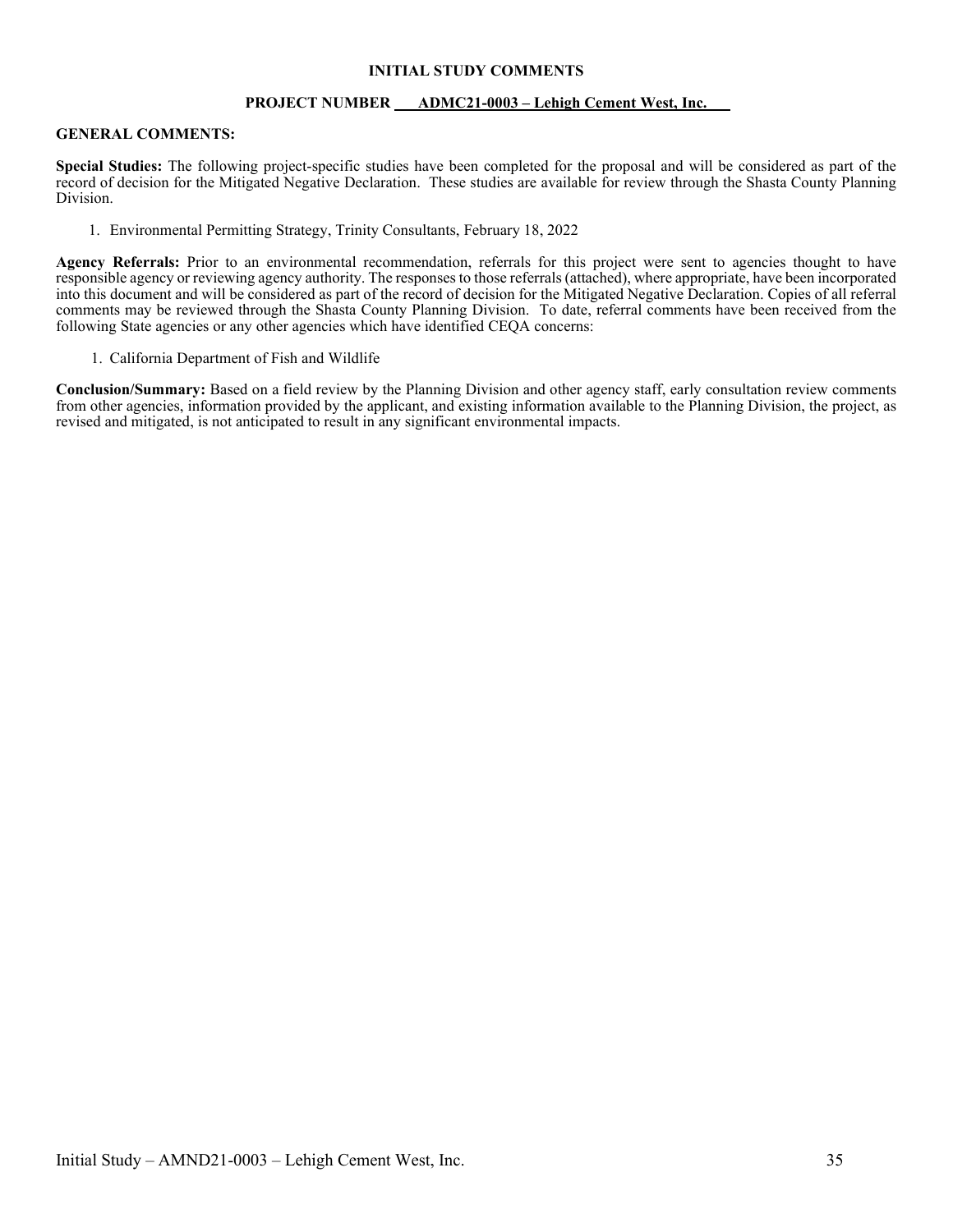# INITIAL STUDY COMMENTS

## PROJECT NUMBER ADMC21-0003 – Lehigh Cement West, Inc.

### GENERAL COMMENTS:

**Special Studies:** The following project-specific studies have been completed for the proposal and will be considered as part of the record of decision for the Mitigated Negative Declaration. These studies are available for review through the Shasta County Planning Division.

1. Environmental Permitting Strategy, Trinity Consultants, February 18, 2022

**Agency Referrals:** Prior to an environmental recommendation, referrals for this project were sent to agencies thought to have responsible agency or reviewing agency authority. The responses to those referrals (attached), where appropriate, have been incorporated into this document and will be considered as part of the record of decision for the Mitigated Negative Declaration. Copies of all referral comments may be reviewed through the Shasta County Planning Division. To date, referral comments have been received from the following State agencies or any other agencies which have identified CEQA concerns:

1. California Department of Fish and Wildlife

**Conclusion/Summary:** Based on a field review by the Planning Division and other agency staff, early consultation review comments from other agencies, information provided by the applicant, and existing information available to the Planning Division, the project, as revised and mitigated, is not anticipated to result in any significant environmental impacts.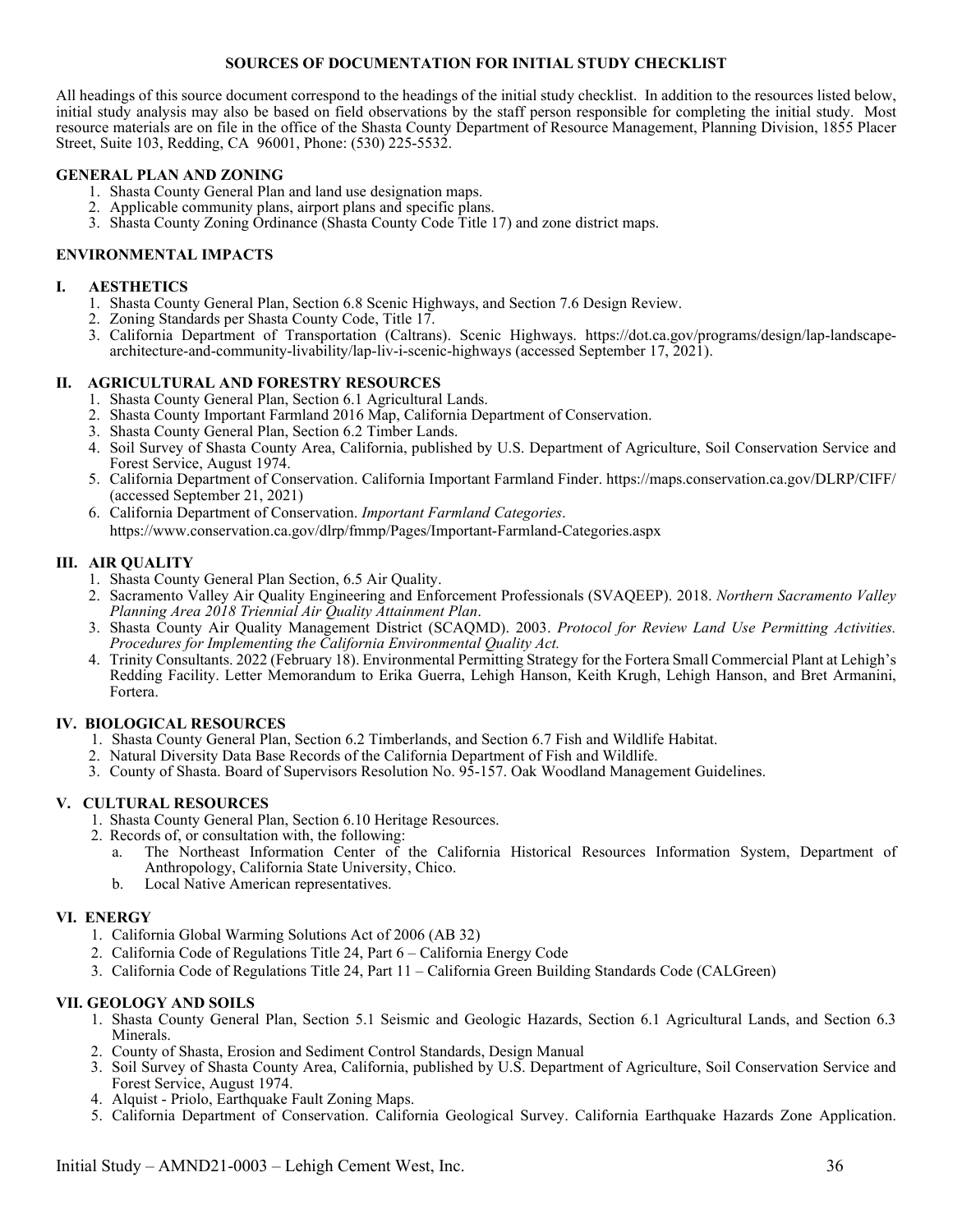## SOURCES OF DOCUMENTATION FOR INITIAL STUDY CHECKLIST

All headings of this source document correspond to the headings of the initial study checklist. In addition to the resources listed below, initial study analysis may also be based on field observations by the staff person responsible for completing the initial study. Most resource materials are on file in the office of the Shasta County Department of Resource Management, Planning Division, 1855 Placer Street, Suite 103, Redding, CA 96001, Phone: (530) 225-5532.

### GENERAL PLAN AND ZONING

1. Shasta County General Plan and land use designation maps.
2. Applicable community plans, airport plans and specific plans.
3. Shasta County Zoning Ordinance (Shasta County Code Title 17) and zone district maps.

### ENVIRONMENTAL IMPACTS

#### I. AESTHETICS

1. Shasta County General Plan, Section 6.8 Scenic Highways, and Section 7.6 Design Review.
2. Zoning Standards per Shasta County Code, Title 17.
3. California Department of Transportation (Caltrans). Scenic Highways. https://dot.ca.gov/programs/design/lap-landscape-architecture-and-community-livability/lap-liv-i-scenic-highways (accessed September 17, 2021).

#### II. AGRICULTURAL AND FORESTRY RESOURCES

1. Shasta County General Plan, Section 6.1 Agricultural Lands.
2. Shasta County Important Farmland 2016 Map, California Department of Conservation.
3. Shasta County General Plan, Section 6.2 Timber Lands.
4. Soil Survey of Shasta County Area, California, published by U.S. Department of Agriculture, Soil Conservation Service and Forest Service, August 1974.
5. California Department of Conservation. California Important Farmland Finder. https://maps.conservation.ca.gov/DLRP/CIFF/ (accessed September 21, 2021)
6. California Department of Conservation. *Important Farmland Categories*. https://www.conservation.ca.gov/dlrp/fmmp/Pages/Important-Farmland-Categories.aspx

#### III. AIR QUALITY

1. Shasta County General Plan Section, 6.5 Air Quality.
2. Sacramento Valley Air Quality Engineering and Enforcement Professionals (SVAQEEP). 2018. *Northern Sacramento Valley Planning Area 2018 Triennial Air Quality Attainment Plan*.
3. Shasta County Air Quality Management District (SCAQMD). 2003. *Protocol for Review Land Use Permitting Activities. Procedures for Implementing the California Environmental Quality Act.*
4. Trinity Consultants. 2022 (February 18). Environmental Permitting Strategy for the Fortera Small Commercial Plant at Lehigh's Redding Facility. Letter Memorandum to Erika Guerra, Lehigh Hanson, Keith Krugh, Lehigh Hanson, and Bret Armanini, Fortera.

#### IV. BIOLOGICAL RESOURCES

1. Shasta County General Plan, Section 6.2 Timberlands, and Section 6.7 Fish and Wildlife Habitat.
2. Natural Diversity Data Base Records of the California Department of Fish and Wildlife.
3. County of Shasta. Board of Supervisors Resolution No. 95-157. Oak Woodland Management Guidelines.

#### V. CULTURAL RESOURCES

1. Shasta County General Plan, Section 6.10 Heritage Resources.
2. Records of, or consultation with, the following:
   a. The Northeast Information Center of the California Historical Resources Information System, Department of Anthropology, California State University, Chico.
   b. Local Native American representatives.

#### VI. ENERGY

1. California Global Warming Solutions Act of 2006 (AB 32)
2. California Code of Regulations Title 24, Part 6 – California Energy Code
3. California Code of Regulations Title 24, Part 11 – California Green Building Standards Code (CALGreen)

#### VII. GEOLOGY AND SOILS

1. Shasta County General Plan, Section 5.1 Seismic and Geologic Hazards, Section 6.1 Agricultural Lands, and Section 6.3 Minerals.
2. County of Shasta, Erosion and Sediment Control Standards, Design Manual
3. Soil Survey of Shasta County Area, California, published by U.S. Department of Agriculture, Soil Conservation Service and Forest Service, August 1974.
4. Alquist - Priolo, Earthquake Fault Zoning Maps.
5. California Department of Conservation. California Geological Survey. California Earthquake Hazards Zone Application.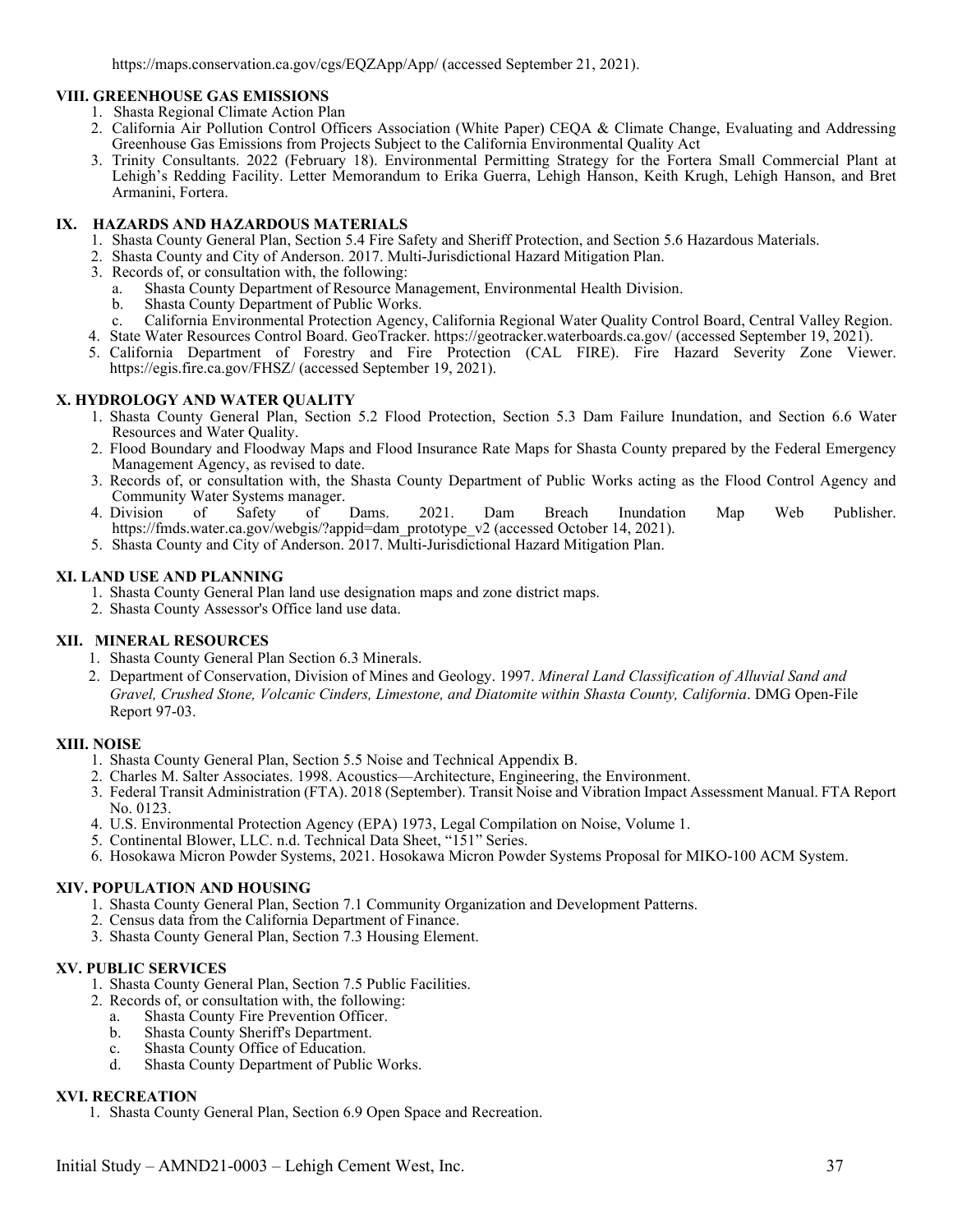https://maps.conservation.ca.gov/cgs/EQZApp/App/ (accessed September 21, 2021).

**VIII. GREENHOUSE GAS EMISSIONS**

1. Shasta Regional Climate Action Plan
2. California Air Pollution Control Officers Association (White Paper) CEQA & Climate Change, Evaluating and Addressing Greenhouse Gas Emissions from Projects Subject to the California Environmental Quality Act
3. Trinity Consultants. 2022 (February 18). Environmental Permitting Strategy for the Fortera Small Commercial Plant at Lehigh's Redding Facility. Letter Memorandum to Erika Guerra, Lehigh Hanson, Keith Krugh, Lehigh Hanson, and Bret Armanini, Fortera.

**IX. HAZARDS AND HAZARDOUS MATERIALS**

1. Shasta County General Plan, Section 5.4 Fire Safety and Sheriff Protection, and Section 5.6 Hazardous Materials.
2. Shasta County and City of Anderson. 2017. Multi-Jurisdictional Hazard Mitigation Plan.
3. Records of, or consultation with, the following:
   a. Shasta County Department of Resource Management, Environmental Health Division.
   b. Shasta County Department of Public Works.
   c. California Environmental Protection Agency, California Regional Water Quality Control Board, Central Valley Region.
4. State Water Resources Control Board. GeoTracker. https://geotracker.waterboards.ca.gov/ (accessed September 19, 2021).
5. California Department of Forestry and Fire Protection (CAL FIRE). Fire Hazard Severity Zone Viewer. https://egis.fire.ca.gov/FHSZ/ (accessed September 19, 2021).

**X. HYDROLOGY AND WATER QUALITY**

1. Shasta County General Plan, Section 5.2 Flood Protection, Section 5.3 Dam Failure Inundation, and Section 6.6 Water Resources and Water Quality.
2. Flood Boundary and Floodway Maps and Flood Insurance Rate Maps for Shasta County prepared by the Federal Emergency Management Agency, as revised to date.
3. Records of, or consultation with, the Shasta County Department of Public Works acting as the Flood Control Agency and Community Water Systems manager.
4. Division of Safety of Dams. 2021. Dam Breach Inundation Map Web Publisher. https://fmds.water.ca.gov/webgis/?appid=dam_prototype_v2 (accessed October 14, 2021).
5. Shasta County and City of Anderson. 2017. Multi-Jurisdictional Hazard Mitigation Plan.

**XI. LAND USE AND PLANNING**

1. Shasta County General Plan land use designation maps and zone district maps.
2. Shasta County Assessor's Office land use data.

**XII. MINERAL RESOURCES**

1. Shasta County General Plan Section 6.3 Minerals.
2. Department of Conservation, Division of Mines and Geology. 1997. *Mineral Land Classification of Alluvial Sand and Gravel, Crushed Stone, Volcanic Cinders, Limestone, and Diatomite within Shasta County, California*. DMG Open-File Report 97-03.

**XIII. NOISE**

1. Shasta County General Plan, Section 5.5 Noise and Technical Appendix B.
2. Charles M. Salter Associates. 1998. Acoustics—Architecture, Engineering, the Environment.
3. Federal Transit Administration (FTA). 2018 (September). Transit Noise and Vibration Impact Assessment Manual. FTA Report No. 0123.
4. U.S. Environmental Protection Agency (EPA) 1973, Legal Compilation on Noise, Volume 1.
5. Continental Blower, LLC. n.d. Technical Data Sheet, "151" Series.
6. Hosokawa Micron Powder Systems, 2021. Hosokawa Micron Powder Systems Proposal for MIKO-100 ACM System.

**XIV. POPULATION AND HOUSING**

1. Shasta County General Plan, Section 7.1 Community Organization and Development Patterns.
2. Census data from the California Department of Finance.
3. Shasta County General Plan, Section 7.3 Housing Element.

**XV. PUBLIC SERVICES**

1. Shasta County General Plan, Section 7.5 Public Facilities.
2. Records of, or consultation with, the following:
   a. Shasta County Fire Prevention Officer.
   b. Shasta County Sheriff's Department.
   c. Shasta County Office of Education.
   d. Shasta County Department of Public Works.

**XVI. RECREATION**

1. Shasta County General Plan, Section 6.9 Open Space and Recreation.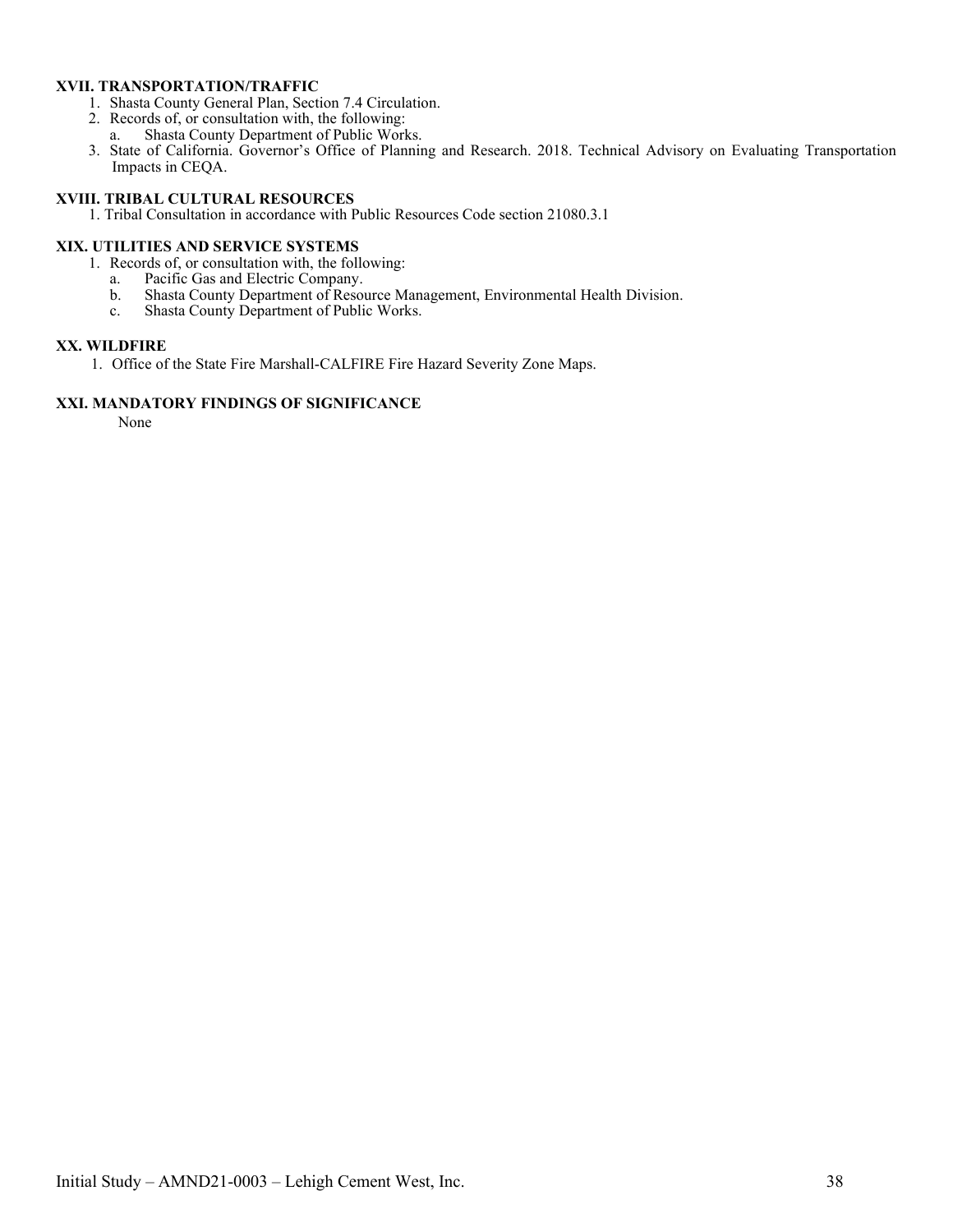**XVII. TRANSPORTATION/TRAFFIC**

1. Shasta County General Plan, Section 7.4 Circulation.
2. Records of, or consultation with, the following:
   a. Shasta County Department of Public Works.
3. State of California. Governor's Office of Planning and Research. 2018. Technical Advisory on Evaluating Transportation Impacts in CEQA.

**XVIII. TRIBAL CULTURAL RESOURCES**

1. Tribal Consultation in accordance with Public Resources Code section 21080.3.1

**XIX. UTILITIES AND SERVICE SYSTEMS**

1. Records of, or consultation with, the following:
   a. Pacific Gas and Electric Company.
   b. Shasta County Department of Resource Management, Environmental Health Division.
   c. Shasta County Department of Public Works.

**XX. WILDFIRE**

1. Office of the State Fire Marshall-CALFIRE Fire Hazard Severity Zone Maps.

**XXI. MANDATORY FINDINGS OF SIGNIFICANCE**

None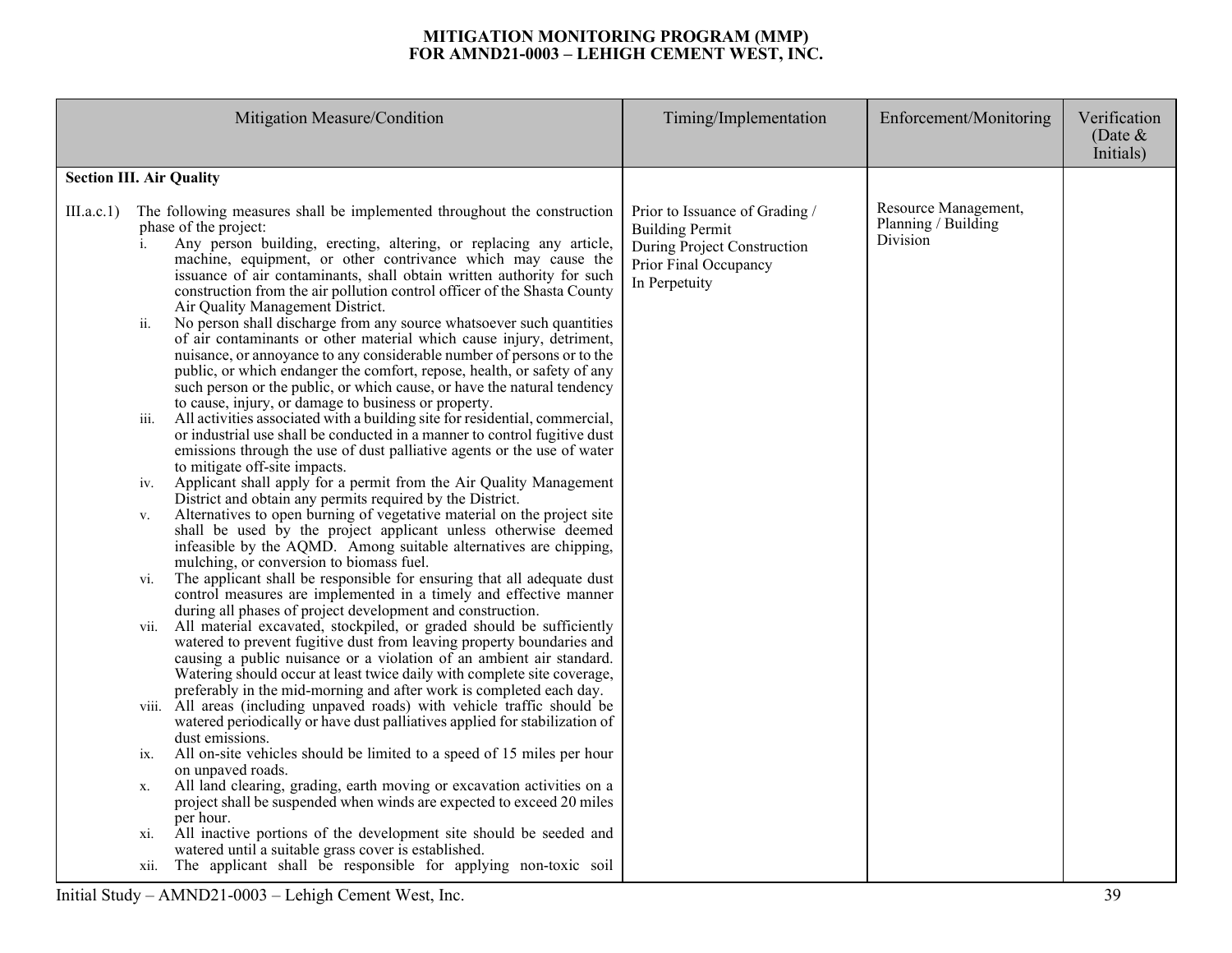# MITIGATION MONITORING PROGRAM (MMP)
# FOR AMND21-0003 – LEHIGH CEMENT WEST, INC.

| Mitigation Measure/Condition | Timing/Implementation | Enforcement/Monitoring | Verification (Date & Initials) |
|---|---|---|---|
| **Section III. Air Quality** | | | |
| III.a.c.1) The following measures shall be implemented throughout the construction phase of the project:<br>i. Any person building, erecting, altering, or replacing any article, machine, equipment, or other contrivance which may cause the issuance of air contaminants, shall obtain written authority for such construction from the air pollution control officer of the Shasta County Air Quality Management District.<br>ii. No person shall discharge from any source whatsoever such quantities of air contaminants or other material which cause injury, detriment, nuisance, or annoyance to any considerable number of persons or to the public, or which endanger the comfort, repose, health, or safety of any such person or the public, or which cause, or have the natural tendency to cause, injury, or damage to business or property.<br>iii. All activities associated with a building site for residential, commercial, or industrial use shall be conducted in a manner to control fugitive dust emissions through the use of dust palliative agents or the use of water to mitigate off-site impacts.<br>iv. Applicant shall apply for a permit from the Air Quality Management District and obtain any permits required by the District.<br>v. Alternatives to open burning of vegetative material on the project site shall be used by the project applicant unless otherwise deemed infeasible by the AQMD. Among suitable alternatives are chipping, mulching, or conversion to biomass fuel.<br>vi. The applicant shall be responsible for ensuring that all adequate dust control measures are implemented in a timely and effective manner during all phases of project development and construction.<br>vii. All material excavated, stockpiled, or graded should be sufficiently watered to prevent fugitive dust from leaving property boundaries and causing a public nuisance or a violation of an ambient air standard. Watering should occur at least twice daily with complete site coverage, preferably in the mid-morning and after work is completed each day.<br>viii. All areas (including unpaved roads) with vehicle traffic should be watered periodically or have dust palliatives applied for stabilization of dust emissions.<br>ix. All on-site vehicles should be limited to a speed of 15 miles per hour on unpaved roads.<br>x. All land clearing, grading, earth moving or excavation activities on a project shall be suspended when winds are expected to exceed 20 miles per hour.<br>xi. All inactive portions of the development site should be seeded and watered until a suitable grass cover is established.<br>xii. The applicant shall be responsible for applying non-toxic soil | Prior to Issuance of Grading / Building Permit<br>During Project Construction<br>Prior Final Occupancy<br>In Perpetuity | Resource Management, Planning / Building Division | |

Initial Study – AMND21-0003 – Lehigh Cement West, Inc.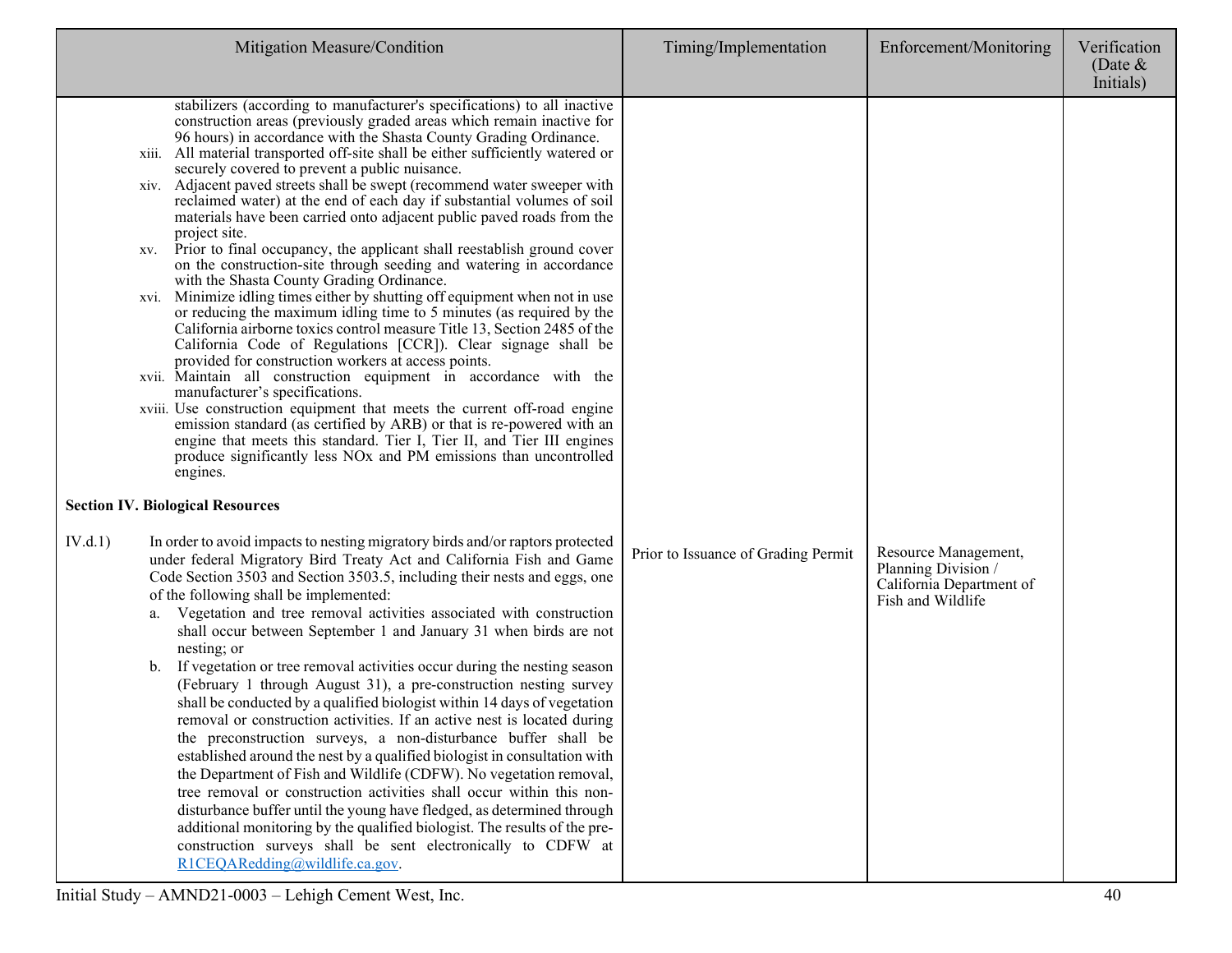| Mitigation Measure/Condition | Timing/Implementation | Enforcement/Monitoring | Verification (Date & Initials) |
|---|---|---|---|
| stabilizers (according to manufacturer's specifications) to all inactive construction areas (previously graded areas which remain inactive for 96 hours) in accordance with the Shasta County Grading Ordinance.<br>xiii. All material transported off-site shall be either sufficiently watered or securely covered to prevent a public nuisance.<br>xiv. Adjacent paved streets shall be swept (recommend water sweeper with reclaimed water) at the end of each day if substantial volumes of soil materials have been carried onto adjacent public paved roads from the project site.<br>xv. Prior to final occupancy, the applicant shall reestablish ground cover on the construction-site through seeding and watering in accordance with the Shasta County Grading Ordinance.<br>xvi. Minimize idling times either by shutting off equipment when not in use or reducing the maximum idling time to 5 minutes (as required by the California airborne toxics control measure Title 13, Section 2485 of the California Code of Regulations [CCR]). Clear signage shall be provided for construction workers at access points.<br>xvii. Maintain all construction equipment in accordance with the manufacturer's specifications.<br>xviii. Use construction equipment that meets the current off-road engine emission standard (as certified by ARB) or that is re-powered with an engine that meets this standard. Tier I, Tier II, and Tier III engines produce significantly less NOx and PM emissions than uncontrolled engines. | | | |
| **Section IV. Biological Resources** | | | |
| IV.d.1) In order to avoid impacts to nesting migratory birds and/or raptors protected under federal Migratory Bird Treaty Act and California Fish and Game Code Section 3503 and Section 3503.5, including their nests and eggs, one of the following shall be implemented:<br>a. Vegetation and tree removal activities associated with construction shall occur between September 1 and January 31 when birds are not nesting; or<br>b. If vegetation or tree removal activities occur during the nesting season (February 1 through August 31), a pre-construction nesting survey shall be conducted by a qualified biologist within 14 days of vegetation removal or construction activities. If an active nest is located during the preconstruction surveys, a non-disturbance buffer shall be established around the nest by a qualified biologist in consultation with the Department of Fish and Wildlife (CDFW). No vegetation removal, tree removal or construction activities shall occur within this non-disturbance buffer until the young have fledged, as determined through additional monitoring by the qualified biologist. The results of the pre-construction surveys shall be sent electronically to CDFW at R1CEQARedding@wildlife.ca.gov. | Prior to Issuance of Grading Permit | Resource Management, Planning Division / California Department of Fish and Wildlife | |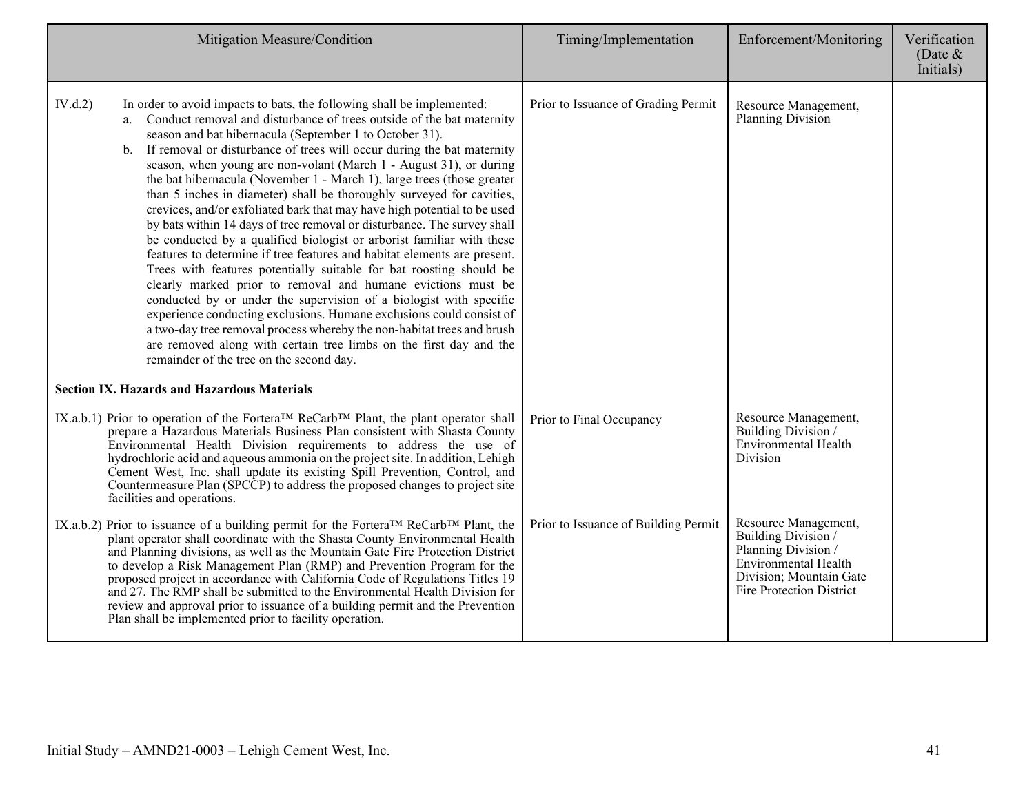| Mitigation Measure/Condition | Timing/Implementation | Enforcement/Monitoring | Verification (Date & Initials) |
|---|---|---|---|
| IV.d.2) In order to avoid impacts to bats, the following shall be implemented:<br>a. Conduct removal and disturbance of trees outside of the bat maternity season and bat hibernacula (September 1 to October 31).<br>b. If removal or disturbance of trees will occur during the bat maternity season, when young are non-volant (March 1 - August 31), or during the bat hibernacula (November 1 - March 1), large trees (those greater than 5 inches in diameter) shall be thoroughly surveyed for cavities, crevices, and/or exfoliated bark that may have high potential to be used by bats within 14 days of tree removal or disturbance. The survey shall be conducted by a qualified biologist or arborist familiar with these features to determine if tree features and habitat elements are present. Trees with features potentially suitable for bat roosting should be clearly marked prior to removal and humane evictions must be conducted by or under the supervision of a biologist with specific experience conducting exclusions. Humane exclusions could consist of a two-day tree removal process whereby the non-habitat trees and brush are removed along with certain tree limbs on the first day and the remainder of the tree on the second day. | Prior to Issuance of Grading Permit | Resource Management, Planning Division | |
| **Section IX. Hazards and Hazardous Materials** | | | |
| IX.a.b.1) Prior to operation of the Fortera™ ReCarb™ Plant, the plant operator shall prepare a Hazardous Materials Business Plan consistent with Shasta County Environmental Health Division requirements to address the use of hydrochloric acid and aqueous ammonia on the project site. In addition, Lehigh Cement West, Inc. shall update its existing Spill Prevention, Control, and Countermeasure Plan (SPCCP) to address the proposed changes to project site facilities and operations. | Prior to Final Occupancy | Resource Management, Building Division / Environmental Health Division | |
| IX.a.b.2) Prior to issuance of a building permit for the Fortera™ ReCarb™ Plant, the plant operator shall coordinate with the Shasta County Environmental Health and Planning divisions, as well as the Mountain Gate Fire Protection District to develop a Risk Management Plan (RMP) and Prevention Program for the proposed project in accordance with California Code of Regulations Titles 19 and 27. The RMP shall be submitted to the Environmental Health Division for review and approval prior to issuance of a building permit and the Prevention Plan shall be implemented prior to facility operation. | Prior to Issuance of Building Permit | Resource Management, Building Division / Planning Division / Environmental Health Division; Mountain Gate Fire Protection District | |